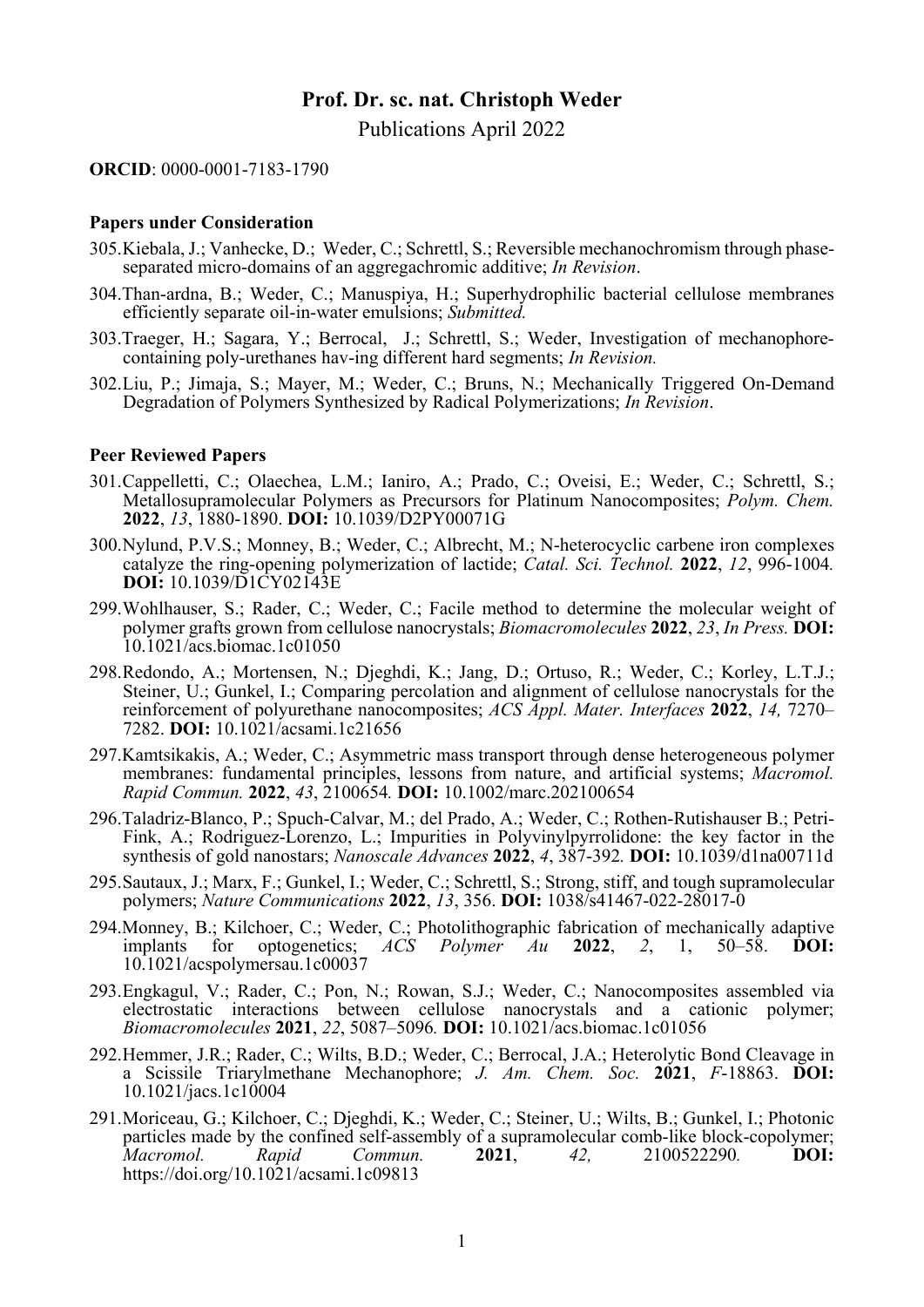# Prof. Dr. sc. nat. Christoph Weder

Publications April 2022

**ORCID**: 0000-0001-7183-1790

### Papers under Consideration

305. Kiebala, J.; Vanhecke, D.; Weder, C.; Schrettl, S.; Reversible mechanochromism through phase-separated micro-domains of an aggregachromic additive; *In Revision*.

304. Than-ardna, B.; Weder, C.; Manuspiya, H.; Superhydrophilic bacterial cellulose membranes efficiently separate oil-in-water emulsions; *Submitted.*

303. Traeger, H.; Sagara, Y.; Berrocal, J.; Schrettl, S.; Weder, Investigation of mechanophore-containing poly-urethanes hav-ing different hard segments; *In Revision.*

302. Liu, P.; Jimaja, S.; Mayer, M.; Weder, C.; Bruns, N.; Mechanically Triggered On-Demand Degradation of Polymers Synthesized by Radical Polymerizations; *In Revision*.

### Peer Reviewed Papers

301. Cappelletti, C.; Olaechea, L.M.; Ianiro, A.; Prado, C.; Oveisi, E.; Weder, C.; Schrettl, S.; Metallosupramolecular Polymers as Precursors for Platinum Nanocomposites; *Polym. Chem.* **2022**, *13*, 1880-1890. **DOI:** 10.1039/D2PY00071G

300. Nylund, P.V.S.; Monney, B.; Weder, C.; Albrecht, M.; N-heterocyclic carbene iron complexes catalyze the ring-opening polymerization of lactide; *Catal. Sci. Technol.* **2022**, *12*, 996-1004. **DOI:** 10.1039/D1CY02143E

299. Wohlhauser, S.; Rader, C.; Weder, C.; Facile method to determine the molecular weight of polymer grafts grown from cellulose nanocrystals; *Biomacromolecules* **2022**, *23*, *In Press.* **DOI:** 10.1021/acs.biomac.1c01050

298. Redondo, A.; Mortensen, N.; Djeghdi, K.; Jang, D.; Ortuso, R.; Weder, C.; Korley, L.T.J.; Steiner, U.; Gunkel, I.; Comparing percolation and alignment of cellulose nanocrystals for the reinforcement of polyurethane nanocomposites; *ACS Appl. Mater. Interfaces* **2022**, *14,* 7270–7282. **DOI:** 10.1021/acsami.1c21656

297. Kamtsikakis, A.; Weder, C.; Asymmetric mass transport through dense heterogeneous polymer membranes: fundamental principles, lessons from nature, and artificial systems; *Macromol. Rapid Commun.* **2022**, *43*, 2100654. **DOI:** 10.1002/marc.202100654

296. Taladriz-Blanco, P.; Spuch-Calvar, M.; del Prado, A.; Weder, C.; Rothen-Rutishauser B.; Petri-Fink, A.; Rodriguez-Lorenzo, L.; Impurities in Polyvinylpyrrolidone: the key factor in the synthesis of gold nanostars; *Nanoscale Advances* **2022**, *4*, 387-392. **DOI:** 10.1039/d1na00711d

295. Sautaux, J.; Marx, F.; Gunkel, I.; Weder, C.; Schrettl, S.; Strong, stiff, and tough supramolecular polymers; *Nature Communications* **2022**, *13*, 356. **DOI:** 1038/s41467-022-28017-0

294. Monney, B.; Kilchoer, C.; Weder, C.; Photolithographic fabrication of mechanically adaptive implants for optogenetics; *ACS Polymer Au* **2022**, *2*, 1, 50–58. **DOI:** 10.1021/acspolymersau.1c00037

293. Engkagul, V.; Rader, C.; Pon, N.; Rowan, S.J.; Weder, C.; Nanocomposites assembled via electrostatic interactions between cellulose nanocrystals and a cationic polymer; *Biomacromolecules* **2021**, *22*, 5087–5096. **DOI:** 10.1021/acs.biomac.1c01056

292. Hemmer, J.R.; Rader, C.; Wilts, B.D.; Weder, C.; Berrocal, J.A.; Heterolytic Bond Cleavage in a Scissile Triarylmethane Mechanophore; *J. Am. Chem. Soc.* **2021**, *F*-18863. **DOI:** 10.1021/jacs.1c10004

291. Moriceau, G.; Kilchoer, C.; Djeghdi, K.; Weder, C.; Steiner, U.; Wilts, B.; Gunkel, I.; Photonic particles made by the confined self-assembly of a supramolecular comb-like block-copolymer; *Macromol. Rapid Commun.* **2021**, *42,* 2100522290. **DOI:** https://doi.org/10.1021/acsami.1c09813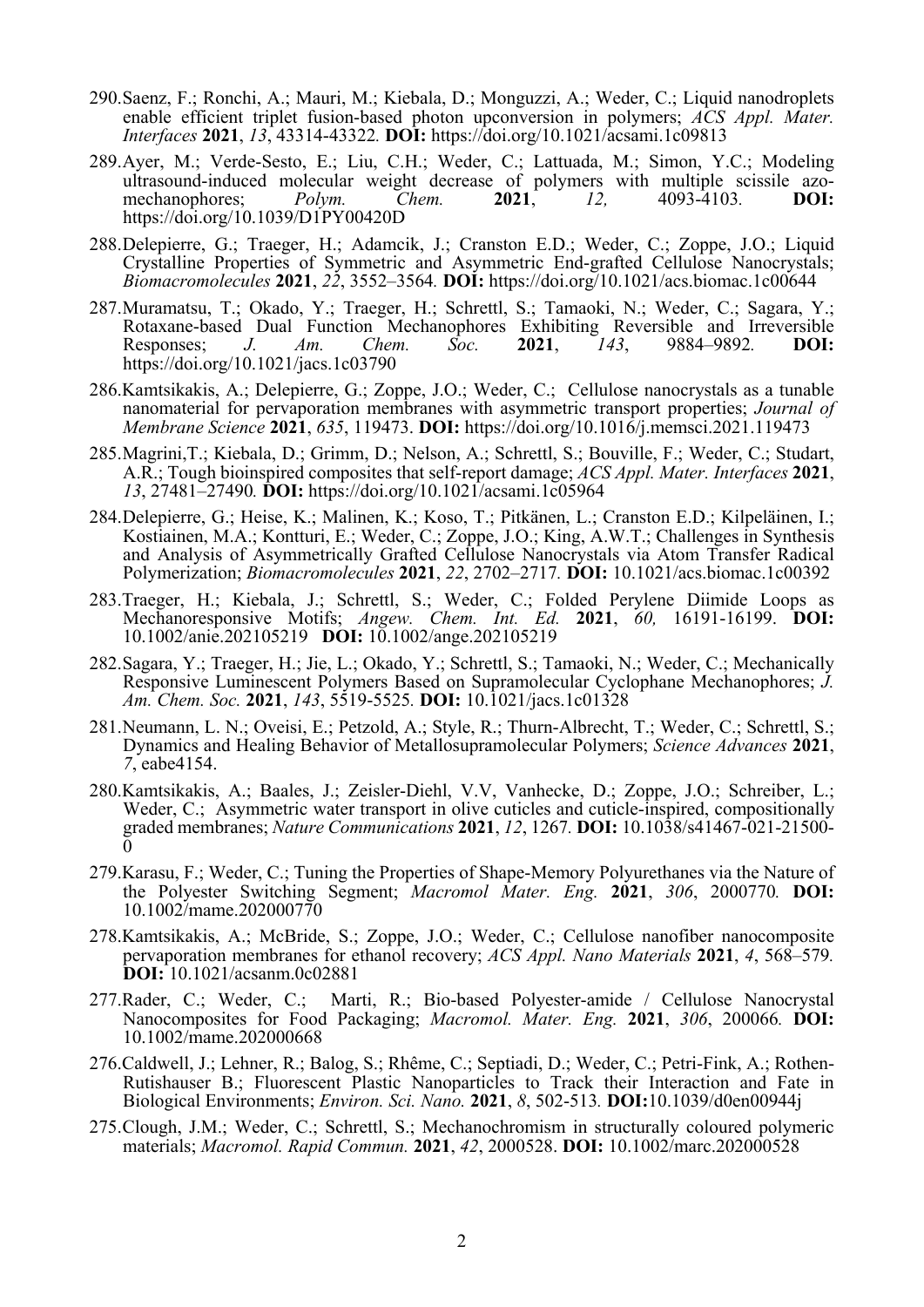290.Saenz, F.; Ronchi, A.; Mauri, M.; Kiebala, D.; Monguzzi, A.; Weder, C.; Liquid nanodroplets enable efficient triplet fusion-based photon upconversion in polymers; *ACS Appl. Mater. Interfaces* **2021**, *13*, 43314-43322. **DOI:** https://doi.org/10.1021/acsami.1c09813

289.Ayer, M.; Verde-Sesto, E.; Liu, C.H.; Weder, C.; Lattuada, M.; Simon, Y.C.; Modeling ultrasound-induced molecular weight decrease of polymers with multiple scissile azo-mechanophores; *Polym. Chem.* **2021**, *12,* 4093-4103. **DOI:** https://doi.org/10.1039/D1PY00420D

288.Delepierre, G.; Traeger, H.; Adamcik, J.; Cranston E.D.; Weder, C.; Zoppe, J.O.; Liquid Crystalline Properties of Symmetric and Asymmetric End-grafted Cellulose Nanocrystals; *Biomacromolecules* **2021**, *22*, 3552–3564. **DOI:** https://doi.org/10.1021/acs.biomac.1c00644

287.Muramatsu, T.; Okado, Y.; Traeger, H.; Schrettl, S.; Tamaoki, N.; Weder, C.; Sagara, Y.; Rotaxane-based Dual Function Mechanophores Exhibiting Reversible and Irreversible Responses; *J. Am. Chem. Soc.* **2021**, *143*, 9884–9892. **DOI:** https://doi.org/10.1021/jacs.1c03790

286.Kamtsikakis, A.; Delepierre, G.; Zoppe, J.O.; Weder, C.; Cellulose nanocrystals as a tunable nanomaterial for pervaporation membranes with asymmetric transport properties; *Journal of Membrane Science* **2021**, *635*, 119473. **DOI:** https://doi.org/10.1016/j.memsci.2021.119473

285.Magrini,T.; Kiebala, D.; Grimm, D.; Nelson, A.; Schrettl, S.; Bouville, F.; Weder, C.; Studart, A.R.; Tough bioinspired composites that self-report damage; *ACS Appl. Mater. Interfaces* **2021**, *13*, 27481–27490. **DOI:** https://doi.org/10.1021/acsami.1c05964

284.Delepierre, G.; Heise, K.; Malinen, K.; Koso, T.; Pitkänen, L.; Cranston E.D.; Kilpeläinen, I.; Kostiainen, M.A.; Kontturi, E.; Weder, C.; Zoppe, J.O.; King, A.W.T.; Challenges in Synthesis and Analysis of Asymmetrically Grafted Cellulose Nanocrystals via Atom Transfer Radical Polymerization; *Biomacromolecules* **2021**, *22*, 2702–2717. **DOI:** 10.1021/acs.biomac.1c00392

283.Traeger, H.; Kiebala, J.; Schrettl, S.; Weder, C.; Folded Perylene Diimide Loops as Mechanoresponsive Motifs; *Angew. Chem. Int. Ed.* **2021**, *60,* 16191-16199. **DOI:** 10.1002/anie.202105219 **DOI:** 10.1002/ange.202105219

282.Sagara, Y.; Traeger, H.; Jie, L.; Okado, Y.; Schrettl, S.; Tamaoki, N.; Weder, C.; Mechanically Responsive Luminescent Polymers Based on Supramolecular Cyclophane Mechanophores; *J. Am. Chem. Soc.* **2021**, *143*, 5519-5525. **DOI:** 10.1021/jacs.1c01328

281.Neumann, L. N.; Oveisi, E.; Petzold, A.; Style, R.; Thurn-Albrecht, T.; Weder, C.; Schrettl, S.; Dynamics and Healing Behavior of Metallosupramolecular Polymers; *Science Advances* **2021**, *7*, eabe4154.

280.Kamtsikakis, A.; Baales, J.; Zeisler-Diehl, V.V, Vanhecke, D.; Zoppe, J.O.; Schreiber, L.; Weder, C.; Asymmetric water transport in olive cuticles and cuticle-inspired, compositionally graded membranes; *Nature Communications* **2021**, *12*, 1267. **DOI:** 10.1038/s41467-021-21500-0

279.Karasu, F.; Weder, C.; Tuning the Properties of Shape-Memory Polyurethanes via the Nature of the Polyester Switching Segment; *Macromol Mater. Eng.* **2021**, *306*, 2000770. **DOI:** 10.1002/mame.202000770

278.Kamtsikakis, A.; McBride, S.; Zoppe, J.O.; Weder, C.; Cellulose nanofiber nanocomposite pervaporation membranes for ethanol recovery; *ACS Appl. Nano Materials* **2021**, *4*, 568–579. **DOI:** 10.1021/acsanm.0c02881

277.Rader, C.; Weder, C.; Marti, R.; Bio-based Polyester-amide / Cellulose Nanocrystal Nanocomposites for Food Packaging; *Macromol. Mater. Eng.* **2021**, *306*, 200066. **DOI:** 10.1002/mame.202000668

276.Caldwell, J.; Lehner, R.; Balog, S.; Rhême, C.; Septiadi, D.; Weder, C.; Petri-Fink, A.; Rothen-Rutishauser B.; Fluorescent Plastic Nanoparticles to Track their Interaction and Fate in Biological Environments; *Environ. Sci. Nano.* **2021**, *8*, 502-513. **DOI:**10.1039/d0en00944j

275.Clough, J.M.; Weder, C.; Schrettl, S.; Mechanochromism in structurally coloured polymeric materials; *Macromol. Rapid Commun.* **2021**, *42*, 2000528. **DOI:** 10.1002/marc.202000528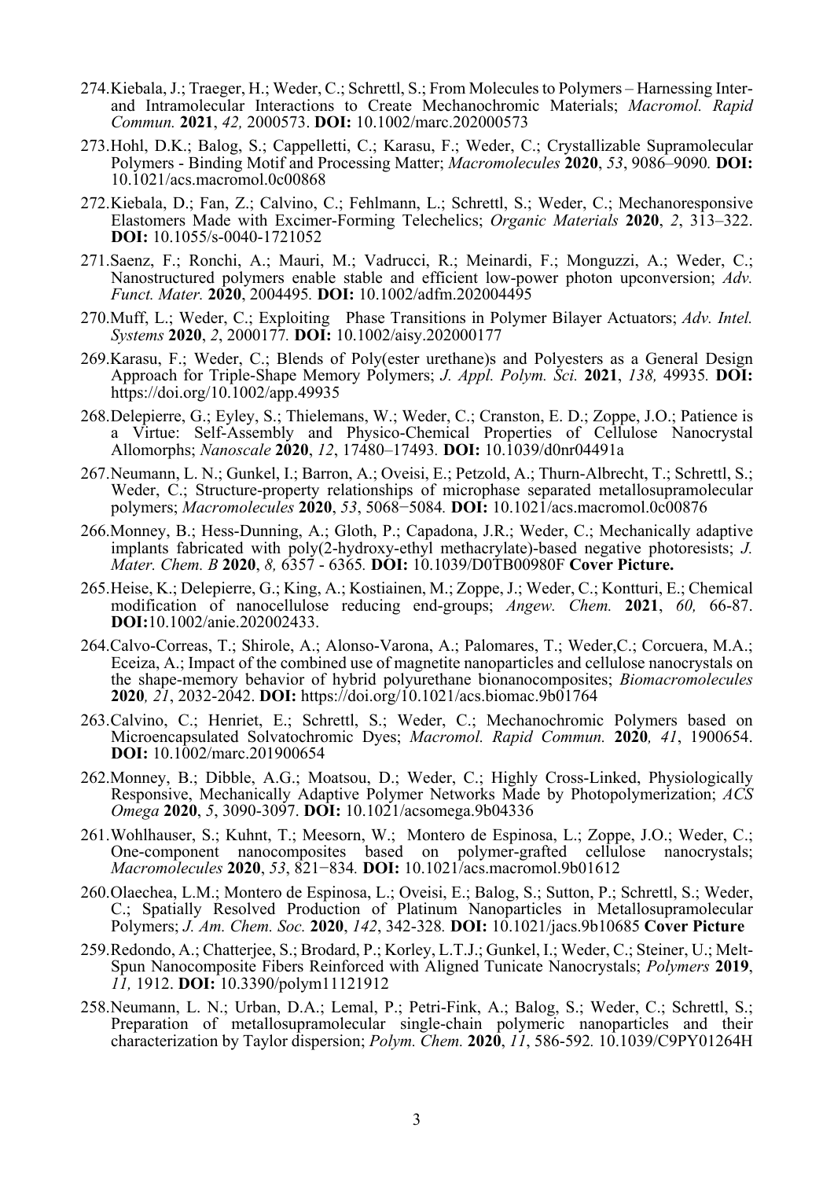274. Kiebala, J.; Traeger, H.; Weder, C.; Schrettl, S.; From Molecules to Polymers – Harnessing Inter- and Intramolecular Interactions to Create Mechanochromic Materials; *Macromol. Rapid Commun.* **2021**, *42,* 2000573. **DOI:** 10.1002/marc.202000573

273. Hohl, D.K.; Balog, S.; Cappelletti, C.; Karasu, F.; Weder, C.; Crystallizable Supramolecular Polymers - Binding Motif and Processing Matter; *Macromolecules* **2020**, *53*, 9086–9090*.* **DOI:** 10.1021/acs.macromol.0c00868

272. Kiebala, D.; Fan, Z.; Calvino, C.; Fehlmann, L.; Schrettl, S.; Weder, C.; Mechanoresponsive Elastomers Made with Excimer-Forming Telechelics; *Organic Materials* **2020**, *2*, 313–322. **DOI:** 10.1055/s-0040-1721052

271. Saenz, F.; Ronchi, A.; Mauri, M.; Vadrucci, R.; Meinardi, F.; Monguzzi, A.; Weder, C.; Nanostructured polymers enable stable and efficient low-power photon upconversion; *Adv. Funct. Mater.* **2020**, 2004495*.* **DOI:** 10.1002/adfm.202004495

270. Muff, L.; Weder, C.; Exploiting Phase Transitions in Polymer Bilayer Actuators; *Adv. Intel. Systems* **2020**, *2*, 2000177*.* **DOI:** 10.1002/aisy.202000177

269. Karasu, F.; Weder, C.; Blends of Poly(ester urethane)s and Polyesters as a General Design Approach for Triple-Shape Memory Polymers; *J. Appl. Polym. Sci.* **2021**, *138,* 49935*.* **DOI:** https://doi.org/10.1002/app.49935

268. Delepierre, G.; Eyley, S.; Thielemans, W.; Weder, C.; Cranston, E. D.; Zoppe, J.O.; Patience is a Virtue: Self-Assembly and Physico-Chemical Properties of Cellulose Nanocrystal Allomorphs; *Nanoscale* **2020**, *12*, 17480–17493*.* **DOI:** 10.1039/d0nr04491a

267. Neumann, L. N.; Gunkel, I.; Barron, A.; Oveisi, E.; Petzold, A.; Thurn-Albrecht, T.; Schrettl, S.; Weder, C.; Structure-property relationships of microphase separated metallosupramolecular polymers; *Macromolecules* **2020**, *53*, 5068−5084*.* **DOI:** 10.1021/acs.macromol.0c00876

266. Monney, B.; Hess-Dunning, A.; Gloth, P.; Capadona, J.R.; Weder, C.; Mechanically adaptive implants fabricated with poly(2-hydroxy-ethyl methacrylate)-based negative photoresists; *J. Mater. Chem. B* **2020**, *8,* 6357 - 6365*.* **DOI:** 10.1039/D0TB00980F **Cover Picture.**

265. Heise, K.; Delepierre, G.; King, A.; Kostiainen, M.; Zoppe, J.; Weder, C.; Kontturi, E.; Chemical modification of nanocellulose reducing end-groups; *Angew. Chem.* **2021**, *60,* 66-87. **DOI:**10.1002/anie.202002433.

264. Calvo-Correas, T.; Shirole, A.; Alonso-Varona, A.; Palomares, T.; Weder,C.; Corcuera, M.A.; Eceiza, A.; Impact of the combined use of magnetite nanoparticles and cellulose nanocrystals on the shape-memory behavior of hybrid polyurethane bionanocomposites; *Biomacromolecules* **2020***, 21*, 2032-2042. **DOI:** https://doi.org/10.1021/acs.biomac.9b01764

263. Calvino, C.; Henriet, E.; Schrettl, S.; Weder, C.; Mechanochromic Polymers based on Microencapsulated Solvatochromic Dyes; *Macromol. Rapid Commun.* **2020***, 41*, 1900654. **DOI:** 10.1002/marc.201900654

262. Monney, B.; Dibble, A.G.; Moatsou, D.; Weder, C.; Highly Cross-Linked, Physiologically Responsive, Mechanically Adaptive Polymer Networks Made by Photopolymerization; *ACS Omega* **2020**, *5*, 3090-3097. **DOI:** 10.1021/acsomega.9b04336

261. Wohlhauser, S.; Kuhnt, T.; Meesorn, W.; Montero de Espinosa, L.; Zoppe, J.O.; Weder, C.; One-component nanocomposites based on polymer-grafted cellulose nanocrystals; *Macromolecules* **2020**, *53*, 821−834*.* **DOI:** 10.1021/acs.macromol.9b01612

260. Olaechea, L.M.; Montero de Espinosa, L.; Oveisi, E.; Balog, S.; Sutton, P.; Schrettl, S.; Weder, C.; Spatially Resolved Production of Platinum Nanoparticles in Metallosupramolecular Polymers; *J. Am. Chem. Soc.* **2020**, *142*, 342-328*.* **DOI:** 10.1021/jacs.9b10685 **Cover Picture**

259. Redondo, A.; Chatterjee, S.; Brodard, P.; Korley, L.T.J.; Gunkel, I.; Weder, C.; Steiner, U.; Melt-Spun Nanocomposite Fibers Reinforced with Aligned Tunicate Nanocrystals; *Polymers* **2019**, *11,* 1912. **DOI:** 10.3390/polym11121912

258. Neumann, L. N.; Urban, D.A.; Lemal, P.; Petri-Fink, A.; Balog, S.; Weder, C.; Schrettl, S.; Preparation of metallosupramolecular single-chain polymeric nanoparticles and their characterization by Taylor dispersion; *Polym. Chem.* **2020**, *11*, 586-592*.* 10.1039/C9PY01264H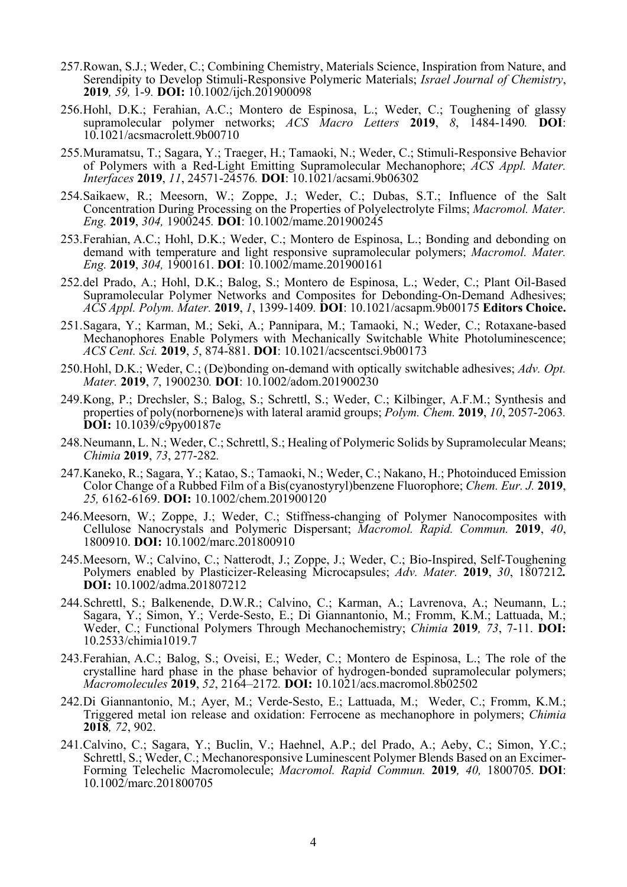257.Rowan, S.J.; Weder, C.; Combining Chemistry, Materials Science, Inspiration from Nature, and Serendipity to Develop Stimuli-Responsive Polymeric Materials; *Israel Journal of Chemistry*, **2019***, 59,* 1-9. **DOI:** 10.1002/ijch.201900098

256.Hohl, D.K.; Ferahian, A.C.; Montero de Espinosa, L.; Weder, C.; Toughening of glassy supramolecular polymer networks; *ACS Macro Letters* **2019**, *8*, 1484-1490*.* **DOI**: 10.1021/acsmacrolett.9b00710

255.Muramatsu, T.; Sagara, Y.; Traeger, H.; Tamaoki, N.; Weder, C.; Stimuli-Responsive Behavior of Polymers with a Red-Light Emitting Supramolecular Mechanophore; *ACS Appl. Mater. Interfaces* **2019**, *11*, 24571-24576*.* **DOI**: 10.1021/acsami.9b06302

254.Saikaew, R.; Meesorn, W.; Zoppe, J.; Weder, C.; Dubas, S.T.; Influence of the Salt Concentration During Processing on the Properties of Polyelectrolyte Films; *Macromol. Mater. Eng.* **2019**, *304,* 1900245*.* **DOI**: 10.1002/mame.201900245

253.Ferahian, A.C.; Hohl, D.K.; Weder, C.; Montero de Espinosa, L.; Bonding and debonding on demand with temperature and light responsive supramolecular polymers; *Macromol. Mater. Eng.* **2019**, *304,* 1900161. **DOI**: 10.1002/mame.201900161

252.del Prado, A.; Hohl, D.K.; Balog, S.; Montero de Espinosa, L.; Weder, C.; Plant Oil-Based Supramolecular Polymer Networks and Composites for Debonding-On-Demand Adhesives; *ACS Appl. Polym. Mater.* **2019**, *1*, 1399-1409*.* **DOI**: 10.1021/acsapm.9b00175 **Editors Choice.**

251.Sagara, Y.; Karman, M.; Seki, A.; Pannipara, M.; Tamaoki, N.; Weder, C.; Rotaxane-based Mechanophores Enable Polymers with Mechanically Switchable White Photoluminescence; *ACS Cent. Sci.* **2019**, *5*, 874-881. **DOI**: 10.1021/acscentsci.9b00173

250.Hohl, D.K.; Weder, C.; (De)bonding on-demand with optically switchable adhesives; *Adv. Opt. Mater.* **2019**, *7*, 1900230*.* **DOI**: 10.1002/adom.201900230

249.Kong, P.; Drechsler, S.; Balog, S.; Schrettl, S.; Weder, C.; Kilbinger, A.F.M.; Synthesis and properties of poly(norbornene)s with lateral aramid groups; *Polym. Chem.* **2019**, *10*, 2057-2063*.* **DOI:** 10.1039/c9py00187e

248.Neumann, L. N.; Weder, C.; Schrettl, S.; Healing of Polymeric Solids by Supramolecular Means; *Chimia* **2019**, *73*, 277-282*.*

247.Kaneko, R.; Sagara, Y.; Katao, S.; Tamaoki, N.; Weder, C.; Nakano, H.; Photoinduced Emission Color Change of a Rubbed Film of a Bis(cyanostyryl)benzene Fluorophore; *Chem. Eur. J.* **2019**, *25,* 6162-6169. **DOI:** 10.1002/chem.201900120

246.Meesorn, W.; Zoppe, J.; Weder, C.; Stiffness-changing of Polymer Nanocomposites with Cellulose Nanocrystals and Polymeric Dispersant; *Macromol. Rapid. Commun.* **2019**, *40*, 1800910. **DOI:** 10.1002/marc.201800910

245.Meesorn, W.; Calvino, C.; Natterodt, J.; Zoppe, J.; Weder, C.; Bio-Inspired, Self-Toughening Polymers enabled by Plasticizer-Releasing Microcapsules; *Adv. Mater.* **2019**, *30*, 1807212**.** **DOI:** 10.1002/adma.201807212

244.Schrettl, S.; Balkenende, D.W.R.; Calvino, C.; Karman, A.; Lavrenova, A.; Neumann, L.; Sagara, Y.; Simon, Y.; Verde-Sesto, E.; Di Giannantonio, M.; Fromm, K.M.; Lattuada, M.; Weder, C.; Functional Polymers Through Mechanochemistry; *Chimia* **2019***, 73*, 7-11. **DOI:** 10.2533/chimia1019.7

243.Ferahian, A.C.; Balog, S.; Oveisi, E.; Weder, C.; Montero de Espinosa, L.; The role of the crystalline hard phase in the phase behavior of hydrogen-bonded supramolecular polymers; *Macromolecules* **2019**, *52*, 2164–2172*.* **DOI:** 10.1021/acs.macromol.8b02502

242.Di Giannantonio, M.; Ayer, M.; Verde-Sesto, E.; Lattuada, M.; Weder, C.; Fromm, K.M.; Triggered metal ion release and oxidation: Ferrocene as mechanophore in polymers; *Chimia* **2018***, 72*, 902.

241.Calvino, C.; Sagara, Y.; Buclin, V.; Haehnel, A.P.; del Prado, A.; Aeby, C.; Simon, Y.C.; Schrettl, S.; Weder, C.; Mechanoresponsive Luminescent Polymer Blends Based on an Excimer-Forming Telechelic Macromolecule; *Macromol. Rapid Commun.* **2019***, 40,* 1800705*.* **DOI**: 10.1002/marc.201800705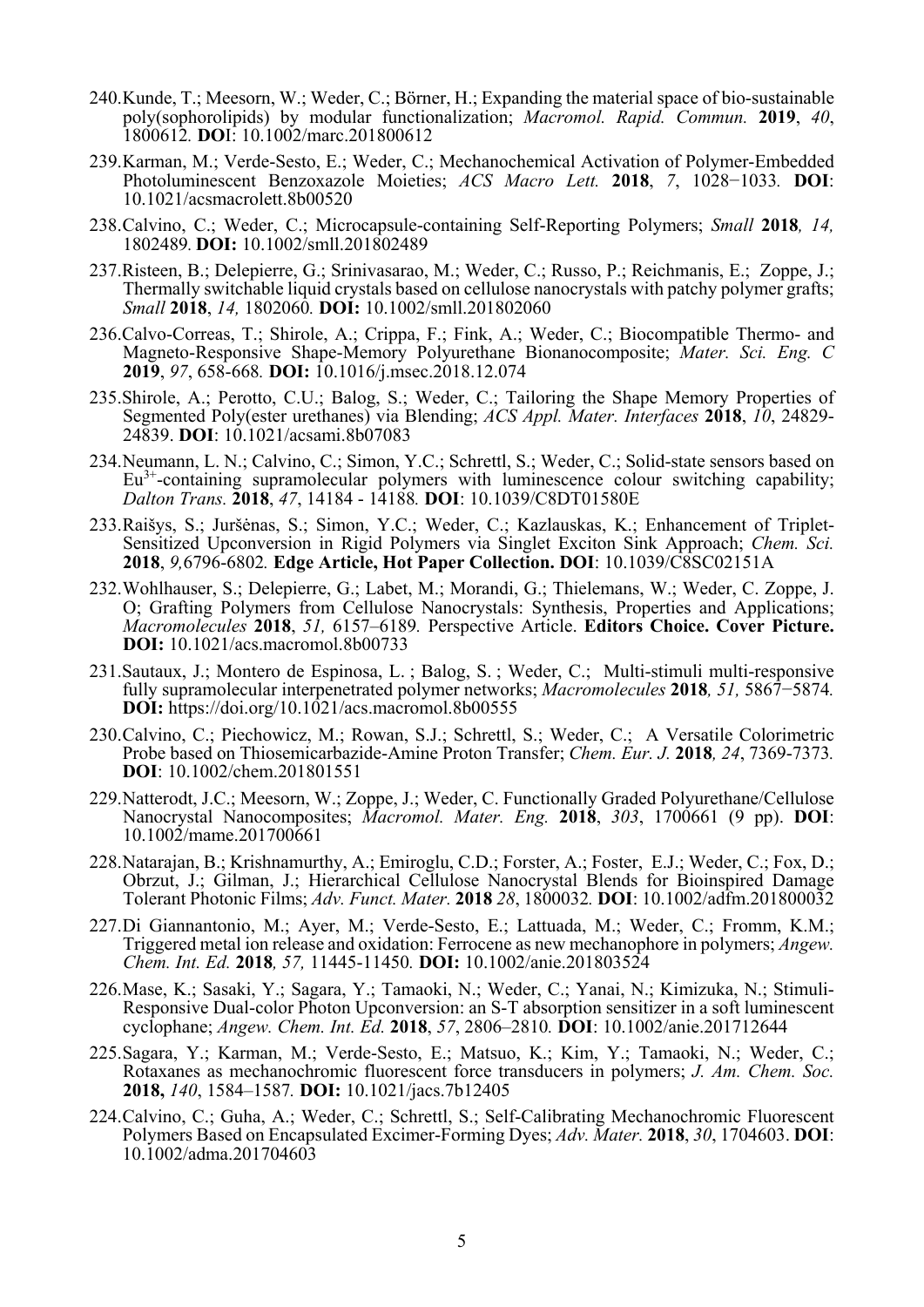240.Kunde, T.; Meesorn, W.; Weder, C.; Börner, H.; Expanding the material space of bio-sustainable poly(sophorolipids) by modular functionalization; *Macromol. Rapid. Commun.* **2019**, *40*, 1800612. **DO**I: 10.1002/marc.201800612

239.Karman, M.; Verde-Sesto, E.; Weder, C.; Mechanochemical Activation of Polymer-Embedded Photoluminescent Benzoxazole Moieties; *ACS Macro Lett.* **2018**, *7*, 1028−1033. **DOI**: 10.1021/acsmacrolett.8b00520

238.Calvino, C.; Weder, C.; Microcapsule-containing Self-Reporting Polymers; *Small* **2018***, 14,* 1802489. **DOI:** 10.1002/smll.201802489

237.Risteen, B.; Delepierre, G.; Srinivasarao, M.; Weder, C.; Russo, P.; Reichmanis, E.; Zoppe, J.; Thermally switchable liquid crystals based on cellulose nanocrystals with patchy polymer grafts; *Small* **2018**, *14,* 1802060. **DOI:** 10.1002/smll.201802060

236.Calvo-Correas, T.; Shirole, A.; Crippa, F.; Fink, A.; Weder, C.; Biocompatible Thermo- and Magneto-Responsive Shape-Memory Polyurethane Bionanocomposite; *Mater. Sci. Eng. C* **2019**, *97*, 658-668. **DOI:** 10.1016/j.msec.2018.12.074

235.Shirole, A.; Perotto, C.U.; Balog, S.; Weder, C.; Tailoring the Shape Memory Properties of Segmented Poly(ester urethanes) via Blending; *ACS Appl. Mater. Interfaces* **2018**, *10*, 24829-24839. **DOI**: 10.1021/acsami.8b07083

234.Neumann, L. N.; Calvino, C.; Simon, Y.C.; Schrettl, S.; Weder, C.; Solid-state sensors based on $Eu^{3+}$-containing supramolecular polymers with luminescence colour switching capability; *Dalton Trans.* **2018**, *47*, 14184 - 14188. **DOI**: 10.1039/C8DT01580E

233.Raišys, S.; Juršėnas, S.; Simon, Y.C.; Weder, C.; Kazlauskas, K.; Enhancement of Triplet-Sensitized Upconversion in Rigid Polymers via Singlet Exciton Sink Approach; *Chem. Sci.* **2018**, *9,*6796-6802. **Edge Article, Hot Paper Collection. DOI**: 10.1039/C8SC02151A

232.Wohlhauser, S.; Delepierre, G.; Labet, M.; Morandi, G.; Thielemans, W.; Weder, C. Zoppe, J. O; Grafting Polymers from Cellulose Nanocrystals: Synthesis, Properties and Applications; *Macromolecules* **2018**, *51,* 6157–6189. Perspective Article. **Editors Choice. Cover Picture. DOI:** 10.1021/acs.macromol.8b00733

231.Sautaux, J.; Montero de Espinosa, L. ; Balog, S. ; Weder, C.; Multi-stimuli multi-responsive fully supramolecular interpenetrated polymer networks; *Macromolecules* **2018***, 51,* 5867−5874. **DOI:** https://doi.org/10.1021/acs.macromol.8b00555

230.Calvino, C.; Piechowicz, M.; Rowan, S.J.; Schrettl, S.; Weder, C.; A Versatile Colorimetric Probe based on Thiosemicarbazide-Amine Proton Transfer; *Chem. Eur. J.* **2018***, 24*, 7369-7373. **DOI**: 10.1002/chem.201801551

229.Natterodt, J.C.; Meesorn, W.; Zoppe, J.; Weder, C. Functionally Graded Polyurethane/Cellulose Nanocrystal Nanocomposites; *Macromol. Mater. Eng.* **2018**, *303*, 1700661 (9 pp). **DOI**: 10.1002/mame.201700661

228.Natarajan, B.; Krishnamurthy, A.; Emiroglu, C.D.; Forster, A.; Foster, E.J.; Weder, C.; Fox, D.; Obrzut, J.; Gilman, J.; Hierarchical Cellulose Nanocrystal Blends for Bioinspired Damage Tolerant Photonic Films; *Adv. Funct. Mater.* **2018** *28*, 1800032. **DOI**: 10.1002/adfm.201800032

227.Di Giannantonio, M.; Ayer, M.; Verde-Sesto, E.; Lattuada, M.; Weder, C.; Fromm, K.M.; Triggered metal ion release and oxidation: Ferrocene as new mechanophore in polymers; *Angew. Chem. Int. Ed.* **2018***, 57,* 11445-11450. **DOI:** 10.1002/anie.201803524

226.Mase, K.; Sasaki, Y.; Sagara, Y.; Tamaoki, N.; Weder, C.; Yanai, N.; Kimizuka, N.; Stimuli-Responsive Dual-color Photon Upconversion: an S-T absorption sensitizer in a soft luminescent cyclophane; *Angew. Chem. Int. Ed.* **2018**, *57*, 2806–2810. **DOI**: 10.1002/anie.201712644

225.Sagara, Y.; Karman, M.; Verde-Sesto, E.; Matsuo, K.; Kim, Y.; Tamaoki, N.; Weder, C.; Rotaxanes as mechanochromic fluorescent force transducers in polymers; *J. Am. Chem. Soc.* **2018,** *140*, 1584–1587. **DOI:** 10.1021/jacs.7b12405

224.Calvino, C.; Guha, A.; Weder, C.; Schrettl, S.; Self-Calibrating Mechanochromic Fluorescent Polymers Based on Encapsulated Excimer-Forming Dyes; *Adv. Mater.* **2018**, *30*, 1704603. **DOI**: 10.1002/adma.201704603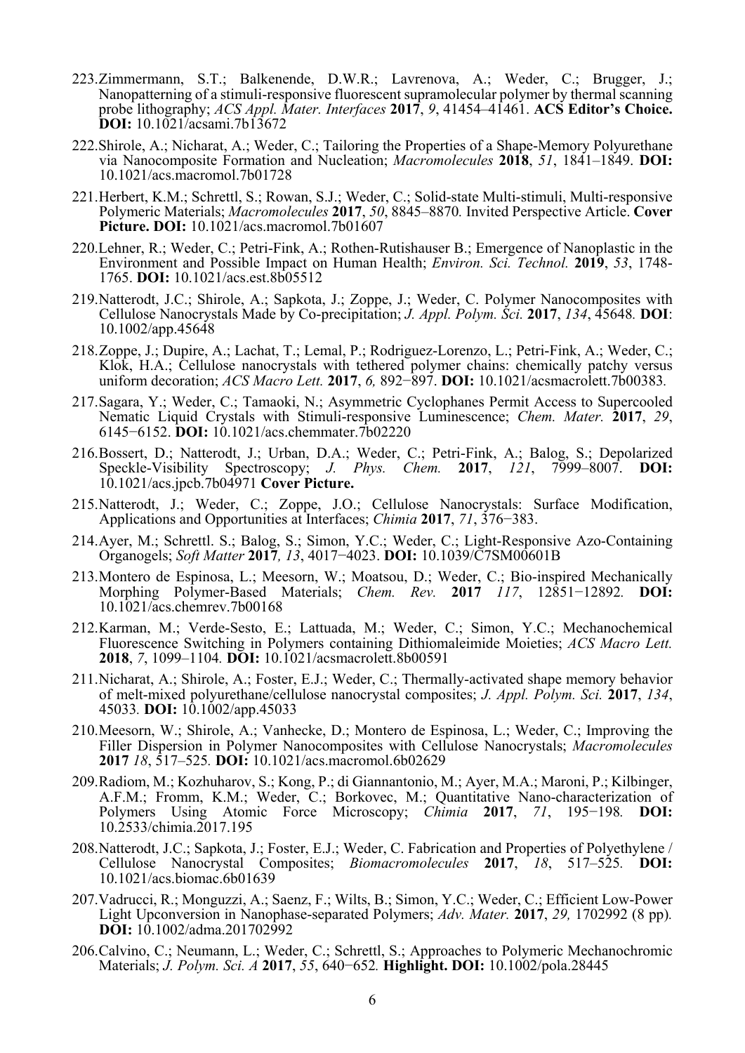223. Zimmermann, S.T.; Balkenende, D.W.R.; Lavrenova, A.; Weder, C.; Brugger, J.; Nanopatterning of a stimuli-responsive fluorescent supramolecular polymer by thermal scanning probe lithography; *ACS Appl. Mater. Interfaces* **2017**, *9*, 41454–41461. **ACS Editor's Choice. DOI:** 10.1021/acsami.7b13672

222. Shirole, A.; Nicharat, A.; Weder, C.; Tailoring the Properties of a Shape-Memory Polyurethane via Nanocomposite Formation and Nucleation; *Macromolecules* **2018**, *51*, 1841–1849. **DOI:** 10.1021/acs.macromol.7b01728

221. Herbert, K.M.; Schrettl, S.; Rowan, S.J.; Weder, C.; Solid-state Multi-stimuli, Multi-responsive Polymeric Materials; *Macromolecules* **2017**, *50*, 8845–8870. Invited Perspective Article. **Cover Picture. DOI:** 10.1021/acs.macromol.7b01607

220. Lehner, R.; Weder, C.; Petri-Fink, A.; Rothen-Rutishauser B.; Emergence of Nanoplastic in the Environment and Possible Impact on Human Health; *Environ. Sci. Technol.* **2019**, *53*, 1748-1765. **DOI:** 10.1021/acs.est.8b05512

219. Natterodt, J.C.; Shirole, A.; Sapkota, J.; Zoppe, J.; Weder, C. Polymer Nanocomposites with Cellulose Nanocrystals Made by Co-precipitation; *J. Appl. Polym. Sci.* **2017**, *134*, 45648. **DOI**: 10.1002/app.45648

218. Zoppe, J.; Dupire, A.; Lachat, T.; Lemal, P.; Rodriguez-Lorenzo, L.; Petri-Fink, A.; Weder, C.; Klok, H.A.; Cellulose nanocrystals with tethered polymer chains: chemically patchy versus uniform decoration; *ACS Macro Lett.* **2017**, *6,* 892−897. **DOI:** 10.1021/acsmacrolett.7b00383.

217. Sagara, Y.; Weder, C.; Tamaoki, N.; Asymmetric Cyclophanes Permit Access to Supercooled Nematic Liquid Crystals with Stimuli-responsive Luminescence; *Chem. Mater.* **2017**, *29*, 6145−6152. **DOI:** 10.1021/acs.chemmater.7b02220

216. Bossert, D.; Natterodt, J.; Urban, D.A.; Weder, C.; Petri-Fink, A.; Balog, S.; Depolarized Speckle-Visibility Spectroscopy; *J. Phys. Chem.* **2017**, *121*, 7999–8007. **DOI:** 10.1021/acs.jpcb.7b04971 **Cover Picture.**

215. Natterodt, J.; Weder, C.; Zoppe, J.O.; Cellulose Nanocrystals: Surface Modification, Applications and Opportunities at Interfaces; *Chimia* **2017**, *71*, 376−383.

214. Ayer, M.; Schrettl. S.; Balog, S.; Simon, Y.C.; Weder, C.; Light-Responsive Azo-Containing Organogels; *Soft Matter* **2017***, 13*, 4017−4023. **DOI:** 10.1039/C7SM00601B

213. Montero de Espinosa, L.; Meesorn, W.; Moatsou, D.; Weder, C.; Bio-inspired Mechanically Morphing Polymer-Based Materials; *Chem. Rev.* **2017** *117*, 12851−12892. **DOI:** 10.1021/acs.chemrev.7b00168

212. Karman, M.; Verde-Sesto, E.; Lattuada, M.; Weder, C.; Simon, Y.C.; Mechanochemical Fluorescence Switching in Polymers containing Dithiomaleimide Moieties; *ACS Macro Lett.* **2018**, *7*, 1099–1104. **DOI:** 10.1021/acsmacrolett.8b00591

211. Nicharat, A.; Shirole, A.; Foster, E.J.; Weder, C.; Thermally-activated shape memory behavior of melt-mixed polyurethane/cellulose nanocrystal composites; *J. Appl. Polym. Sci.* **2017**, *134*, 45033. **DOI:** 10.1002/app.45033

210. Meesorn, W.; Shirole, A.; Vanhecke, D.; Montero de Espinosa, L.; Weder, C.; Improving the Filler Dispersion in Polymer Nanocomposites with Cellulose Nanocrystals; *Macromolecules* **2017** *18*, 517–525. **DOI:** 10.1021/acs.macromol.6b02629

209. Radiom, M.; Kozhuharov, S.; Kong, P.; di Giannantonio, M.; Ayer, M.A.; Maroni, P.; Kilbinger, A.F.M.; Fromm, K.M.; Weder, C.; Borkovec, M.; Quantitative Nano-characterization of Polymers Using Atomic Force Microscopy; *Chimia* **2017**, *71*, 195−198. **DOI:** 10.2533/chimia.2017.195

208. Natterodt, J.C.; Sapkota, J.; Foster, E.J.; Weder, C. Fabrication and Properties of Polyethylene / Cellulose Nanocrystal Composites; *Biomacromolecules* **2017**, *18*, 517–525. **DOI:** 10.1021/acs.biomac.6b01639

207. Vadrucci, R.; Monguzzi, A.; Saenz, F.; Wilts, B.; Simon, Y.C.; Weder, C.; Efficient Low-Power Light Upconversion in Nanophase-separated Polymers; *Adv. Mater.* **2017**, *29,* 1702992 (8 pp). **DOI:** 10.1002/adma.201702992

206. Calvino, C.; Neumann, L.; Weder, C.; Schrettl, S.; Approaches to Polymeric Mechanochromic Materials; *J. Polym. Sci. A* **2017**, *55*, 640−652. **Highlight. DOI:** 10.1002/pola.28445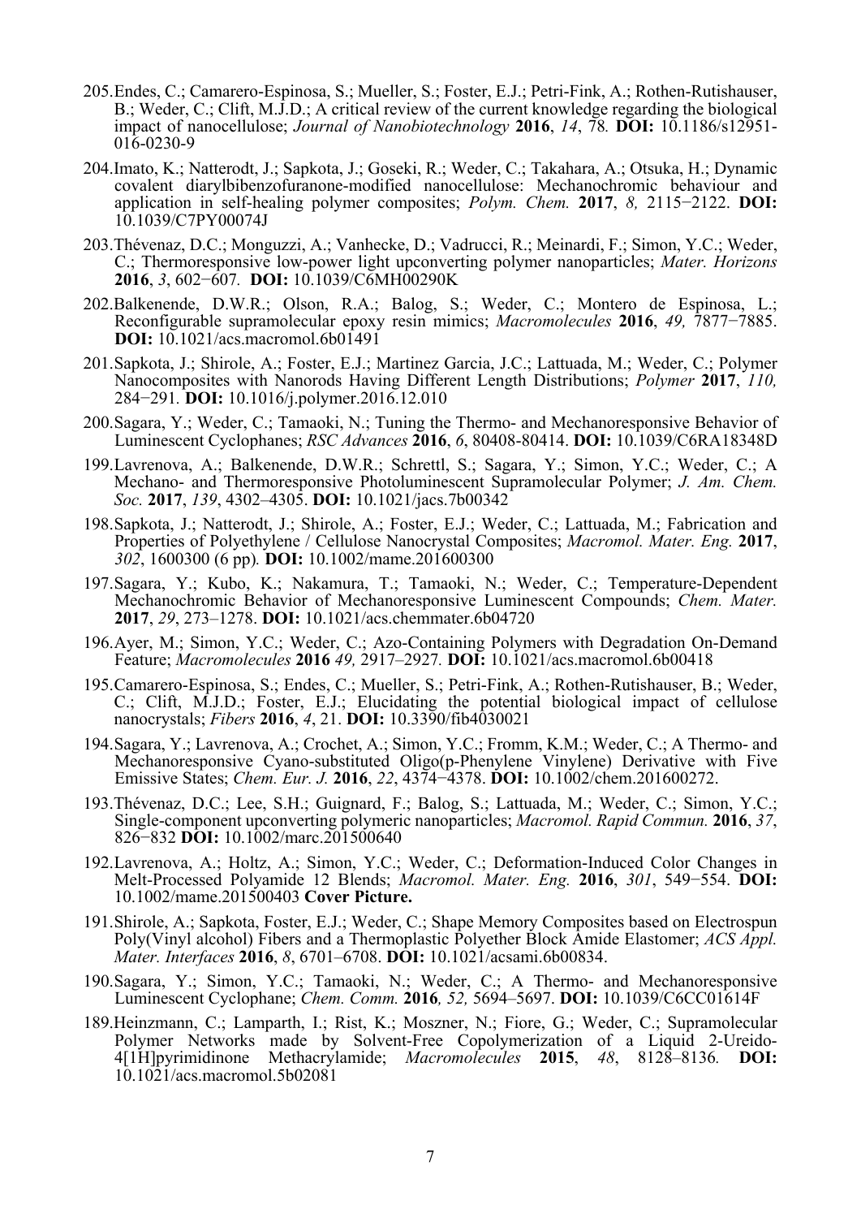205. Endes, C.; Camarero-Espinosa, S.; Mueller, S.; Foster, E.J.; Petri-Fink, A.; Rothen-Rutishauser, B.; Weder, C.; Clift, M.J.D.; A critical review of the current knowledge regarding the biological impact of nanocellulose; *Journal of Nanobiotechnology* **2016**, *14*, 78. **DOI:** 10.1186/s12951-016-0230-9

204. Imato, K.; Natterodt, J.; Sapkota, J.; Goseki, R.; Weder, C.; Takahara, A.; Otsuka, H.; Dynamic covalent diarylbibenzofuranone-modified nanocellulose: Mechanochromic behaviour and application in self-healing polymer composites; *Polym. Chem.* **2017**, *8,* 2115−2122. **DOI:** 10.1039/C7PY00074J

203. Thévenaz, D.C.; Monguzzi, A.; Vanhecke, D.; Vadrucci, R.; Meinardi, F.; Simon, Y.C.; Weder, C.; Thermoresponsive low-power light upconverting polymer nanoparticles; *Mater. Horizons* **2016**, *3*, 602−607. **DOI:** 10.1039/C6MH00290K

202. Balkenende, D.W.R.; Olson, R.A.; Balog, S.; Weder, C.; Montero de Espinosa, L.; Reconfigurable supramolecular epoxy resin mimics; *Macromolecules* **2016**, *49,* 7877−7885. **DOI:** 10.1021/acs.macromol.6b01491

201. Sapkota, J.; Shirole, A.; Foster, E.J.; Martinez Garcia, J.C.; Lattuada, M.; Weder, C.; Polymer Nanocomposites with Nanorods Having Different Length Distributions; *Polymer* **2017**, *110,* 284−291. **DOI:** 10.1016/j.polymer.2016.12.010

200. Sagara, Y.; Weder, C.; Tamaoki, N.; Tuning the Thermo- and Mechanoresponsive Behavior of Luminescent Cyclophanes; *RSC Advances* **2016**, *6*, 80408-80414. **DOI:** 10.1039/C6RA18348D

199. Lavrenova, A.; Balkenende, D.W.R.; Schrettl, S.; Sagara, Y.; Simon, Y.C.; Weder, C.; A Mechano- and Thermoresponsive Photoluminescent Supramolecular Polymer; *J. Am. Chem. Soc.* **2017**, *139*, 4302–4305. **DOI:** 10.1021/jacs.7b00342

198. Sapkota, J.; Natterodt, J.; Shirole, A.; Foster, E.J.; Weder, C.; Lattuada, M.; Fabrication and Properties of Polyethylene / Cellulose Nanocrystal Composites; *Macromol. Mater. Eng.* **2017**, *302*, 1600300 (6 pp)*.* **DOI:** 10.1002/mame.201600300

197. Sagara, Y.; Kubo, K.; Nakamura, T.; Tamaoki, N.; Weder, C.; Temperature-Dependent Mechanochromic Behavior of Mechanoresponsive Luminescent Compounds; *Chem. Mater.* **2017**, *29*, 273–1278. **DOI:** 10.1021/acs.chemmater.6b04720

196. Ayer, M.; Simon, Y.C.; Weder, C.; Azo-Containing Polymers with Degradation On-Demand Feature; *Macromolecules* **2016** *49,* 2917–2927*.* **DOI:** 10.1021/acs.macromol.6b00418

195. Camarero-Espinosa, S.; Endes, C.; Mueller, S.; Petri-Fink, A.; Rothen-Rutishauser, B.; Weder, C.; Clift, M.J.D.; Foster, E.J.; Elucidating the potential biological impact of cellulose nanocrystals; *Fibers* **2016**, *4*, 21. **DOI:** 10.3390/fib4030021

194. Sagara, Y.; Lavrenova, A.; Crochet, A.; Simon, Y.C.; Fromm, K.M.; Weder, C.; A Thermo- and Mechanoresponsive Cyano-substituted Oligo(p-Phenylene Vinylene) Derivative with Five Emissive States; *Chem. Eur. J.* **2016**, *22*, 4374−4378. **DOI:** 10.1002/chem.201600272.

193. Thévenaz, D.C.; Lee, S.H.; Guignard, F.; Balog, S.; Lattuada, M.; Weder, C.; Simon, Y.C.; Single-component upconverting polymeric nanoparticles; *Macromol. Rapid Commun.* **2016**, *37*, 826−832 **DOI:** 10.1002/marc.201500640

192. Lavrenova, A.; Holtz, A.; Simon, Y.C.; Weder, C.; Deformation-Induced Color Changes in Melt-Processed Polyamide 12 Blends; *Macromol. Mater. Eng.* **2016**, *301*, 549−554. **DOI:** 10.1002/mame.201500403 **Cover Picture.**

191. Shirole, A.; Sapkota, Foster, E.J.; Weder, C.; Shape Memory Composites based on Electrospun Poly(Vinyl alcohol) Fibers and a Thermoplastic Polyether Block Amide Elastomer; *ACS Appl. Mater. Interfaces* **2016**, *8*, 6701–6708. **DOI:** 10.1021/acsami.6b00834.

190. Sagara, Y.; Simon, Y.C.; Tamaoki, N.; Weder, C.; A Thermo- and Mechanoresponsive Luminescent Cyclophane; *Chem. Comm.* **2016***, 52,* 5694–5697. **DOI:** 10.1039/C6CC01614F

189. Heinzmann, C.; Lamparth, I.; Rist, K.; Moszner, N.; Fiore, G.; Weder, C.; Supramolecular Polymer Networks made by Solvent-Free Copolymerization of a Liquid 2-Ureido-4[1H]pyrimidinone Methacrylamide; *Macromolecules* **2015**, *48*, 8128–8136*.* **DOI:** 10.1021/acs.macromol.5b02081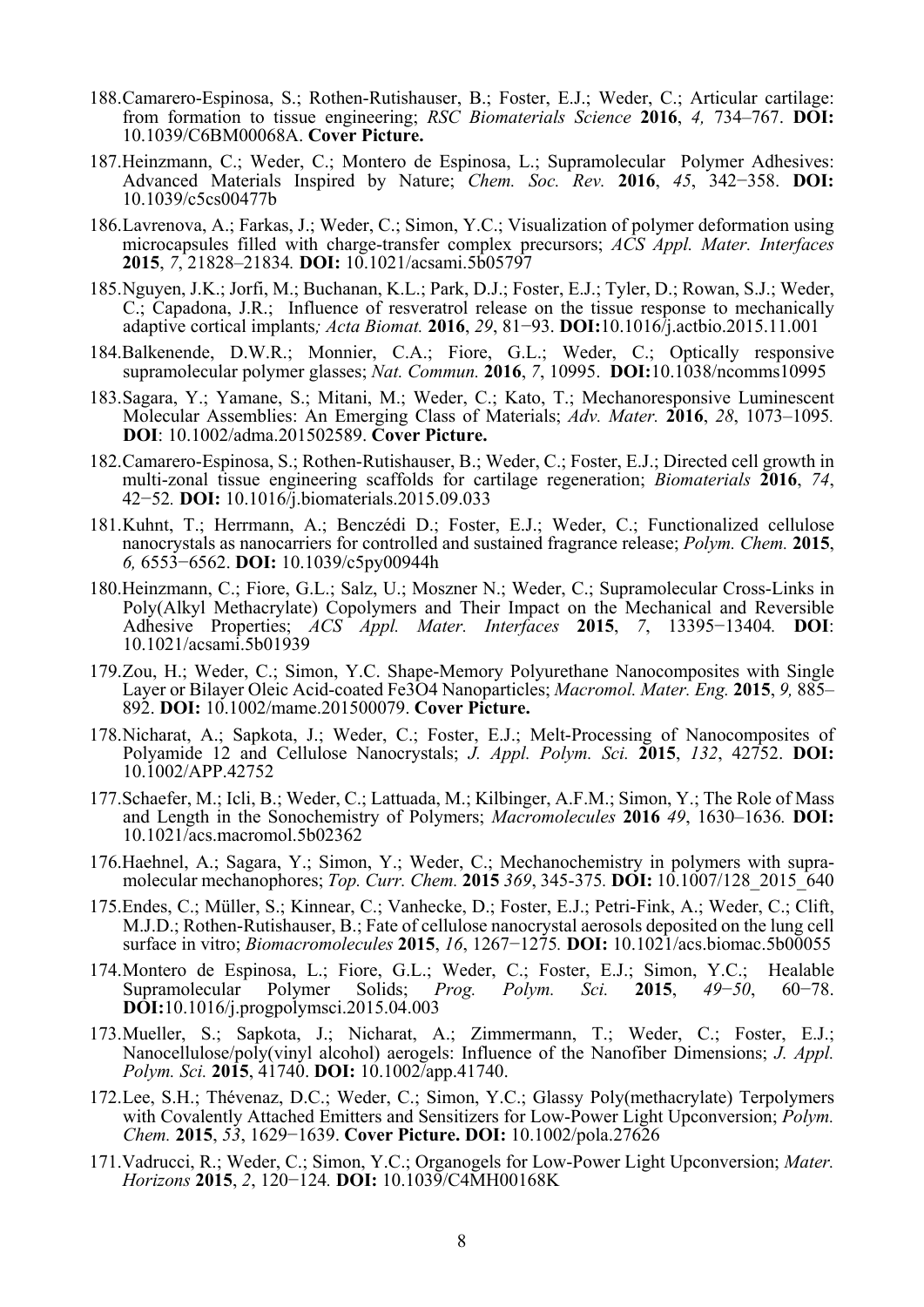188. Camarero-Espinosa, S.; Rothen-Rutishauser, B.; Foster, E.J.; Weder, C.; Articular cartilage: from formation to tissue engineering; *RSC Biomaterials Science* **2016**, *4,* 734–767. **DOI:** 10.1039/C6BM00068A. **Cover Picture.**

187. Heinzmann, C.; Weder, C.; Montero de Espinosa, L.; Supramolecular Polymer Adhesives: Advanced Materials Inspired by Nature; *Chem. Soc. Rev.* **2016**, *45*, 342−358. **DOI:** 10.1039/c5cs00477b

186. Lavrenova, A.; Farkas, J.; Weder, C.; Simon, Y.C.; Visualization of polymer deformation using microcapsules filled with charge-transfer complex precursors; *ACS Appl. Mater. Interfaces* **2015**, *7*, 21828–21834. **DOI:** 10.1021/acsami.5b05797

185. Nguyen, J.K.; Jorfi, M.; Buchanan, K.L.; Park, D.J.; Foster, E.J.; Tyler, D.; Rowan, S.J.; Weder, C.; Capadona, J.R.; Influence of resveratrol release on the tissue response to mechanically adaptive cortical implants*; Acta Biomat.* **2016**, *29*, 81−93. **DOI:**10.1016/j.actbio.2015.11.001

184. Balkenende, D.W.R.; Monnier, C.A.; Fiore, G.L.; Weder, C.; Optically responsive supramolecular polymer glasses; *Nat. Commun.* **2016**, *7*, 10995. **DOI:**10.1038/ncomms10995

183. Sagara, Y.; Yamane, S.; Mitani, M.; Weder, C.; Kato, T.; Mechanoresponsive Luminescent Molecular Assemblies: An Emerging Class of Materials; *Adv. Mater.* **2016**, *28*, 1073–1095. **DOI**: 10.1002/adma.201502589. **Cover Picture.**

182. Camarero-Espinosa, S.; Rothen-Rutishauser, B.; Weder, C.; Foster, E.J.; Directed cell growth in multi-zonal tissue engineering scaffolds for cartilage regeneration; *Biomaterials* **2016**, *74*, 42−52. **DOI:** 10.1016/j.biomaterials.2015.09.033

181. Kuhnt, T.; Herrmann, A.; Benczédi D.; Foster, E.J.; Weder, C.; Functionalized cellulose nanocrystals as nanocarriers for controlled and sustained fragrance release; *Polym. Chem.* **2015**, *6,* 6553−6562. **DOI:** 10.1039/c5py00944h

180. Heinzmann, C.; Fiore, G.L.; Salz, U.; Moszner N.; Weder, C.; Supramolecular Cross-Links in Poly(Alkyl Methacrylate) Copolymers and Their Impact on the Mechanical and Reversible Adhesive Properties; *ACS Appl. Mater. Interfaces* **2015**, *7*, 13395−13404. **DOI**: 10.1021/acsami.5b01939

179. Zou, H.; Weder, C.; Simon, Y.C. Shape-Memory Polyurethane Nanocomposites with Single Layer or Bilayer Oleic Acid-coated Fe3O4 Nanoparticles; *Macromol. Mater. Eng.* **2015**, *9,* 885–892. **DOI:** 10.1002/mame.201500079. **Cover Picture.**

178. Nicharat, A.; Sapkota, J.; Weder, C.; Foster, E.J.; Melt-Processing of Nanocomposites of Polyamide 12 and Cellulose Nanocrystals; *J. Appl. Polym. Sci.* **2015**, *132*, 42752. **DOI:** 10.1002/APP.42752

177. Schaefer, M.; Icli, B.; Weder, C.; Lattuada, M.; Kilbinger, A.F.M.; Simon, Y.; The Role of Mass and Length in the Sonochemistry of Polymers; *Macromolecules* **2016** *49*, 1630–1636. **DOI:** 10.1021/acs.macromol.5b02362

176. Haehnel, A.; Sagara, Y.; Simon, Y.; Weder, C.; Mechanochemistry in polymers with supra-molecular mechanophores; *Top. Curr. Chem.* **2015** *369*, 345-375. **DOI:** 10.1007/128_2015_640

175. Endes, C.; Müller, S.; Kinnear, C.; Vanhecke, D.; Foster, E.J.; Petri-Fink, A.; Weder, C.; Clift, M.J.D.; Rothen-Rutishauser, B.; Fate of cellulose nanocrystal aerosols deposited on the lung cell surface in vitro; *Biomacromolecules* **2015**, *16*, 1267−1275. **DOI:** 10.1021/acs.biomac.5b00055

174. Montero de Espinosa, L.; Fiore, G.L.; Weder, C.; Foster, E.J.; Simon, Y.C.; Healable Supramolecular Polymer Solids; *Prog. Polym. Sci.* **2015**, *49−50*, 60−78. **DOI:**10.1016/j.progpolymsci.2015.04.003

173. Mueller, S.; Sapkota, J.; Nicharat, A.; Zimmermann, T.; Weder, C.; Foster, E.J.; Nanocellulose/poly(vinyl alcohol) aerogels: Influence of the Nanofiber Dimensions; *J. Appl. Polym. Sci.* **2015**, 41740. **DOI:** 10.1002/app.41740.

172. Lee, S.H.; Thévenaz, D.C.; Weder, C.; Simon, Y.C.; Glassy Poly(methacrylate) Terpolymers with Covalently Attached Emitters and Sensitizers for Low-Power Light Upconversion; *Polym. Chem.* **2015**, *53*, 1629−1639. **Cover Picture. DOI:** 10.1002/pola.27626

171. Vadrucci, R.; Weder, C.; Simon, Y.C.; Organogels for Low-Power Light Upconversion; *Mater. Horizons* **2015**, *2*, 120−124. **DOI:** 10.1039/C4MH00168K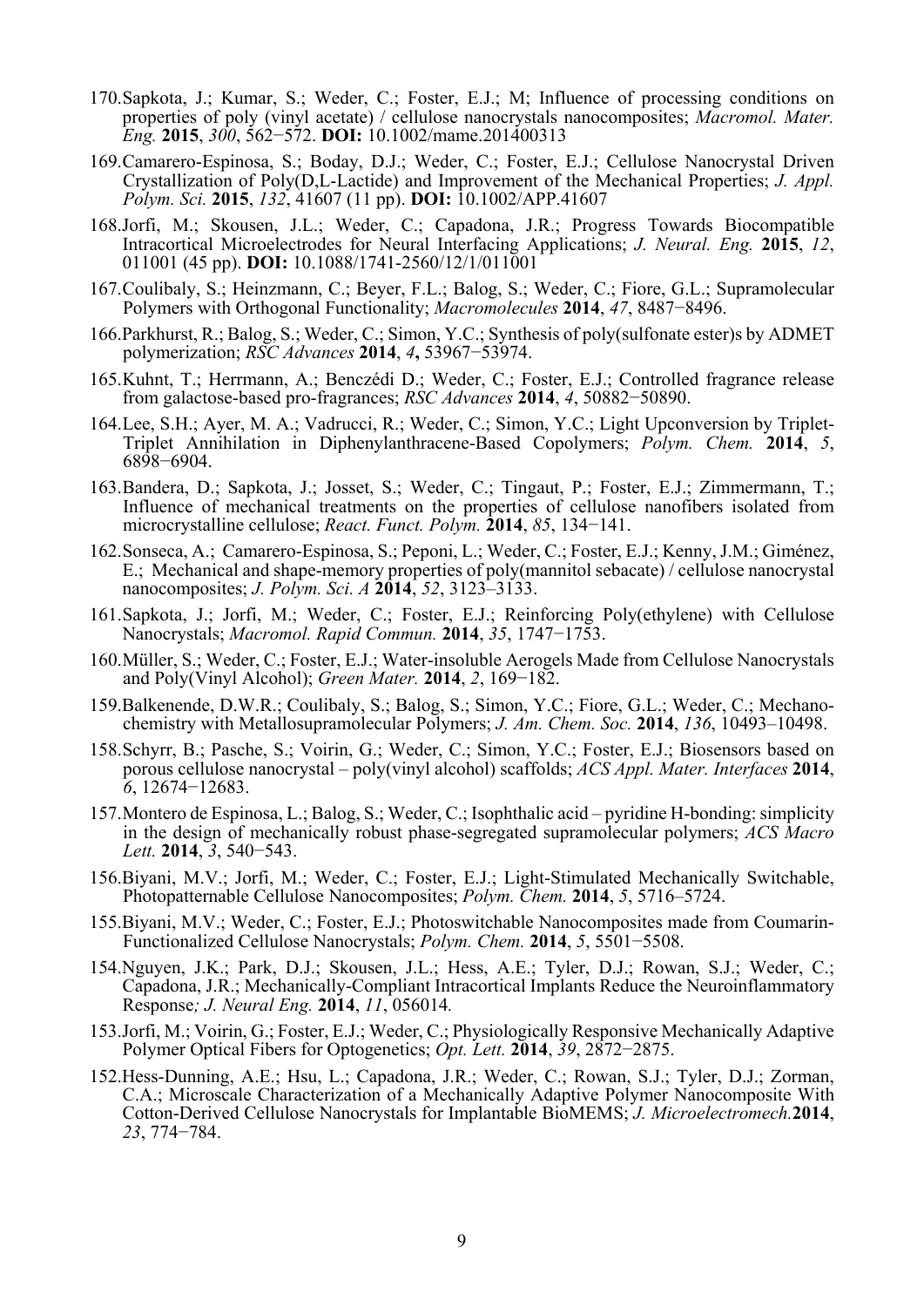170. Sapkota, J.; Kumar, S.; Weder, C.; Foster, E.J.; M; Influence of processing conditions on properties of poly (vinyl acetate) / cellulose nanocrystals nanocomposites; *Macromol. Mater. Eng.* **2015**, *300*, 562−572. **DOI:** 10.1002/mame.201400313

169. Camarero-Espinosa, S.; Boday, D.J.; Weder, C.; Foster, E.J.; Cellulose Nanocrystal Driven Crystallization of Poly(D,L-Lactide) and Improvement of the Mechanical Properties; *J. Appl. Polym. Sci.* **2015**, *132*, 41607 (11 pp). **DOI:** 10.1002/APP.41607

168. Jorfi, M.; Skousen, J.L.; Weder, C.; Capadona, J.R.; Progress Towards Biocompatible Intracortical Microelectrodes for Neural Interfacing Applications; *J. Neural. Eng.* **2015**, *12*, 011001 (45 pp). **DOI:** 10.1088/1741-2560/12/1/011001

167. Coulibaly, S.; Heinzmann, C.; Beyer, F.L.; Balog, S.; Weder, C.; Fiore, G.L.; Supramolecular Polymers with Orthogonal Functionality; *Macromolecules* **2014**, *47*, 8487−8496.

166. Parkhurst, R.; Balog, S.; Weder, C.; Simon, Y.C.; Synthesis of poly(sulfonate ester)s by ADMET polymerization; *RSC Advances* **2014**, *4*, 53967−53974.

165. Kuhnt, T.; Herrmann, A.; Benczédi D.; Weder, C.; Foster, E.J.; Controlled fragrance release from galactose-based pro-fragrances; *RSC Advances* **2014**, *4*, 50882−50890.

164. Lee, S.H.; Ayer, M. A.; Vadrucci, R.; Weder, C.; Simon, Y.C.; Light Upconversion by Triplet-Triplet Annihilation in Diphenylanthracene-Based Copolymers; *Polym. Chem.* **2014**, *5*, 6898−6904.

163. Bandera, D.; Sapkota, J.; Josset, S.; Weder, C.; Tingaut, P.; Foster, E.J.; Zimmermann, T.; Influence of mechanical treatments on the properties of cellulose nanofibers isolated from microcrystalline cellulose; *React. Funct. Polym.* **2014**, *85*, 134−141.

162. Sonseca, A.; Camarero-Espinosa, S.; Peponi, L.; Weder, C.; Foster, E.J.; Kenny, J.M.; Giménez, E.; Mechanical and shape-memory properties of poly(mannitol sebacate) / cellulose nanocrystal nanocomposites; *J. Polym. Sci. A* **2014**, *52*, 3123–3133.

161. Sapkota, J.; Jorfi, M.; Weder, C.; Foster, E.J.; Reinforcing Poly(ethylene) with Cellulose Nanocrystals; *Macromol. Rapid Commun.* **2014**, *35*, 1747−1753.

160. Müller, S.; Weder, C.; Foster, E.J.; Water-insoluble Aerogels Made from Cellulose Nanocrystals and Poly(Vinyl Alcohol); *Green Mater.* **2014**, *2*, 169−182.

159. Balkenende, D.W.R.; Coulibaly, S.; Balog, S.; Simon, Y.C.; Fiore, G.L.; Weder, C.; Mechanochemistry with Metallosupramolecular Polymers; *J. Am. Chem. Soc.* **2014**, *136*, 10493–10498.

158. Schyrr, B.; Pasche, S.; Voirin, G.; Weder, C.; Simon, Y.C.; Foster, E.J.; Biosensors based on porous cellulose nanocrystal – poly(vinyl alcohol) scaffolds; *ACS Appl. Mater. Interfaces* **2014**, *6*, 12674−12683.

157. Montero de Espinosa, L.; Balog, S.; Weder, C.; Isophthalic acid – pyridine H-bonding: simplicity in the design of mechanically robust phase-segregated supramolecular polymers; *ACS Macro Lett.* **2014**, *3*, 540−543.

156. Biyani, M.V.; Jorfi, M.; Weder, C.; Foster, E.J.; Light-Stimulated Mechanically Switchable, Photopatternable Cellulose Nanocomposites; *Polym. Chem.* **2014**, *5*, 5716–5724.

155. Biyani, M.V.; Weder, C.; Foster, E.J.; Photoswitchable Nanocomposites made from Coumarin-Functionalized Cellulose Nanocrystals; *Polym. Chem.* **2014**, *5*, 5501−5508.

154. Nguyen, J.K.; Park, D.J.; Skousen, J.L.; Hess, A.E.; Tyler, D.J.; Rowan, S.J.; Weder, C.; Capadona, J.R.; Mechanically-Compliant Intracortical Implants Reduce the Neuroinflammatory Response*; J. Neural Eng.* **2014**, *11*, 056014*.*

153. Jorfi, M.; Voirin, G.; Foster, E.J.; Weder, C.; Physiologically Responsive Mechanically Adaptive Polymer Optical Fibers for Optogenetics; *Opt. Lett.* **2014**, *39*, 2872−2875.

152. Hess-Dunning, A.E.; Hsu, L.; Capadona, J.R.; Weder, C.; Rowan, S.J.; Tyler, D.J.; Zorman, C.A.; Microscale Characterization of a Mechanically Adaptive Polymer Nanocomposite With Cotton-Derived Cellulose Nanocrystals for Implantable BioMEMS; *J. Microelectromech.* **2014**, *23*, 774−784.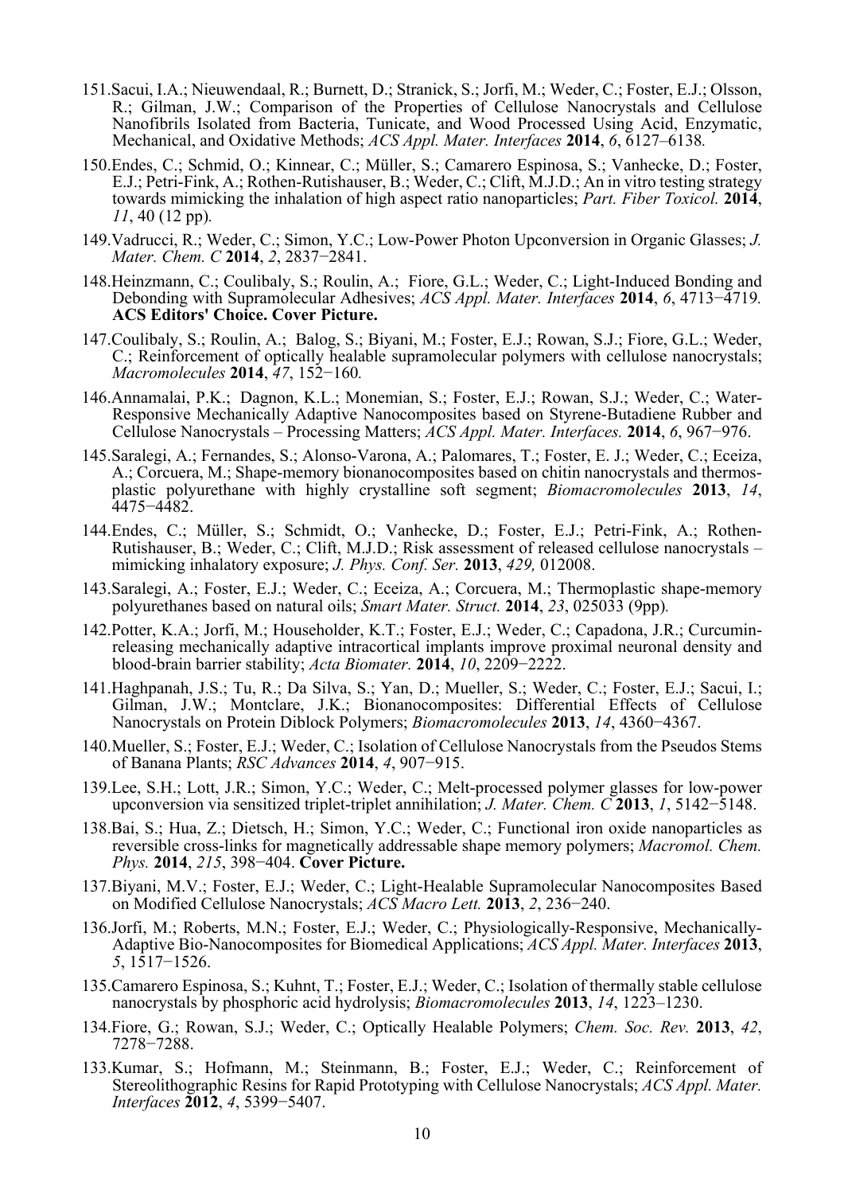151. Sacui, I.A.; Nieuwendaal, R.; Burnett, D.; Stranick, S.; Jorfi, M.; Weder, C.; Foster, E.J.; Olsson, R.; Gilman, J.W.; Comparison of the Properties of Cellulose Nanocrystals and Cellulose Nanofibrils Isolated from Bacteria, Tunicate, and Wood Processed Using Acid, Enzymatic, Mechanical, and Oxidative Methods; *ACS Appl. Mater. Interfaces* **2014**, *6*, 6127–6138.

150. Endes, C.; Schmid, O.; Kinnear, C.; Müller, S.; Camarero Espinosa, S.; Vanhecke, D.; Foster, E.J.; Petri-Fink, A.; Rothen-Rutishauser, B.; Weder, C.; Clift, M.J.D.; An in vitro testing strategy towards mimicking the inhalation of high aspect ratio nanoparticles; *Part. Fiber Toxicol.* **2014**, *11*, 40 (12 pp).

149. Vadrucci, R.; Weder, C.; Simon, Y.C.; Low-Power Photon Upconversion in Organic Glasses; *J. Mater. Chem. C* **2014**, *2*, 2837−2841.

148. Heinzmann, C.; Coulibaly, S.; Roulin, A.; Fiore, G.L.; Weder, C.; Light-Induced Bonding and Debonding with Supramolecular Adhesives; *ACS Appl. Mater. Interfaces* **2014**, *6*, 4713−4719. **ACS Editors' Choice. Cover Picture.**

147. Coulibaly, S.; Roulin, A.; Balog, S.; Biyani, M.; Foster, E.J.; Rowan, S.J.; Fiore, G.L.; Weder, C.; Reinforcement of optically healable supramolecular polymers with cellulose nanocrystals; *Macromolecules* **2014**, *47*, 152−160.

146. Annamalai, P.K.; Dagnon, K.L.; Monemian, S.; Foster, E.J.; Rowan, S.J.; Weder, C.; Water-Responsive Mechanically Adaptive Nanocomposites based on Styrene-Butadiene Rubber and Cellulose Nanocrystals – Processing Matters; *ACS Appl. Mater. Interfaces.* **2014**, *6*, 967−976.

145. Saralegi, A.; Fernandes, S.; Alonso-Varona, A.; Palomares, T.; Foster, E. J.; Weder, C.; Eceiza, A.; Corcuera, M.; Shape-memory bionanocomposites based on chitin nanocrystals and thermos-plastic polyurethane with highly crystalline soft segment; *Biomacromolecules* **2013**, *14*, 4475−4482.

144. Endes, C.; Müller, S.; Schmidt, O.; Vanhecke, D.; Foster, E.J.; Petri-Fink, A.; Rothen-Rutishauser, B.; Weder, C.; Clift, M.J.D.; Risk assessment of released cellulose nanocrystals – mimicking inhalatory exposure; *J. Phys. Conf. Ser.* **2013**, *429,* 012008.

143. Saralegi, A.; Foster, E.J.; Weder, C.; Eceiza, A.; Corcuera, M.; Thermoplastic shape-memory polyurethanes based on natural oils; *Smart Mater. Struct.* **2014**, *23*, 025033 (9pp).

142. Potter, K.A.; Jorfi, M.; Householder, K.T.; Foster, E.J.; Weder, C.; Capadona, J.R.; Curcumin-releasing mechanically adaptive intracortical implants improve proximal neuronal density and blood-brain barrier stability; *Acta Biomater.* **2014**, *10*, 2209−2222.

141. Haghpanah, J.S.; Tu, R.; Da Silva, S.; Yan, D.; Mueller, S.; Weder, C.; Foster, E.J.; Sacui, I.; Gilman, J.W.; Montclare, J.K.; Bionanocomposites: Differential Effects of Cellulose Nanocrystals on Protein Diblock Polymers; *Biomacromolecules* **2013**, *14*, 4360−4367.

140. Mueller, S.; Foster, E.J.; Weder, C.; Isolation of Cellulose Nanocrystals from the Pseudos Stems of Banana Plants; *RSC Advances* **2014**, *4*, 907−915.

139. Lee, S.H.; Lott, J.R.; Simon, Y.C.; Weder, C.; Melt-processed polymer glasses for low-power upconversion via sensitized triplet-triplet annihilation; *J. Mater. Chem. C* **2013**, *1*, 5142−5148.

138. Bai, S.; Hua, Z.; Dietsch, H.; Simon, Y.C.; Weder, C.; Functional iron oxide nanoparticles as reversible cross-links for magnetically addressable shape memory polymers; *Macromol. Chem. Phys.* **2014**, *215*, 398−404. **Cover Picture.**

137. Biyani, M.V.; Foster, E.J.; Weder, C.; Light-Healable Supramolecular Nanocomposites Based on Modified Cellulose Nanocrystals; *ACS Macro Lett.* **2013**, *2*, 236−240.

136. Jorfi, M.; Roberts, M.N.; Foster, E.J.; Weder, C.; Physiologically-Responsive, Mechanically-Adaptive Bio-Nanocomposites for Biomedical Applications; *ACS Appl. Mater. Interfaces* **2013**, *5*, 1517−1526.

135. Camarero Espinosa, S.; Kuhnt, T.; Foster, E.J.; Weder, C.; Isolation of thermally stable cellulose nanocrystals by phosphoric acid hydrolysis; *Biomacromolecules* **2013**, *14*, 1223–1230.

134. Fiore, G.; Rowan, S.J.; Weder, C.; Optically Healable Polymers; *Chem. Soc. Rev.* **2013**, *42*, 7278−7288.

133. Kumar, S.; Hofmann, M.; Steinmann, B.; Foster, E.J.; Weder, C.; Reinforcement of Stereolithographic Resins for Rapid Prototyping with Cellulose Nanocrystals; *ACS Appl. Mater. Interfaces* **2012**, *4*, 5399−5407.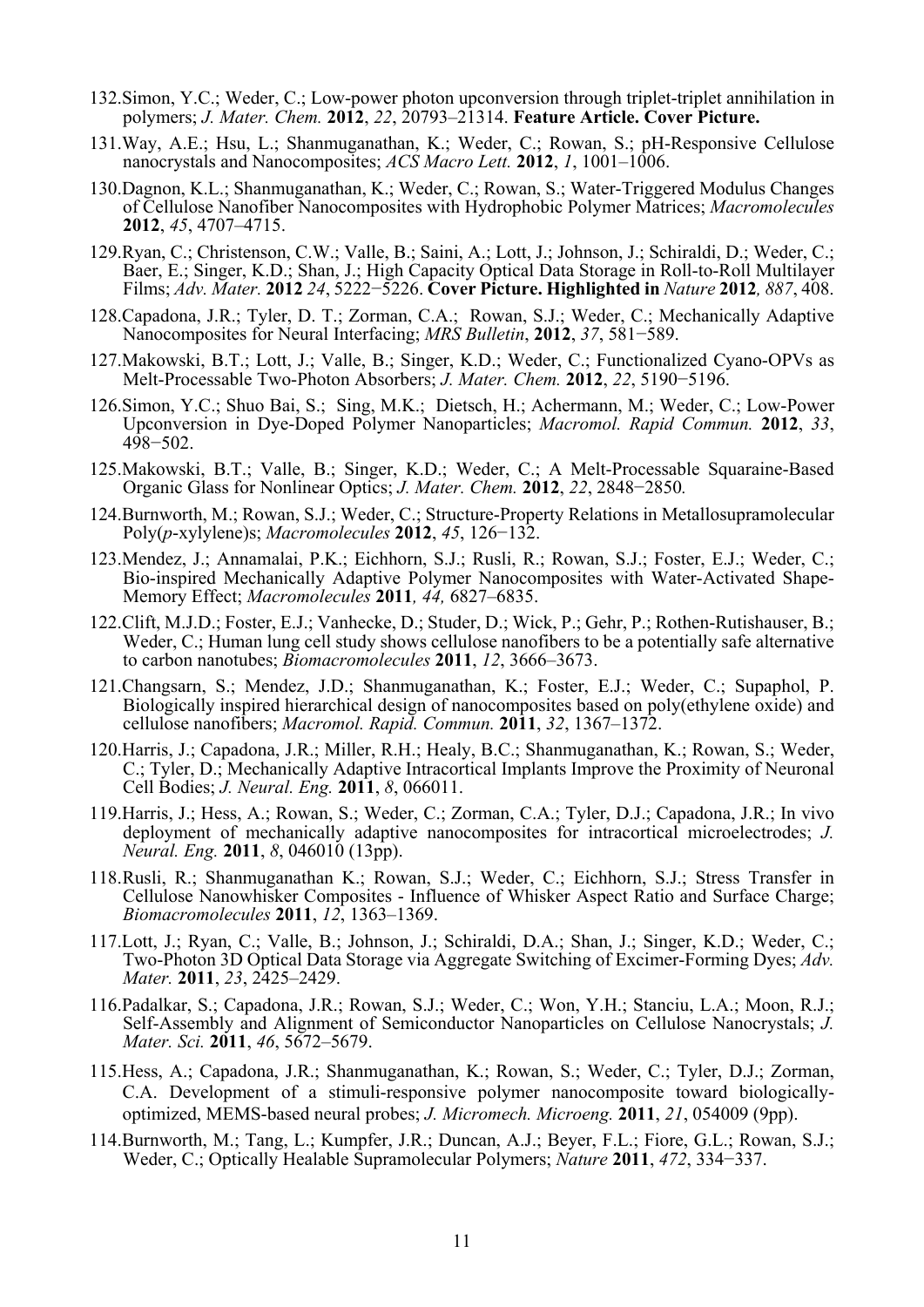132. Simon, Y.C.; Weder, C.; Low-power photon upconversion through triplet-triplet annihilation in polymers; *J. Mater. Chem.* **2012**, *22*, 20793–21314. **Feature Article. Cover Picture.**

131. Way, A.E.; Hsu, L.; Shanmuganathan, K.; Weder, C.; Rowan, S.; pH-Responsive Cellulose nanocrystals and Nanocomposites; *ACS Macro Lett.* **2012**, *1*, 1001–1006.

130. Dagnon, K.L.; Shanmuganathan, K.; Weder, C.; Rowan, S.; Water-Triggered Modulus Changes of Cellulose Nanofiber Nanocomposites with Hydrophobic Polymer Matrices; *Macromolecules* **2012**, *45*, 4707–4715.

129. Ryan, C.; Christenson, C.W.; Valle, B.; Saini, A.; Lott, J.; Johnson, J.; Schiraldi, D.; Weder, C.; Baer, E.; Singer, K.D.; Shan, J.; High Capacity Optical Data Storage in Roll-to-Roll Multilayer Films; *Adv. Mater.* **2012** *24*, 5222−5226. **Cover Picture. Highlighted in** *Nature* **2012***, 887*, 408.

128. Capadona, J.R.; Tyler, D. T.; Zorman, C.A.; Rowan, S.J.; Weder, C.; Mechanically Adaptive Nanocomposites for Neural Interfacing; *MRS Bulletin*, **2012**, *37*, 581−589.

127. Makowski, B.T.; Lott, J.; Valle, B.; Singer, K.D.; Weder, C.; Functionalized Cyano-OPVs as Melt-Processable Two-Photon Absorbers; *J. Mater. Chem.* **2012**, *22*, 5190−5196.

126. Simon, Y.C.; Shuo Bai, S.; Sing, M.K.; Dietsch, H.; Achermann, M.; Weder, C.; Low-Power Upconversion in Dye-Doped Polymer Nanoparticles; *Macromol. Rapid Commun.* **2012**, *33*, 498−502.

125. Makowski, B.T.; Valle, B.; Singer, K.D.; Weder, C.; A Melt-Processable Squaraine-Based Organic Glass for Nonlinear Optics; *J. Mater. Chem.* **2012**, *22*, 2848−2850*.*

124. Burnworth, M.; Rowan, S.J.; Weder, C.; Structure-Property Relations in Metallosupramolecular Poly(*p*-xylylene)s; *Macromolecules* **2012**, *45*, 126−132.

123. Mendez, J.; Annamalai, P.K.; Eichhorn, S.J.; Rusli, R.; Rowan, S.J.; Foster, E.J.; Weder, C.; Bio-inspired Mechanically Adaptive Polymer Nanocomposites with Water-Activated Shape-Memory Effect; *Macromolecules* **2011***, 44,* 6827–6835.

122. Clift, M.J.D.; Foster, E.J.; Vanhecke, D.; Studer, D.; Wick, P.; Gehr, P.; Rothen-Rutishauser, B.; Weder, C.; Human lung cell study shows cellulose nanofibers to be a potentially safe alternative to carbon nanotubes; *Biomacromolecules* **2011**, *12*, 3666–3673.

121. Changsarn, S.; Mendez, J.D.; Shanmuganathan, K.; Foster, E.J.; Weder, C.; Supaphol, P. Biologically inspired hierarchical design of nanocomposites based on poly(ethylene oxide) and cellulose nanofibers; *Macromol. Rapid. Commun.* **2011**, *32*, 1367–1372.

120. Harris, J.; Capadona, J.R.; Miller, R.H.; Healy, B.C.; Shanmuganathan, K.; Rowan, S.; Weder, C.; Tyler, D.; Mechanically Adaptive Intracortical Implants Improve the Proximity of Neuronal Cell Bodies; *J. Neural. Eng.* **2011**, *8*, 066011.

119. Harris, J.; Hess, A.; Rowan, S.; Weder, C.; Zorman, C.A.; Tyler, D.J.; Capadona, J.R.; In vivo deployment of mechanically adaptive nanocomposites for intracortical microelectrodes; *J. Neural. Eng.* **2011**, *8*, 046010 (13pp).

118. Rusli, R.; Shanmuganathan K.; Rowan, S.J.; Weder, C.; Eichhorn, S.J.; Stress Transfer in Cellulose Nanowhisker Composites - Influence of Whisker Aspect Ratio and Surface Charge; *Biomacromolecules* **2011**, *12*, 1363–1369.

117. Lott, J.; Ryan, C.; Valle, B.; Johnson, J.; Schiraldi, D.A.; Shan, J.; Singer, K.D.; Weder, C.; Two-Photon 3D Optical Data Storage via Aggregate Switching of Excimer-Forming Dyes; *Adv. Mater.* **2011**, *23*, 2425–2429.

116. Padalkar, S.; Capadona, J.R.; Rowan, S.J.; Weder, C.; Won, Y.H.; Stanciu, L.A.; Moon, R.J.; Self-Assembly and Alignment of Semiconductor Nanoparticles on Cellulose Nanocrystals; *J. Mater. Sci.* **2011**, *46*, 5672–5679.

115. Hess, A.; Capadona, J.R.; Shanmuganathan, K.; Rowan, S.; Weder, C.; Tyler, D.J.; Zorman, C.A. Development of a stimuli-responsive polymer nanocomposite toward biologically-optimized, MEMS-based neural probes; *J. Micromech. Microeng.* **2011**, *21*, 054009 (9pp).

114. Burnworth, M.; Tang, L.; Kumpfer, J.R.; Duncan, A.J.; Beyer, F.L.; Fiore, G.L.; Rowan, S.J.; Weder, C.; Optically Healable Supramolecular Polymers; *Nature* **2011**, *472*, 334−337.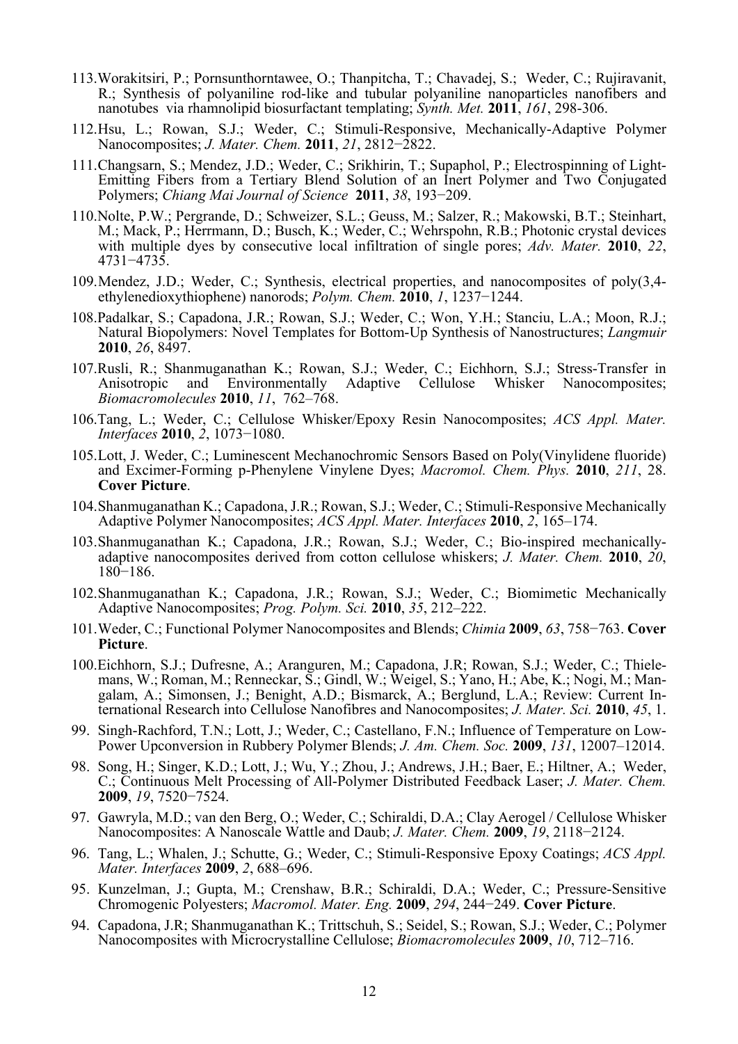113. Worakitsiri, P.; Pornsunthorntawee, O.; Thanpitcha, T.; Chavadej, S.; Weder, C.; Rujiravanit, R.; Synthesis of polyaniline rod-like and tubular polyaniline nanoparticles nanofibers and nanotubes via rhamnolipid biosurfactant templating; *Synth. Met.* **2011**, *161*, 298-306.

112. Hsu, L.; Rowan, S.J.; Weder, C.; Stimuli-Responsive, Mechanically-Adaptive Polymer Nanocomposites; *J. Mater. Chem.* **2011**, *21*, 2812−2822.

111. Changsarn, S.; Mendez, J.D.; Weder, C.; Srikhirin, T.; Supaphol, P.; Electrospinning of Light-Emitting Fibers from a Tertiary Blend Solution of an Inert Polymer and Two Conjugated Polymers; *Chiang Mai Journal of Science* **2011**, *38*, 193−209.

110. Nolte, P.W.; Pergrande, D.; Schweizer, S.L.; Geuss, M.; Salzer, R.; Makowski, B.T.; Steinhart, M.; Mack, P.; Herrmann, D.; Busch, K.; Weder, C.; Wehrspohn, R.B.; Photonic crystal devices with multiple dyes by consecutive local infiltration of single pores; *Adv. Mater.* **2010**, *22*, 4731−4735.

109. Mendez, J.D.; Weder, C.; Synthesis, electrical properties, and nanocomposites of poly(3,4-ethylenedioxythiophene) nanorods; *Polym. Chem.* **2010**, *1*, 1237−1244.

108. Padalkar, S.; Capadona, J.R.; Rowan, S.J.; Weder, C.; Won, Y.H.; Stanciu, L.A.; Moon, R.J.; Natural Biopolymers: Novel Templates for Bottom-Up Synthesis of Nanostructures; *Langmuir* **2010**, *26*, 8497.

107. Rusli, R.; Shanmuganathan K.; Rowan, S.J.; Weder, C.; Eichhorn, S.J.; Stress-Transfer in Anisotropic and Environmentally Adaptive Cellulose Whisker Nanocomposites; *Biomacromolecules* **2010**, *11*, 762–768.

106. Tang, L.; Weder, C.; Cellulose Whisker/Epoxy Resin Nanocomposites; *ACS Appl. Mater. Interfaces* **2010**, *2*, 1073−1080.

105. Lott, J. Weder, C.; Luminescent Mechanochromic Sensors Based on Poly(Vinylidene fluoride) and Excimer-Forming p-Phenylene Vinylene Dyes; *Macromol. Chem. Phys.* **2010**, *211*, 28. **Cover Picture**.

104. Shanmuganathan K.; Capadona, J.R.; Rowan, S.J.; Weder, C.; Stimuli-Responsive Mechanically Adaptive Polymer Nanocomposites; *ACS Appl. Mater. Interfaces* **2010**, *2*, 165–174.

103. Shanmuganathan K.; Capadona, J.R.; Rowan, S.J.; Weder, C.; Bio-inspired mechanically-adaptive nanocomposites derived from cotton cellulose whiskers; *J. Mater. Chem.* **2010**, *20*, 180−186.

102. Shanmuganathan K.; Capadona, J.R.; Rowan, S.J.; Weder, C.; Biomimetic Mechanically Adaptive Nanocomposites; *Prog. Polym. Sci.* **2010**, *35*, 212–222.

101. Weder, C.; Functional Polymer Nanocomposites and Blends; *Chimia* **2009**, *63*, 758−763. **Cover Picture**.

100. Eichhorn, S.J.; Dufresne, A.; Aranguren, M.; Capadona, J.R; Rowan, S.J.; Weder, C.; Thielemans, W.; Roman, M.; Renneckar, S.; Gindl, W.; Weigel, S.; Yano, H.; Abe, K.; Nogi, M.; Mangalam, A.; Simonsen, J.; Benight, A.D.; Bismarck, A.; Berglund, L.A.; Review: Current International Research into Cellulose Nanofibres and Nanocomposites; *J. Mater. Sci.* **2010**, *45*, 1.

99. Singh-Rachford, T.N.; Lott, J.; Weder, C.; Castellano, F.N.; Influence of Temperature on Low-Power Upconversion in Rubbery Polymer Blends; *J. Am. Chem. Soc.* **2009**, *131*, 12007–12014.

98. Song, H.; Singer, K.D.; Lott, J.; Wu, Y.; Zhou, J.; Andrews, J.H.; Baer, E.; Hiltner, A.; Weder, C.; Continuous Melt Processing of All-Polymer Distributed Feedback Laser; *J. Mater. Chem.* **2009**, *19*, 7520−7524.

97. Gawryla, M.D.; van den Berg, O.; Weder, C.; Schiraldi, D.A.; Clay Aerogel / Cellulose Whisker Nanocomposites: A Nanoscale Wattle and Daub; *J. Mater. Chem.* **2009**, *19*, 2118−2124.

96. Tang, L.; Whalen, J.; Schutte, G.; Weder, C.; Stimuli-Responsive Epoxy Coatings; *ACS Appl. Mater. Interfaces* **2009**, *2*, 688–696.

95. Kunzelman, J.; Gupta, M.; Crenshaw, B.R.; Schiraldi, D.A.; Weder, C.; Pressure-Sensitive Chromogenic Polyesters; *Macromol. Mater. Eng.* **2009**, *294*, 244−249. **Cover Picture**.

94. Capadona, J.R; Shanmuganathan K.; Trittschuh, S.; Seidel, S.; Rowan, S.J.; Weder, C.; Polymer Nanocomposites with Microcrystalline Cellulose; *Biomacromolecules* **2009**, *10*, 712–716.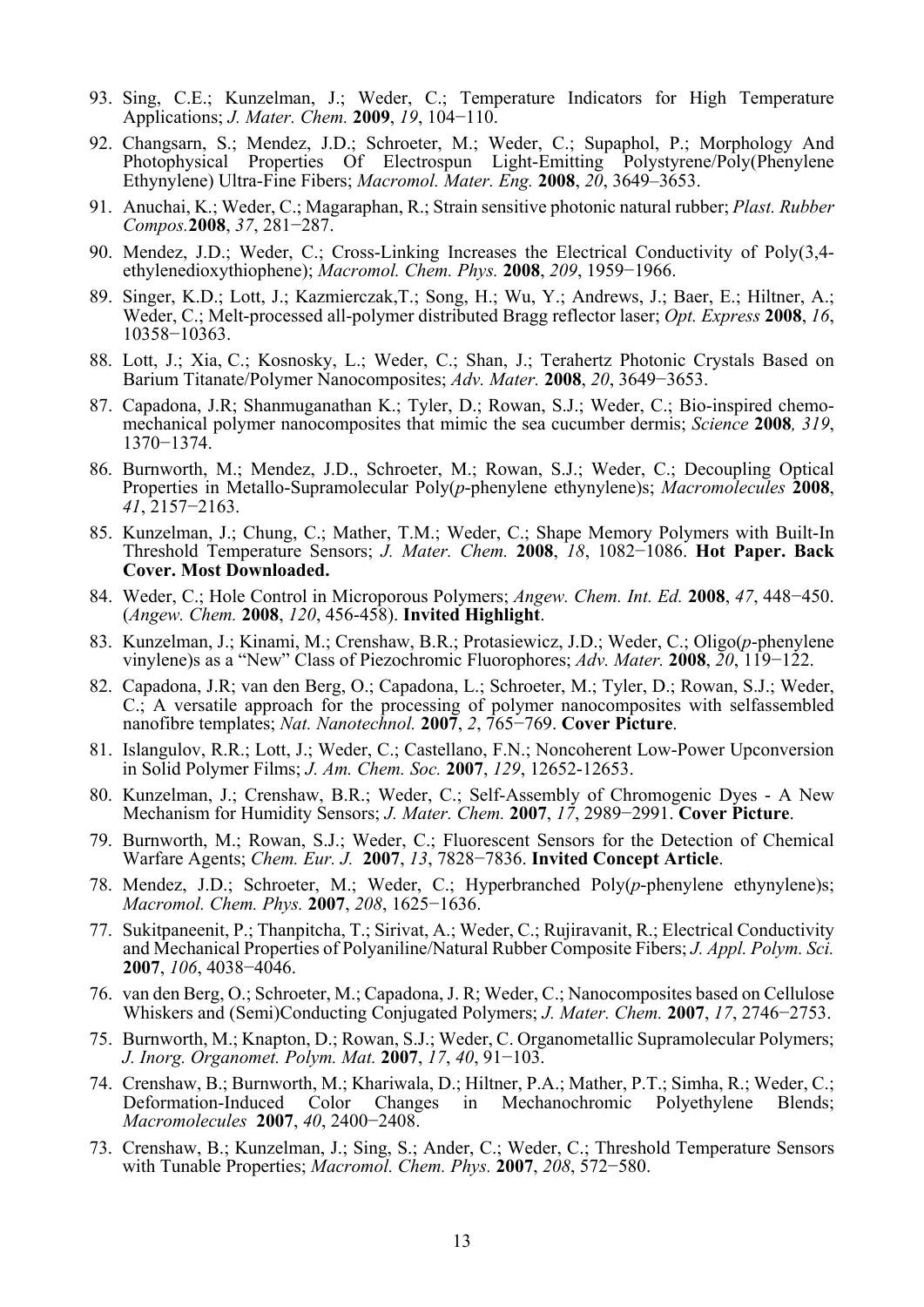93. Sing, C.E.; Kunzelman, J.; Weder, C.; Temperature Indicators for High Temperature Applications; *J. Mater. Chem.* **2009**, *19*, 104−110.

92. Changsarn, S.; Mendez, J.D.; Schroeter, M.; Weder, C.; Supaphol, P.; Morphology And Photophysical Properties Of Electrospun Light-Emitting Polystyrene/Poly(Phenylene Ethynylene) Ultra-Fine Fibers; *Macromol. Mater. Eng.* **2008**, *20*, 3649–3653.

91. Anuchai, K.; Weder, C.; Magaraphan, R.; Strain sensitive photonic natural rubber; *Plast. Rubber Compos.* **2008**, *37*, 281−287.

90. Mendez, J.D.; Weder, C.; Cross-Linking Increases the Electrical Conductivity of Poly(3,4-ethylenedioxythiophene); *Macromol. Chem. Phys.* **2008**, *209*, 1959−1966.

89. Singer, K.D.; Lott, J.; Kazmierczak,T.; Song, H.; Wu, Y.; Andrews, J.; Baer, E.; Hiltner, A.; Weder, C.; Melt-processed all-polymer distributed Bragg reflector laser; *Opt. Express* **2008**, *16*, 10358−10363.

88. Lott, J.; Xia, C.; Kosnosky, L.; Weder, C.; Shan, J.; Terahertz Photonic Crystals Based on Barium Titanate/Polymer Nanocomposites; *Adv. Mater.* **2008**, *20*, 3649−3653.

87. Capadona, J.R; Shanmuganathan K.; Tyler, D.; Rowan, S.J.; Weder, C.; Bio-inspired chemo-mechanical polymer nanocomposites that mimic the sea cucumber dermis; *Science* **2008**, *319*, 1370−1374.

86. Burnworth, M.; Mendez, J.D., Schroeter, M.; Rowan, S.J.; Weder, C.; Decoupling Optical Properties in Metallo-Supramolecular Poly(*p*-phenylene ethynylene)s; *Macromolecules* **2008**, *41*, 2157−2163.

85. Kunzelman, J.; Chung, C.; Mather, T.M.; Weder, C.; Shape Memory Polymers with Built-In Threshold Temperature Sensors; *J. Mater. Chem.* **2008**, *18*, 1082−1086. **Hot Paper. Back Cover. Most Downloaded.**

84. Weder, C.; Hole Control in Microporous Polymers; *Angew. Chem. Int. Ed.* **2008**, *47*, 448−450. (*Angew. Chem.* **2008**, *120*, 456-458). **Invited Highlight**.

83. Kunzelman, J.; Kinami, M.; Crenshaw, B.R.; Protasiewicz, J.D.; Weder, C.; Oligo(*p*-phenylene vinylene)s as a "New" Class of Piezochromic Fluorophores; *Adv. Mater.* **2008**, *20*, 119−122.

82. Capadona, J.R; van den Berg, O.; Capadona, L.; Schroeter, M.; Tyler, D.; Rowan, S.J.; Weder, C.; A versatile approach for the processing of polymer nanocomposites with selfassembled nanofibre templates; *Nat. Nanotechnol.* **2007**, *2*, 765−769. **Cover Picture**.

81. Islangulov, R.R.; Lott, J.; Weder, C.; Castellano, F.N.; Noncoherent Low-Power Upconversion in Solid Polymer Films; *J. Am. Chem. Soc.* **2007**, *129*, 12652-12653.

80. Kunzelman, J.; Crenshaw, B.R.; Weder, C.; Self-Assembly of Chromogenic Dyes - A New Mechanism for Humidity Sensors; *J. Mater. Chem.* **2007**, *17*, 2989−2991. **Cover Picture**.

79. Burnworth, M.; Rowan, S.J.; Weder, C.; Fluorescent Sensors for the Detection of Chemical Warfare Agents; *Chem. Eur. J.* **2007**, *13*, 7828−7836. **Invited Concept Article**.

78. Mendez, J.D.; Schroeter, M.; Weder, C.; Hyperbranched Poly(*p*-phenylene ethynylene)s; *Macromol. Chem. Phys.* **2007**, *208*, 1625−1636.

77. Sukitpaneenit, P.; Thanpitcha, T.; Sirivat, A.; Weder, C.; Rujiravanit, R.; Electrical Conductivity and Mechanical Properties of Polyaniline/Natural Rubber Composite Fibers; *J. Appl. Polym. Sci.* **2007**, *106*, 4038−4046.

76. van den Berg, O.; Schroeter, M.; Capadona, J. R; Weder, C.; Nanocomposites based on Cellulose Whiskers and (Semi)Conducting Conjugated Polymers; *J. Mater. Chem.* **2007**, *17*, 2746−2753.

75. Burnworth, M.; Knapton, D.; Rowan, S.J.; Weder, C. Organometallic Supramolecular Polymers; *J. Inorg. Organomet. Polym. Mat.* **2007**, *17*, *40*, 91−103.

74. Crenshaw, B.; Burnworth, M.; Khariwala, D.; Hiltner, P.A.; Mather, P.T.; Simha, R.; Weder, C.; Deformation-Induced Color Changes in Mechanochromic Polyethylene Blends; *Macromolecules* **2007**, *40*, 2400−2408.

73. Crenshaw, B.; Kunzelman, J.; Sing, S.; Ander, C.; Weder, C.; Threshold Temperature Sensors with Tunable Properties; *Macromol. Chem. Phys.* **2007**, *208*, 572−580.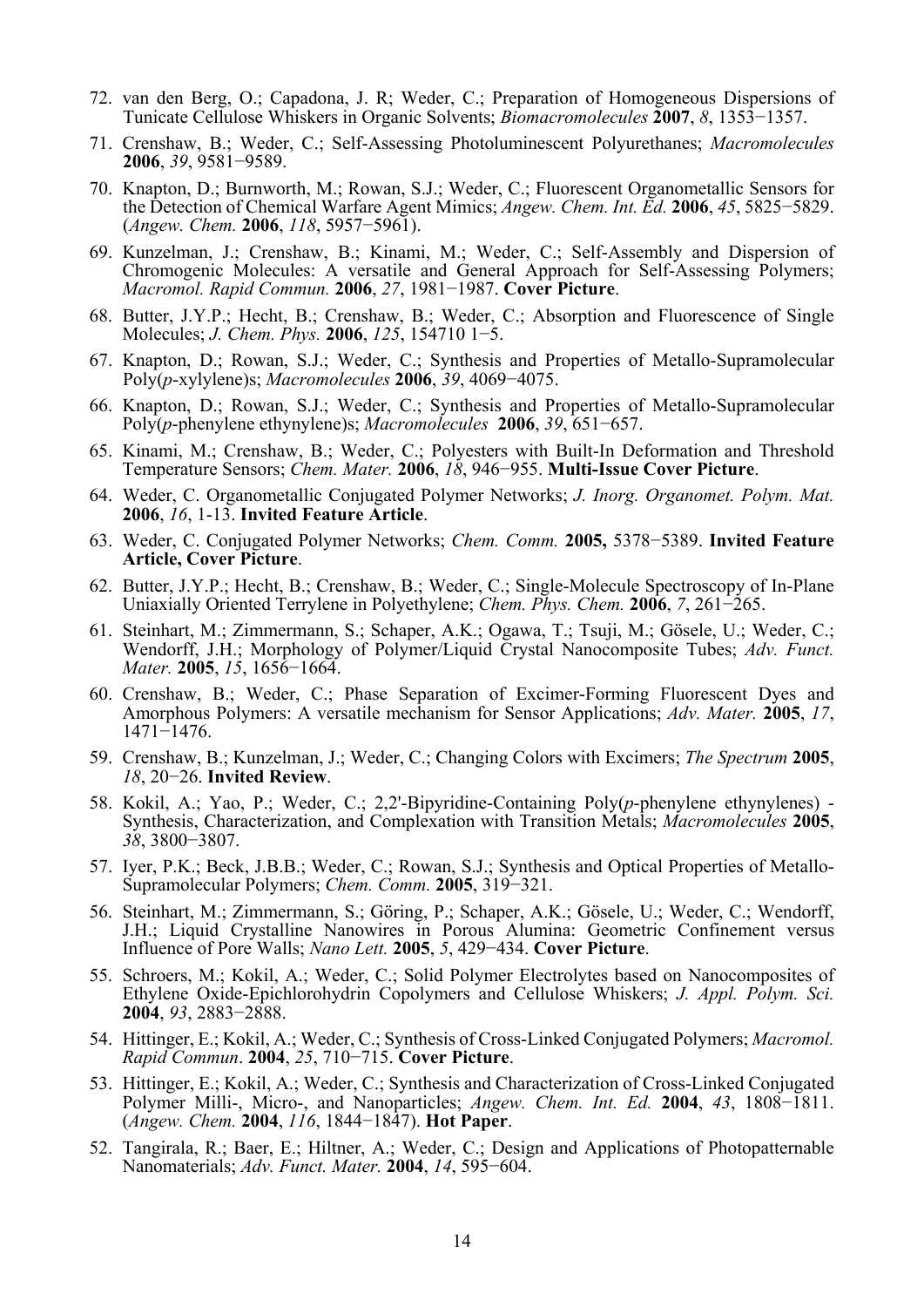72. van den Berg, O.; Capadona, J. R; Weder, C.; Preparation of Homogeneous Dispersions of Tunicate Cellulose Whiskers in Organic Solvents; *Biomacromolecules* **2007**, *8*, 1353−1357.

71. Crenshaw, B.; Weder, C.; Self-Assessing Photoluminescent Polyurethanes; *Macromolecules* **2006**, *39*, 9581−9589.

70. Knapton, D.; Burnworth, M.; Rowan, S.J.; Weder, C.; Fluorescent Organometallic Sensors for the Detection of Chemical Warfare Agent Mimics; *Angew. Chem. Int. Ed.* **2006**, *45*, 5825−5829. (*Angew. Chem.* **2006**, *118*, 5957−5961).

69. Kunzelman, J.; Crenshaw, B.; Kinami, M.; Weder, C.; Self-Assembly and Dispersion of Chromogenic Molecules: A versatile and General Approach for Self-Assessing Polymers; *Macromol. Rapid Commun.* **2006**, *27*, 1981−1987. **Cover Picture**.

68. Butter, J.Y.P.; Hecht, B.; Crenshaw, B.; Weder, C.; Absorption and Fluorescence of Single Molecules; *J. Chem. Phys.* **2006**, *125*, 154710 1−5.

67. Knapton, D.; Rowan, S.J.; Weder, C.; Synthesis and Properties of Metallo-Supramolecular Poly(*p*-xylylene)s; *Macromolecules* **2006**, *39*, 4069−4075.

66. Knapton, D.; Rowan, S.J.; Weder, C.; Synthesis and Properties of Metallo-Supramolecular Poly(*p*-phenylene ethynylene)s; *Macromolecules* **2006**, *39*, 651−657.

65. Kinami, M.; Crenshaw, B.; Weder, C.; Polyesters with Built-In Deformation and Threshold Temperature Sensors; *Chem. Mater.* **2006**, *18*, 946−955. **Multi-Issue Cover Picture**.

64. Weder, C. Organometallic Conjugated Polymer Networks; *J. Inorg. Organomet. Polym. Mat.* **2006**, *16*, 1-13. **Invited Feature Article**.

63. Weder, C. Conjugated Polymer Networks; *Chem. Comm.* **2005,** 5378−5389. **Invited Feature Article, Cover Picture**.

62. Butter, J.Y.P.; Hecht, B.; Crenshaw, B.; Weder, C.; Single-Molecule Spectroscopy of In-Plane Uniaxially Oriented Terrylene in Polyethylene; *Chem. Phys. Chem.* **2006**, *7*, 261−265.

61. Steinhart, M.; Zimmermann, S.; Schaper, A.K.; Ogawa, T.; Tsuji, M.; Gösele, U.; Weder, C.; Wendorff, J.H.; Morphology of Polymer/Liquid Crystal Nanocomposite Tubes; *Adv. Funct. Mater.* **2005**, *15*, 1656−1664.

60. Crenshaw, B.; Weder, C.; Phase Separation of Excimer-Forming Fluorescent Dyes and Amorphous Polymers: A versatile mechanism for Sensor Applications; *Adv. Mater.* **2005**, *17*, 1471−1476.

59. Crenshaw, B.; Kunzelman, J.; Weder, C.; Changing Colors with Excimers; *The Spectrum* **2005**, *18*, 20−26. **Invited Review**.

58. Kokil, A.; Yao, P.; Weder, C.; 2,2'-Bipyridine-Containing Poly(*p*-phenylene ethynylenes) - Synthesis, Characterization, and Complexation with Transition Metals; *Macromolecules* **2005**, *38*, 3800−3807.

57. Iyer, P.K.; Beck, J.B.B.; Weder, C.; Rowan, S.J.; Synthesis and Optical Properties of Metallo-Supramolecular Polymers; *Chem. Comm.* **2005**, 319−321.

56. Steinhart, M.; Zimmermann, S.; Göring, P.; Schaper, A.K.; Gösele, U.; Weder, C.; Wendorff, J.H.; Liquid Crystalline Nanowires in Porous Alumina: Geometric Confinement versus Influence of Pore Walls; *Nano Lett.* **2005**, *5*, 429−434. **Cover Picture**.

55. Schroers, M.; Kokil, A.; Weder, C.; Solid Polymer Electrolytes based on Nanocomposites of Ethylene Oxide-Epichlorohydrin Copolymers and Cellulose Whiskers; *J. Appl. Polym. Sci.* **2004**, *93*, 2883−2888.

54. Hittinger, E.; Kokil, A.; Weder, C.; Synthesis of Cross-Linked Conjugated Polymers; *Macromol. Rapid Commun*. **2004**, *25*, 710−715. **Cover Picture**.

53. Hittinger, E.; Kokil, A.; Weder, C.; Synthesis and Characterization of Cross-Linked Conjugated Polymer Milli-, Micro-, and Nanoparticles; *Angew. Chem. Int. Ed.* **2004**, *43*, 1808−1811. (*Angew. Chem.* **2004**, *116*, 1844−1847). **Hot Paper**.

52. Tangirala, R.; Baer, E.; Hiltner, A.; Weder, C.; Design and Applications of Photopatternable Nanomaterials; *Adv. Funct. Mater.* **2004**, *14*, 595−604.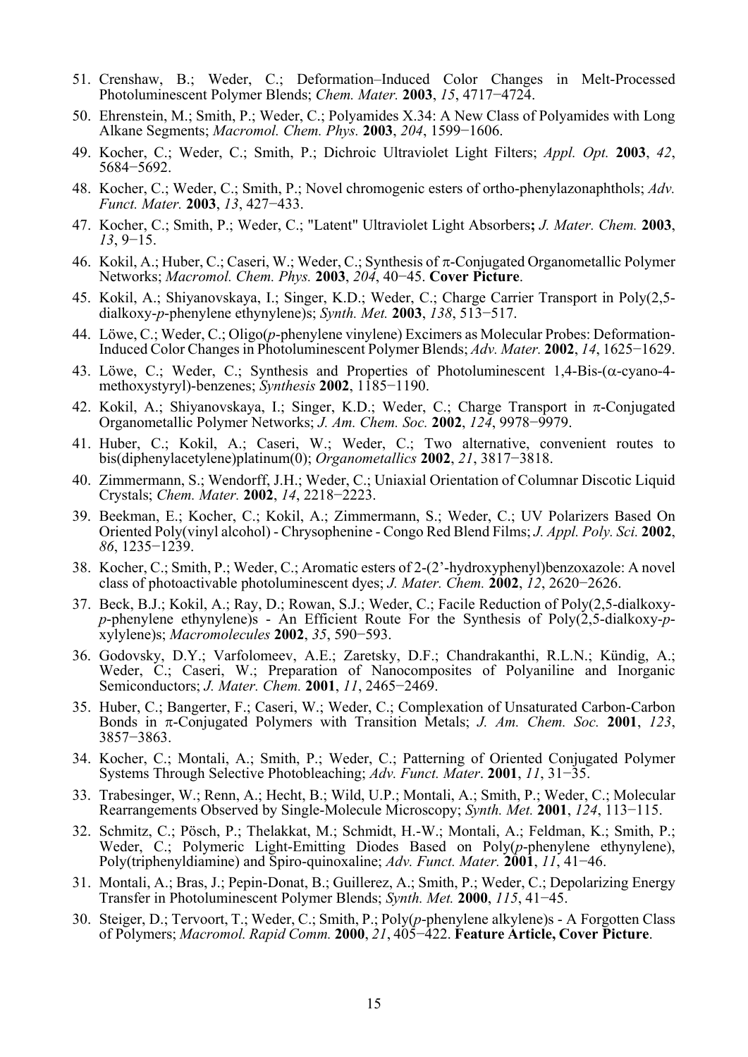51. Crenshaw, B.; Weder, C.; Deformation–Induced Color Changes in Melt-Processed Photoluminescent Polymer Blends; *Chem. Mater.* **2003**, *15*, 4717−4724.
50. Ehrenstein, M.; Smith, P.; Weder, C.; Polyamides X.34: A New Class of Polyamides with Long Alkane Segments; *Macromol. Chem. Phys.* **2003**, *204*, 1599−1606.
49. Kocher, C.; Weder, C.; Smith, P.; Dichroic Ultraviolet Light Filters; *Appl. Opt.* **2003**, *42*, 5684−5692.
48. Kocher, C.; Weder, C.; Smith, P.; Novel chromogenic esters of ortho-phenylazonaphthols; *Adv. Funct. Mater.* **2003**, *13*, 427−433.
47. Kocher, C.; Smith, P.; Weder, C.; "Latent" Ultraviolet Light Absorbers**;** *J. Mater. Chem.* **2003**, *13*, 9−15.
46. Kokil, A.; Huber, C.; Caseri, W.; Weder, C.; Synthesis of π-Conjugated Organometallic Polymer Networks; *Macromol. Chem. Phys.* **2003**, *204*, 40−45. **Cover Picture**.
45. Kokil, A.; Shiyanovskaya, I.; Singer, K.D.; Weder, C.; Charge Carrier Transport in Poly(2,5-dialkoxy-*p*-phenylene ethynylene)s; *Synth. Met.* **2003**, *138*, 513−517.
44. Löwe, C.; Weder, C.; Oligo(*p*-phenylene vinylene) Excimers as Molecular Probes: Deformation-Induced Color Changes in Photoluminescent Polymer Blends; *Adv. Mater.* **2002**, *14*, 1625−1629.
43. Löwe, C.; Weder, C.; Synthesis and Properties of Photoluminescent 1,4-Bis-(α-cyano-4-methoxystyryl)-benzenes; *Synthesis* **2002**, 1185−1190.
42. Kokil, A.; Shiyanovskaya, I.; Singer, K.D.; Weder, C.; Charge Transport in π-Conjugated Organometallic Polymer Networks; *J. Am. Chem. Soc.* **2002**, *124*, 9978−9979.
41. Huber, C.; Kokil, A.; Caseri, W.; Weder, C.; Two alternative, convenient routes to bis(diphenylacetylene)platinum(0); *Organometallics* **2002**, *21*, 3817−3818.
40. Zimmermann, S.; Wendorff, J.H.; Weder, C.; Uniaxial Orientation of Columnar Discotic Liquid Crystals; *Chem. Mater.* **2002**, *14*, 2218−2223.
39. Beekman, E.; Kocher, C.; Kokil, A.; Zimmermann, S.; Weder, C.; UV Polarizers Based On Oriented Poly(vinyl alcohol) - Chrysophenine - Congo Red Blend Films; *J. Appl. Poly. Sci.* **2002**, *86*, 1235−1239.
38. Kocher, C.; Smith, P.; Weder, C.; Aromatic esters of 2-(2'-hydroxyphenyl)benzoxazole: A novel class of photoactivable photoluminescent dyes; *J. Mater. Chem.* **2002**, *12*, 2620−2626.
37. Beck, B.J.; Kokil, A.; Ray, D.; Rowan, S.J.; Weder, C.; Facile Reduction of Poly(2,5-dialkoxy-*p*-phenylene ethynylene)s - An Efficient Route For the Synthesis of Poly(2,5-dialkoxy-*p*-xylylene)s; *Macromolecules* **2002**, *35*, 590−593.
36. Godovsky, D.Y.; Varfolomeev, A.E.; Zaretsky, D.F.; Chandrakanthi, R.L.N.; Kündig, A.; Weder, C.; Caseri, W.; Preparation of Nanocomposites of Polyaniline and Inorganic Semiconductors; *J. Mater. Chem.* **2001**, *11*, 2465−2469.
35. Huber, C.; Bangerter, F.; Caseri, W.; Weder, C.; Complexation of Unsaturated Carbon-Carbon Bonds in π-Conjugated Polymers with Transition Metals; *J. Am. Chem. Soc.* **2001**, *123*, 3857−3863.
34. Kocher, C.; Montali, A.; Smith, P.; Weder, C.; Patterning of Oriented Conjugated Polymer Systems Through Selective Photobleaching; *Adv. Funct. Mater*. **2001**, *11*, 31−35.
33. Trabesinger, W.; Renn, A.; Hecht, B.; Wild, U.P.; Montali, A.; Smith, P.; Weder, C.; Molecular Rearrangements Observed by Single-Molecule Microscopy; *Synth. Met.* **2001**, *124*, 113−115.
32. Schmitz, C.; Pösch, P.; Thelakkat, M.; Schmidt, H.-W.; Montali, A.; Feldman, K.; Smith, P.; Weder, C.; Polymeric Light-Emitting Diodes Based on Poly(*p*-phenylene ethynylene), Poly(triphenyldiamine) and Spiro-quinoxaline; *Adv. Funct. Mater.* **2001**, *11*, 41−46.
31. Montali, A.; Bras, J.; Pepin-Donat, B.; Guillerez, A.; Smith, P.; Weder, C.; Depolarizing Energy Transfer in Photoluminescent Polymer Blends; *Synth. Met.* **2000**, *115*, 41−45.
30. Steiger, D.; Tervoort, T.; Weder, C.; Smith, P.; Poly(*p*-phenylene alkylene)s - A Forgotten Class of Polymers; *Macromol. Rapid Comm.* **2000**, *21*, 405−422. **Feature Article, Cover Picture**.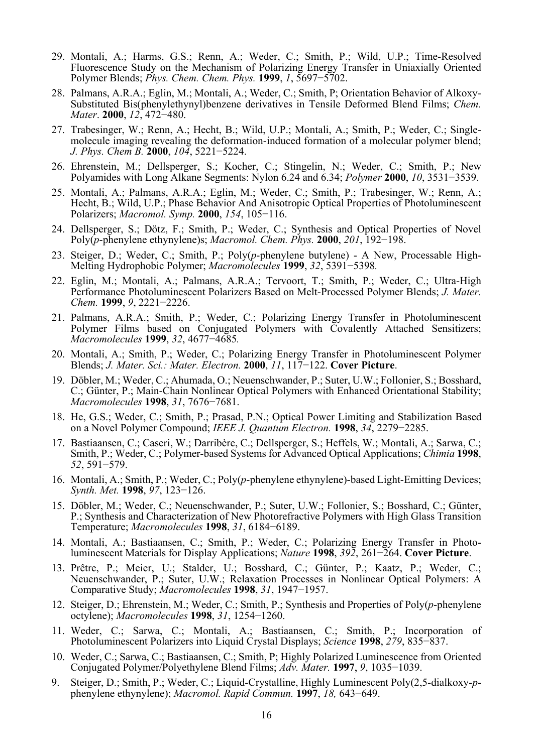29. Montali, A.; Harms, G.S.; Renn, A.; Weder, C.; Smith, P.; Wild, U.P.; Time-Resolved Fluorescence Study on the Mechanism of Polarizing Energy Transfer in Uniaxially Oriented Polymer Blends; *Phys. Chem. Chem. Phys.* **1999**, *1*, 5697−5702.

28. Palmans, A.R.A.; Eglin, M.; Montali, A.; Weder, C.; Smith, P; Orientation Behavior of Alkoxy-Substituted Bis(phenylethynyl)benzene derivatives in Tensile Deformed Blend Films; *Chem. Mater*. **2000**, *12*, 472−480.

27. Trabesinger, W.; Renn, A.; Hecht, B.; Wild, U.P.; Montali, A.; Smith, P.; Weder, C.; Single-molecule imaging revealing the deformation-induced formation of a molecular polymer blend; *J. Phys. Chem B.* **2000**, *104*, 5221−5224.

26. Ehrenstein, M.; Dellsperger, S.; Kocher, C.; Stingelin, N.; Weder, C.; Smith, P.; New Polyamides with Long Alkane Segments: Nylon 6.24 and 6.34; *Polymer* **2000**, *10*, 3531−3539.

25. Montali, A.; Palmans, A.R.A.; Eglin, M.; Weder, C.; Smith, P.; Trabesinger, W.; Renn, A.; Hecht, B.; Wild, U.P.; Phase Behavior And Anisotropic Optical Properties of Photoluminescent Polarizers; *Macromol. Symp.* **2000**, *154*, 105−116.

24. Dellsperger, S.; Dötz, F.; Smith, P.; Weder, C.; Synthesis and Optical Properties of Novel Poly(*p*-phenylene ethynylene)s; *Macromol. Chem. Phys.* **2000**, *201*, 192−198.

23. Steiger, D.; Weder, C.; Smith, P.; Poly(*p*-phenylene butylene) - A New, Processable High-Melting Hydrophobic Polymer; *Macromolecules* **1999**, *32*, 5391−5398.

22. Eglin, M.; Montali, A.; Palmans, A.R.A.; Tervoort, T.; Smith, P.; Weder, C.; Ultra-High Performance Photoluminescent Polarizers Based on Melt-Processed Polymer Blends; *J. Mater. Chem.* **1999**, *9*, 2221−2226.

21. Palmans, A.R.A.; Smith, P.; Weder, C.; Polarizing Energy Transfer in Photoluminescent Polymer Films based on Conjugated Polymers with Covalently Attached Sensitizers; *Macromolecules* **1999**, *32*, 4677−4685.

20. Montali, A.; Smith, P.; Weder, C.; Polarizing Energy Transfer in Photoluminescent Polymer Blends; *J. Mater. Sci.: Mater. Electron.* **2000**, *11*, 117−122. **Cover Picture**.

19. Döbler, M.; Weder, C.; Ahumada, O.; Neuenschwander, P.; Suter, U.W.; Follonier, S.; Bosshard, C.; Günter, P.; Main-Chain Nonlinear Optical Polymers with Enhanced Orientational Stability; *Macromolecules* **1998**, *31*, 7676−7681.

18. He, G.S.; Weder, C.; Smith, P.; Prasad, P.N.; Optical Power Limiting and Stabilization Based on a Novel Polymer Compound; *IEEE J. Quantum Electron.* **1998**, *34*, 2279−2285.

17. Bastiaansen, C.; Caseri, W.; Darribère, C.; Dellsperger, S.; Heffels, W.; Montali, A.; Sarwa, C.; Smith, P.; Weder, C.; Polymer-based Systems for Advanced Optical Applications; *Chimia* **1998**, *52*, 591−579.

16. Montali, A.; Smith, P.; Weder, C.; Poly(*p*-phenylene ethynylene)-based Light-Emitting Devices; *Synth. Met.* **1998**, *97*, 123−126.

15. Döbler, M.; Weder, C.; Neuenschwander, P.; Suter, U.W.; Follonier, S.; Bosshard, C.; Günter, P.; Synthesis and Characterization of New Photorefractive Polymers with High Glass Transition Temperature; *Macromolecules* **1998**, *31*, 6184−6189.

14. Montali, A.; Bastiaansen, C.; Smith, P.; Weder, C.; Polarizing Energy Transfer in Photoluminescent Materials for Display Applications; *Nature* **1998**, *392*, 261−264. **Cover Picture**.

13. Prêtre, P.; Meier, U.; Stalder, U.; Bosshard, C.; Günter, P.; Kaatz, P.; Weder, C.; Neuenschwander, P.; Suter, U.W.; Relaxation Processes in Nonlinear Optical Polymers: A Comparative Study; *Macromolecules* **1998**, *31*, 1947−1957.

12. Steiger, D.; Ehrenstein, M.; Weder, C.; Smith, P.; Synthesis and Properties of Poly(*p*-phenylene octylene); *Macromolecules* **1998**, *31*, 1254−1260.

11. Weder, C.; Sarwa, C.; Montali, A.; Bastiaansen, C.; Smith, P.; Incorporation of Photoluminescent Polarizers into Liquid Crystal Displays; *Science* **1998**, *279*, 835−837.

10. Weder, C.; Sarwa, C.; Bastiaansen, C.; Smith, P; Highly Polarized Luminescence from Oriented Conjugated Polymer/Polyethylene Blend Films; *Adv. Mater.* **1997**, *9*, 1035−1039.

9. Steiger, D.; Smith, P.; Weder, C.; Liquid-Crystalline, Highly Luminescent Poly(2,5-dialkoxy-*p*-phenylene ethynylene); *Macromol. Rapid Commun.* **1997**, *18,* 643−649.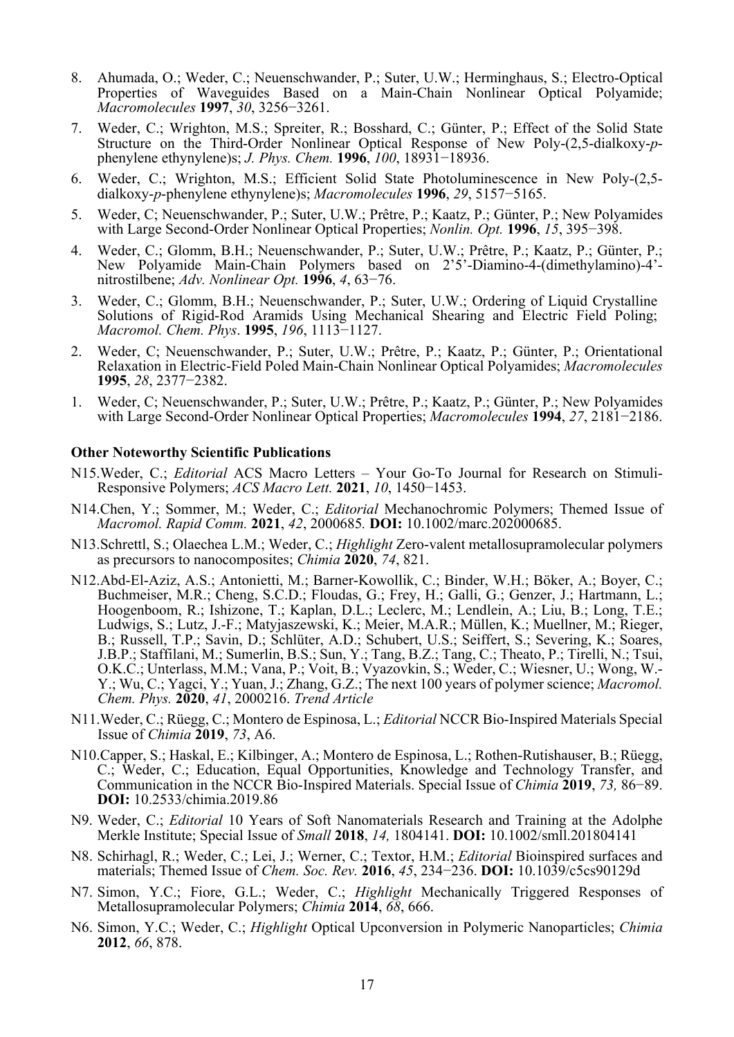8. Ahumada, O.; Weder, C.; Neuenschwander, P.; Suter, U.W.; Herminghaus, S.; Electro-Optical Properties of Waveguides Based on a Main-Chain Nonlinear Optical Polyamide; *Macromolecules* **1997**, *30*, 3256−3261.

7. Weder, C.; Wrighton, M.S.; Spreiter, R.; Bosshard, C.; Günter, P.; Effect of the Solid State Structure on the Third-Order Nonlinear Optical Response of New Poly-(2,5-dialkoxy-*p*-phenylene ethynylene)s; *J. Phys. Chem.* **1996**, *100*, 18931−18936.

6. Weder, C.; Wrighton, M.S.; Efficient Solid State Photoluminescence in New Poly-(2,5-dialkoxy-*p*-phenylene ethynylene)s; *Macromolecules* **1996**, *29*, 5157−5165.

5. Weder, C; Neuenschwander, P.; Suter, U.W.; Prêtre, P.; Kaatz, P.; Günter, P.; New Polyamides with Large Second-Order Nonlinear Optical Properties; *Nonlin. Opt.* **1996**, *15*, 395−398.

4. Weder, C.; Glomm, B.H.; Neuenschwander, P.; Suter, U.W.; Prêtre, P.; Kaatz, P.; Günter, P.; New Polyamide Main-Chain Polymers based on 2'5'-Diamino-4-(dimethylamino)-4'-nitrostilbene; *Adv. Nonlinear Opt.* **1996**, *4*, 63−76.

3. Weder, C.; Glomm, B.H.; Neuenschwander, P.; Suter, U.W.; Ordering of Liquid Crystalline Solutions of Rigid-Rod Aramids Using Mechanical Shearing and Electric Field Poling; *Macromol. Chem. Phys*. **1995**, *196*, 1113−1127.

2. Weder, C; Neuenschwander, P.; Suter, U.W.; Prêtre, P.; Kaatz, P.; Günter, P.; Orientational Relaxation in Electric-Field Poled Main-Chain Nonlinear Optical Polyamides; *Macromolecules* **1995**, *28*, 2377−2382.

1. Weder, C; Neuenschwander, P.; Suter, U.W.; Prêtre, P.; Kaatz, P.; Günter, P.; New Polyamides with Large Second-Order Nonlinear Optical Properties; *Macromolecules* **1994**, *27*, 2181−2186.

**Other Noteworthy Scientific Publications**

N15. Weder, C.; *Editorial* ACS Macro Letters – Your Go-To Journal for Research on Stimuli-Responsive Polymers; *ACS Macro Lett.* **2021**, *10*, 1450−1453.

N14. Chen, Y.; Sommer, M.; Weder, C.; *Editorial* Mechanochromic Polymers; Themed Issue of *Macromol. Rapid Comm.* **2021**, *42*, 2000685. **DOI:** 10.1002/marc.202000685.

N13. Schrettl, S.; Olaechea L.M.; Weder, C.; *Highlight* Zero-valent metallosupramolecular polymers as precursors to nanocomposites; *Chimia* **2020**, *74*, 821.

N12. Abd-El-Aziz, A.S.; Antonietti, M.; Barner-Kowollik, C.; Binder, W.H.; Böker, A.; Boyer, C.; Buchmeiser, M.R.; Cheng, S.C.D.; Floudas, G.; Frey, H.; Galli, G.; Genzer, J.; Hartmann, L.; Hoogenboom, R.; Ishizone, T.; Kaplan, D.L.; Leclerc, M.; Lendlein, A.; Liu, B.; Long, T.E.; Ludwigs, S.; Lutz, J.-F.; Matyjaszewski, K.; Meier, M.A.R.; Müllen, K.; Muellner, M.; Rieger, B.; Russell, T.P.; Savin, D.; Schlüter, A.D.; Schubert, U.S.; Seiffert, S.; Severing, K.; Soares, J.B.P.; Staffilani, M.; Sumerlin, B.S.; Sun, Y.; Tang, B.Z.; Tang, C.; Theato, P.; Tirelli, N.; Tsui, O.K.C.; Unterlass, M.M.; Vana, P.; Voit, B.; Vyazovkin, S.; Weder, C.; Wiesner, U.; Wong, W.-Y.; Wu, C.; Yagci, Y.; Yuan, J.; Zhang, G.Z.; The next 100 years of polymer science; *Macromol. Chem. Phys.* **2020**, *41*, 2000216. *Trend Article*

N11. Weder, C.; Rüegg, C.; Montero de Espinosa, L.; *Editorial* NCCR Bio-Inspired Materials Special Issue of *Chimia* **2019**, *73*, A6.

N10. Capper, S.; Haskal, E.; Kilbinger, A.; Montero de Espinosa, L.; Rothen-Rutishauser, B.; Rüegg, C.; Weder, C.; Education, Equal Opportunities, Knowledge and Technology Transfer, and Communication in the NCCR Bio-Inspired Materials. Special Issue of *Chimia* **2019**, *73,* 86−89. **DOI:** 10.2533/chimia.2019.86

N9. Weder, C.; *Editorial* 10 Years of Soft Nanomaterials Research and Training at the Adolphe Merkle Institute; Special Issue of *Small* **2018**, *14,* 1804141. **DOI:** 10.1002/smll.201804141

N8. Schirhagl, R.; Weder, C.; Lei, J.; Werner, C.; Textor, H.M.; *Editorial* Bioinspired surfaces and materials; Themed Issue of *Chem. Soc. Rev.* **2016**, *45*, 234−236. **DOI:** 10.1039/c5cs90129d

N7. Simon, Y.C.; Fiore, G.L.; Weder, C.; *Highlight* Mechanically Triggered Responses of Metallosupramolecular Polymers; *Chimia* **2014**, *68*, 666.

N6. Simon, Y.C.; Weder, C.; *Highlight* Optical Upconversion in Polymeric Nanoparticles; *Chimia* **2012**, *66*, 878.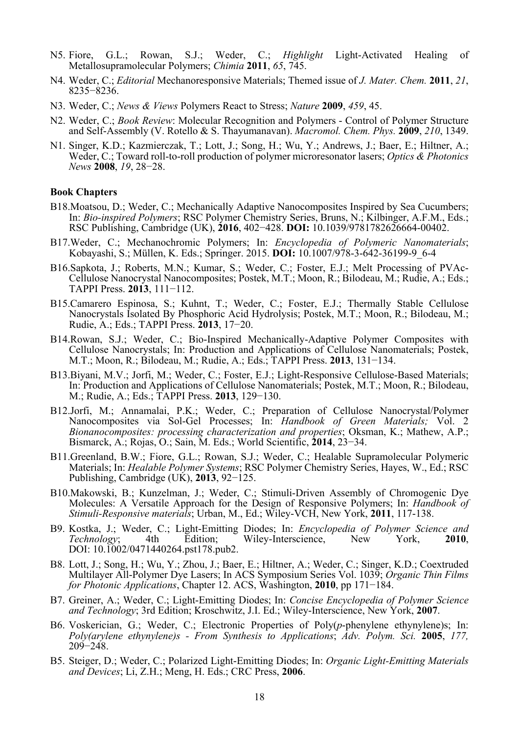N5. Fiore, G.L.; Rowan, S.J.; Weder, C.; *Highlight* Light-Activated Healing of Metallosupramolecular Polymers; *Chimia* **2011**, *65*, 745.

N4. Weder, C.; *Editorial* Mechanoresponsive Materials; Themed issue of *J. Mater. Chem.* **2011**, *21*, 8235−8236.

N3. Weder, C.; *News & Views* Polymers React to Stress; *Nature* **2009**, *459*, 45.

N2. Weder, C.; *Book Review*: Molecular Recognition and Polymers - Control of Polymer Structure and Self-Assembly (V. Rotello & S. Thayumanavan). *Macromol. Chem. Phys.* **2009**, *210*, 1349.

N1. Singer, K.D.; Kazmierczak, T.; Lott, J.; Song, H.; Wu, Y.; Andrews, J.; Baer, E.; Hiltner, A.; Weder, C.; Toward roll-to-roll production of polymer microresonator lasers; *Optics & Photonics News* **2008**, *19*, 28−28.

**Book Chapters**

B18. Moatsou, D.; Weder, C.; Mechanically Adaptive Nanocomposites Inspired by Sea Cucumbers; In: *Bio-inspired Polymers*; RSC Polymer Chemistry Series, Bruns, N.; Kilbinger, A.F.M., Eds.; RSC Publishing, Cambridge (UK), **2016**, 402−428. **DOI:** 10.1039/9781782626664-00402.

B17. Weder, C.; Mechanochromic Polymers; In: *Encyclopedia of Polymeric Nanomaterials*; Kobayashi, S.; Müllen, K. Eds.; Springer. 2015. **DOI:** 10.1007/978-3-642-36199-9_6-4

B16. Sapkota, J.; Roberts, M.N.; Kumar, S.; Weder, C.; Foster, E.J.; Melt Processing of PVAc-Cellulose Nanocrystal Nanocomposites; Postek, M.T.; Moon, R.; Bilodeau, M.; Rudie, A.; Eds.; TAPPI Press. **2013**, 111−112.

B15. Camarero Espinosa, S.; Kuhnt, T.; Weder, C.; Foster, E.J.; Thermally Stable Cellulose Nanocrystals Isolated By Phosphoric Acid Hydrolysis; Postek, M.T.; Moon, R.; Bilodeau, M.; Rudie, A.; Eds.; TAPPI Press. **2013**, 17−20.

B14. Rowan, S.J.; Weder, C.; Bio-Inspired Mechanically-Adaptive Polymer Composites with Cellulose Nanocrystals; In: Production and Applications of Cellulose Nanomaterials; Postek, M.T.; Moon, R.; Bilodeau, M.; Rudie, A.; Eds.; TAPPI Press. **2013**, 131−134.

B13. Biyani, M.V.; Jorfi, M.; Weder, C.; Foster, E.J.; Light-Responsive Cellulose-Based Materials; In: Production and Applications of Cellulose Nanomaterials; Postek, M.T.; Moon, R.; Bilodeau, M.; Rudie, A.; Eds.; TAPPI Press. **2013**, 129−130.

B12. Jorfi, M.; Annamalai, P.K.; Weder, C.; Preparation of Cellulose Nanocrystal/Polymer Nanocomposites via Sol-Gel Processes; In: *Handbook of Green Materials;* Vol. 2 *Bionanocomposites: processing characterization and properties*; Oksman, K.; Mathew, A.P.; Bismarck, A.; Rojas, O.; Sain, M. Eds.; World Scientific, **2014**, 23−34.

B11. Greenland, B.W.; Fiore, G.L.; Rowan, S.J.; Weder, C.; Healable Supramolecular Polymeric Materials; In: *Healable Polymer Systems*; RSC Polymer Chemistry Series, Hayes, W., Ed.; RSC Publishing, Cambridge (UK), **2013**, 92−125.

B10. Makowski, B.; Kunzelman, J.; Weder, C.; Stimuli-Driven Assembly of Chromogenic Dye Molecules: A Versatile Approach for the Design of Responsive Polymers; In: *Handbook of Stimuli-Responsive materials*; Urban, M., Ed.; Wiley-VCH, New York, **2011**, 117-138.

B9. Kostka, J.; Weder, C.; Light-Emitting Diodes; In: *Encyclopedia of Polymer Science and Technology*; 4th Edition; Wiley-Interscience, New York, **2010**, DOI: 10.1002/0471440264.pst178.pub2.

B8. Lott, J.; Song, H.; Wu, Y.; Zhou, J.; Baer, E.; Hiltner, A.; Weder, C.; Singer, K.D.; Coextruded Multilayer All-Polymer Dye Lasers; In ACS Symposium Series Vol. 1039; *Organic Thin Films for Photonic Applications*, Chapter 12. ACS, Washington, **2010**, pp 171−184.

B7. Greiner, A.; Weder, C.; Light-Emitting Diodes; In: *Concise Encyclopedia of Polymer Science and Technology*; 3rd Edition; Kroschwitz, J.I. Ed.; Wiley-Interscience, New York, **2007**.

B6. Voskerician, G.; Weder, C.; Electronic Properties of Poly(*p*-phenylene ethynylene)s; In: *Poly(arylene ethynylene)s - From Synthesis to Applications*; *Adv. Polym. Sci.* **2005**, *177,* 209−248.

B5. Steiger, D.; Weder, C.; Polarized Light-Emitting Diodes; In: *Organic Light-Emitting Materials and Devices*; Li, Z.H.; Meng, H. Eds.; CRC Press, **2006**.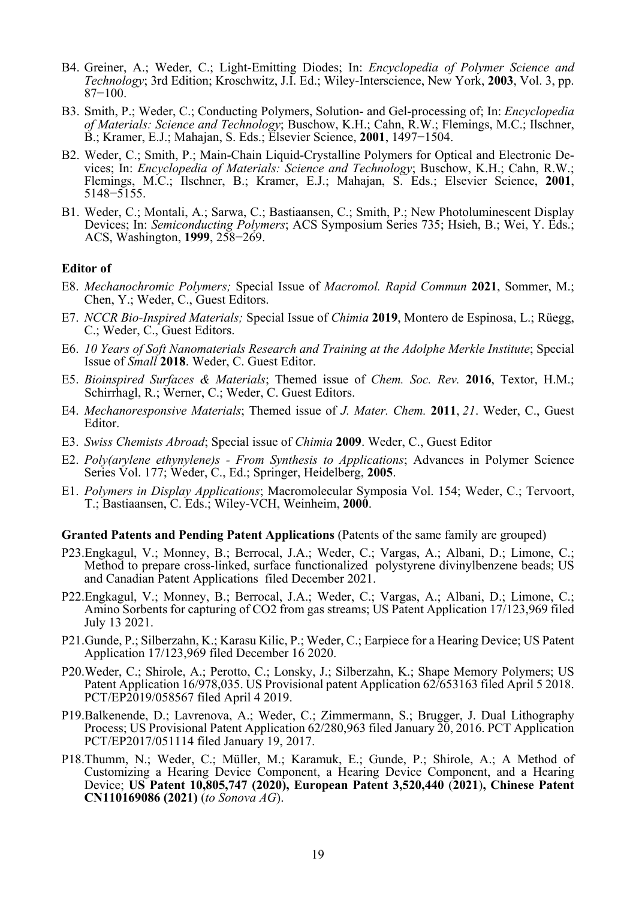B4. Greiner, A.; Weder, C.; Light-Emitting Diodes; In: *Encyclopedia of Polymer Science and Technology*; 3rd Edition; Kroschwitz, J.I. Ed.; Wiley-Interscience, New York, **2003**, Vol. 3, pp. 87−100.

B3. Smith, P.; Weder, C.; Conducting Polymers, Solution- and Gel-processing of; In: *Encyclopedia of Materials: Science and Technology*; Buschow, K.H.; Cahn, R.W.; Flemings, M.C.; Ilschner, B.; Kramer, E.J.; Mahajan, S. Eds.; Elsevier Science, **2001**, 1497−1504.

B2. Weder, C.; Smith, P.; Main-Chain Liquid-Crystalline Polymers for Optical and Electronic Devices; In: *Encyclopedia of Materials: Science and Technology*; Buschow, K.H.; Cahn, R.W.; Flemings, M.C.; Ilschner, B.; Kramer, E.J.; Mahajan, S. Eds.; Elsevier Science, **2001**, 5148−5155.

B1. Weder, C.; Montali, A.; Sarwa, C.; Bastiaansen, C.; Smith, P.; New Photoluminescent Display Devices; In: *Semiconducting Polymers*; ACS Symposium Series 735; Hsieh, B.; Wei, Y. Eds.; ACS, Washington, **1999**, 258−269.

**Editor of**

E8. *Mechanochromic Polymers;* Special Issue of *Macromol. Rapid Commun* **2021**, Sommer, M.; Chen, Y.; Weder, C., Guest Editors.

E7. *NCCR Bio-Inspired Materials;* Special Issue of *Chimia* **2019**, Montero de Espinosa, L.; Rüegg, C.; Weder, C., Guest Editors.

E6. *10 Years of Soft Nanomaterials Research and Training at the Adolphe Merkle Institute*; Special Issue of *Small* **2018**. Weder, C. Guest Editor.

E5. *Bioinspired Surfaces & Materials*; Themed issue of *Chem. Soc. Rev.* **2016**, Textor, H.M.; Schirrhagl, R.; Werner, C.; Weder, C. Guest Editors.

E4. *Mechanoresponsive Materials*; Themed issue of *J. Mater. Chem.* **2011**, *21*. Weder, C., Guest Editor.

E3. *Swiss Chemists Abroad*; Special issue of *Chimia* **2009**. Weder, C., Guest Editor

E2. *Poly(arylene ethynylene)s - From Synthesis to Applications*; Advances in Polymer Science Series Vol. 177; Weder, C., Ed.; Springer, Heidelberg, **2005**.

E1. *Polymers in Display Applications*; Macromolecular Symposia Vol. 154; Weder, C.; Tervoort, T.; Bastiaansen, C. Eds.; Wiley-VCH, Weinheim, **2000**.

**Granted Patents and Pending Patent Applications** (Patents of the same family are grouped)

P23. Engkagul, V.; Monney, B.; Berrocal, J.A.; Weder, C.; Vargas, A.; Albani, D.; Limone, C.; Method to prepare cross-linked, surface functionalized polystyrene divinylbenzene beads; US and Canadian Patent Applications filed December 2021.

P22. Engkagul, V.; Monney, B.; Berrocal, J.A.; Weder, C.; Vargas, A.; Albani, D.; Limone, C.; Amino Sorbents for capturing of CO2 from gas streams; US Patent Application 17/123,969 filed July 13 2021.

P21. Gunde, P.; Silberzahn, K.; Karasu Kilic, P.; Weder, C.; Earpiece for a Hearing Device; US Patent Application 17/123,969 filed December 16 2020.

P20. Weder, C.; Shirole, A.; Perotto, C.; Lonsky, J.; Silberzahn, K.; Shape Memory Polymers; US Patent Application 16/978,035. US Provisional patent Application 62/653163 filed April 5 2018. PCT/EP2019/058567 filed April 4 2019.

P19. Balkenende, D.; Lavrenova, A.; Weder, C.; Zimmermann, S.; Brugger, J. Dual Lithography Process; US Provisional Patent Application 62/280,963 filed January 20, 2016. PCT Application PCT/EP2017/051114 filed January 19, 2017.

P18. Thumm, N.; Weder, C.; Müller, M.; Karamuk, E.; Gunde, P.; Shirole, A.; A Method of Customizing a Hearing Device Component, a Hearing Device Component, and a Hearing Device; **US Patent 10,805,747 (2020), European Patent 3,520,440 (2021), Chinese Patent CN110169086 (2021)** (*to Sonova AG*).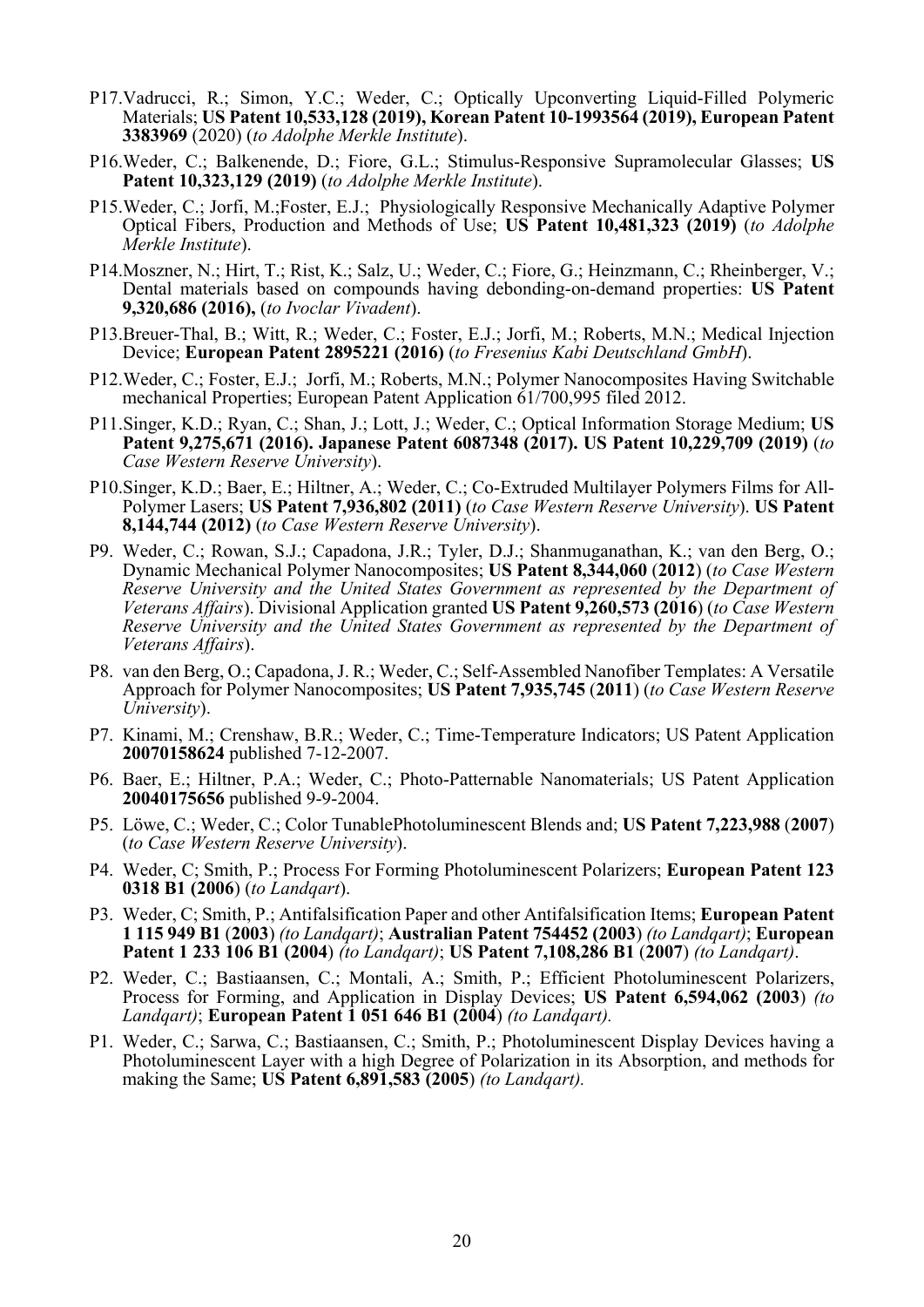P17. Vadrucci, R.; Simon, Y.C.; Weder, C.; Optically Upconverting Liquid-Filled Polymeric Materials; **US Patent 10,533,128 (2019), Korean Patent 10-1993564 (2019), European Patent 3383969** (2020) (*to Adolphe Merkle Institute*).

P16. Weder, C.; Balkenende, D.; Fiore, G.L.; Stimulus-Responsive Supramolecular Glasses; **US Patent 10,323,129 (2019)** (*to Adolphe Merkle Institute*).

P15. Weder, C.; Jorfi, M.;Foster, E.J.; Physiologically Responsive Mechanically Adaptive Polymer Optical Fibers, Production and Methods of Use; **US Patent 10,481,323 (2019)** (*to Adolphe Merkle Institute*).

P14. Moszner, N.; Hirt, T.; Rist, K.; Salz, U.; Weder, C.; Fiore, G.; Heinzmann, C.; Rheinberger, V.; Dental materials based on compounds having debonding-on-demand properties: **US Patent 9,320,686 (2016),** (*to Ivoclar Vivadent*).

P13. Breuer-Thal, B.; Witt, R.; Weder, C.; Foster, E.J.; Jorfi, M.; Roberts, M.N.; Medical Injection Device; **European Patent 2895221 (2016)** (*to Fresenius Kabi Deutschland GmbH*).

P12. Weder, C.; Foster, E.J.; Jorfi, M.; Roberts, M.N.; Polymer Nanocomposites Having Switchable mechanical Properties; European Patent Application 61/700,995 filed 2012.

P11. Singer, K.D.; Ryan, C.; Shan, J.; Lott, J.; Weder, C.; Optical Information Storage Medium; **US Patent 9,275,671 (2016). Japanese Patent 6087348 (2017). US Patent 10,229,709 (2019)** (*to Case Western Reserve University*).

P10. Singer, K.D.; Baer, E.; Hiltner, A.; Weder, C.; Co-Extruded Multilayer Polymers Films for All-Polymer Lasers; **US Patent 7,936,802 (2011)** (*to Case Western Reserve University*). **US Patent 8,144,744 (2012)** (*to Case Western Reserve University*).

P9. Weder, C.; Rowan, S.J.; Capadona, J.R.; Tyler, D.J.; Shanmuganathan, K.; van den Berg, O.; Dynamic Mechanical Polymer Nanocomposites; **US Patent 8,344,060** (**2012**) (*to Case Western Reserve University and the United States Government as represented by the Department of Veterans Affairs*). Divisional Application granted **US Patent 9,260,573 (2016**) (*to Case Western Reserve University and the United States Government as represented by the Department of Veterans Affairs*).

P8. van den Berg, O.; Capadona, J. R.; Weder, C.; Self-Assembled Nanofiber Templates: A Versatile Approach for Polymer Nanocomposites; **US Patent 7,935,745** (**2011**) (*to Case Western Reserve University*).

P7. Kinami, M.; Crenshaw, B.R.; Weder, C.; Time-Temperature Indicators; US Patent Application **20070158624** published 7-12-2007.

P6. Baer, E.; Hiltner, P.A.; Weder, C.; Photo-Patternable Nanomaterials; US Patent Application **20040175656** published 9-9-2004.

P5. Löwe, C.; Weder, C.; Color TunablePhotoluminescent Blends and; **US Patent 7,223,988** (**2007**) (*to Case Western Reserve University*).

P4. Weder, C; Smith, P.; Process For Forming Photoluminescent Polarizers; **European Patent 123 0318 B1 (2006**) (*to Landqart*).

P3. Weder, C; Smith, P.; Antifalsification Paper and other Antifalsification Items; **European Patent 1 115 949 B1** (**2003**) *(to Landqart)*; **Australian Patent 754452 (2003**) *(to Landqart)*; **European Patent 1 233 106 B1 (2004**) *(to Landqart)*; **US Patent 7,108,286 B1** (**2007**) *(to Landqart)*.

P2. Weder, C.; Bastiaansen, C.; Montali, A.; Smith, P.; Efficient Photoluminescent Polarizers, Process for Forming, and Application in Display Devices; **US Patent 6,594,062 (2003**) *(to Landqart)*; **European Patent 1 051 646 B1 (2004**) *(to Landqart).*

P1. Weder, C.; Sarwa, C.; Bastiaansen, C.; Smith, P.; Photoluminescent Display Devices having a Photoluminescent Layer with a high Degree of Polarization in its Absorption, and methods for making the Same; **US Patent 6,891,583 (2005**) *(to Landqart).*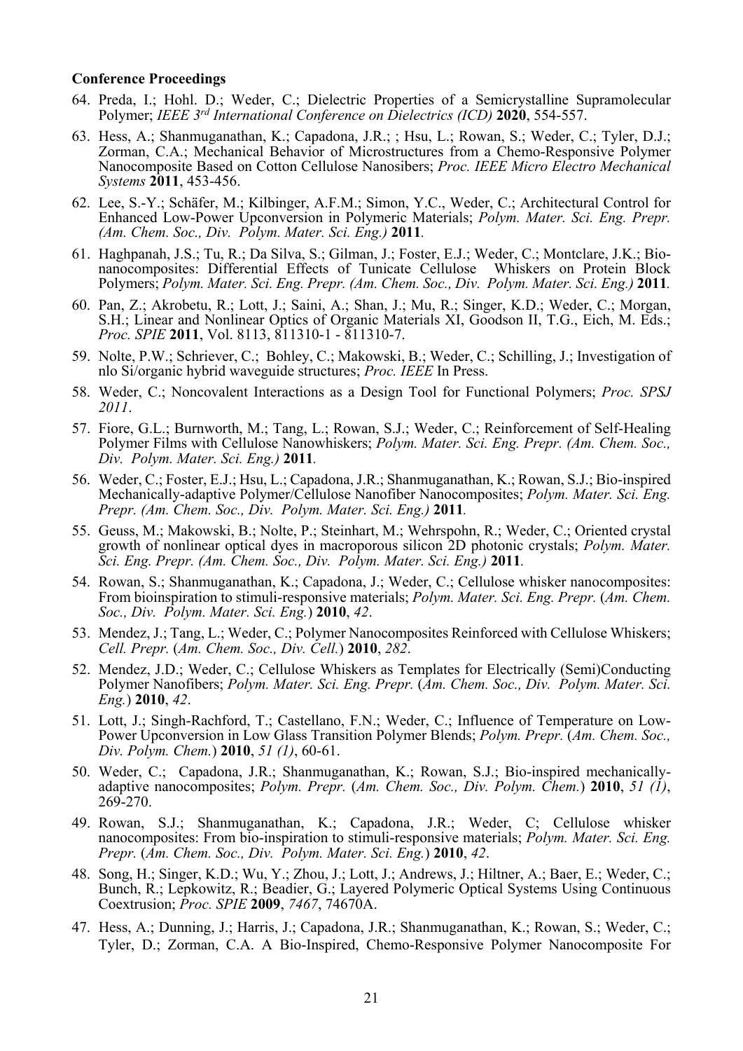**Conference Proceedings**

64. Preda, I.; Hohl. D.; Weder, C.; Dielectric Properties of a Semicrystalline Supramolecular Polymer; *IEEE 3rd International Conference on Dielectrics (ICD)* **2020**, 554-557.

63. Hess, A.; Shanmuganathan, K.; Capadona, J.R.; ; Hsu, L.; Rowan, S.; Weder, C.; Tyler, D.J.; Zorman, C.A.; Mechanical Behavior of Microstructures from a Chemo-Responsive Polymer Nanocomposite Based on Cotton Cellulose Nanosibers; *Proc. IEEE Micro Electro Mechanical Systems* **2011**, 453-456.

62. Lee, S.-Y.; Schäfer, M.; Kilbinger, A.F.M.; Simon, Y.C., Weder, C.; Architectural Control for Enhanced Low-Power Upconversion in Polymeric Materials; *Polym. Mater. Sci. Eng. Prepr. (Am. Chem. Soc., Div. Polym. Mater. Sci. Eng.)* **2011**.

61. Haghpanah, J.S.; Tu, R.; Da Silva, S.; Gilman, J.; Foster, E.J.; Weder, C.; Montclare, J.K.; Bio-nanocomposites: Differential Effects of Tunicate Cellulose Whiskers on Protein Block Polymers; *Polym. Mater. Sci. Eng. Prepr. (Am. Chem. Soc., Div. Polym. Mater. Sci. Eng.)* **2011**.

60. Pan, Z.; Akrobetu, R.; Lott, J.; Saini, A.; Shan, J.; Mu, R.; Singer, K.D.; Weder, C.; Morgan, S.H.; Linear and Nonlinear Optics of Organic Materials XI, Goodson II, T.G., Eich, M. Eds.; *Proc. SPIE* **2011**, Vol. 8113, 811310-1 - 811310-7.

59. Nolte, P.W.; Schriever, C.; Bohley, C.; Makowski, B.; Weder, C.; Schilling, J.; Investigation of nlo Si/organic hybrid waveguide structures; *Proc. IEEE* In Press.

58. Weder, C.; Noncovalent Interactions as a Design Tool for Functional Polymers; *Proc. SPSJ 2011*.

57. Fiore, G.L.; Burnworth, M.; Tang, L.; Rowan, S.J.; Weder, C.; Reinforcement of Self-Healing Polymer Films with Cellulose Nanowhiskers; *Polym. Mater. Sci. Eng. Prepr. (Am. Chem. Soc., Div. Polym. Mater. Sci. Eng.)* **2011**.

56. Weder, C.; Foster, E.J.; Hsu, L.; Capadona, J.R.; Shanmuganathan, K.; Rowan, S.J.; Bio-inspired Mechanically-adaptive Polymer/Cellulose Nanofiber Nanocomposites; *Polym. Mater. Sci. Eng. Prepr. (Am. Chem. Soc., Div. Polym. Mater. Sci. Eng.)* **2011**.

55. Geuss, M.; Makowski, B.; Nolte, P.; Steinhart, M.; Wehrspohn, R.; Weder, C.; Oriented crystal growth of nonlinear optical dyes in macroporous silicon 2D photonic crystals; *Polym. Mater. Sci. Eng. Prepr. (Am. Chem. Soc., Div. Polym. Mater. Sci. Eng.)* **2011**.

54. Rowan, S.; Shanmuganathan, K.; Capadona, J.; Weder, C.; Cellulose whisker nanocomposites: From bioinspiration to stimuli-responsive materials; *Polym. Mater. Sci. Eng. Prepr.* (*Am. Chem. Soc., Div. Polym. Mater. Sci. Eng.*) **2010**, *42*.

53. Mendez, J.; Tang, L.; Weder, C.; Polymer Nanocomposites Reinforced with Cellulose Whiskers; *Cell. Prepr.* (*Am. Chem. Soc., Div. Cell.*) **2010**, *282*.

52. Mendez, J.D.; Weder, C.; Cellulose Whiskers as Templates for Electrically (Semi)Conducting Polymer Nanofibers; *Polym. Mater. Sci. Eng. Prepr.* (*Am. Chem. Soc., Div. Polym. Mater. Sci. Eng.*) **2010**, *42*.

51. Lott, J.; Singh-Rachford, T.; Castellano, F.N.; Weder, C.; Influence of Temperature on Low-Power Upconversion in Low Glass Transition Polymer Blends; *Polym. Prepr.* (*Am. Chem. Soc., Div. Polym. Chem.*) **2010**, *51 (1)*, 60-61.

50. Weder, C.; Capadona, J.R.; Shanmuganathan, K.; Rowan, S.J.; Bio-inspired mechanically-adaptive nanocomposites; *Polym. Prepr.* (*Am. Chem. Soc., Div. Polym. Chem.*) **2010**, *51 (1)*, 269-270.

49. Rowan, S.J.; Shanmuganathan, K.; Capadona, J.R.; Weder, C; Cellulose whisker nanocomposites: From bio-inspiration to stimuli-responsive materials; *Polym. Mater. Sci. Eng. Prepr.* (*Am. Chem. Soc., Div. Polym. Mater. Sci. Eng.*) **2010**, *42*.

48. Song, H.; Singer, K.D.; Wu, Y.; Zhou, J.; Lott, J.; Andrews, J.; Hiltner, A.; Baer, E.; Weder, C.; Bunch, R.; Lepkowitz, R.; Beadier, G.; Layered Polymeric Optical Systems Using Continuous Coextrusion; *Proc. SPIE* **2009**, *7467*, 74670A.

47. Hess, A.; Dunning, J.; Harris, J.; Capadona, J.R.; Shanmuganathan, K.; Rowan, S.; Weder, C.; Tyler, D.; Zorman, C.A. A Bio-Inspired, Chemo-Responsive Polymer Nanocomposite For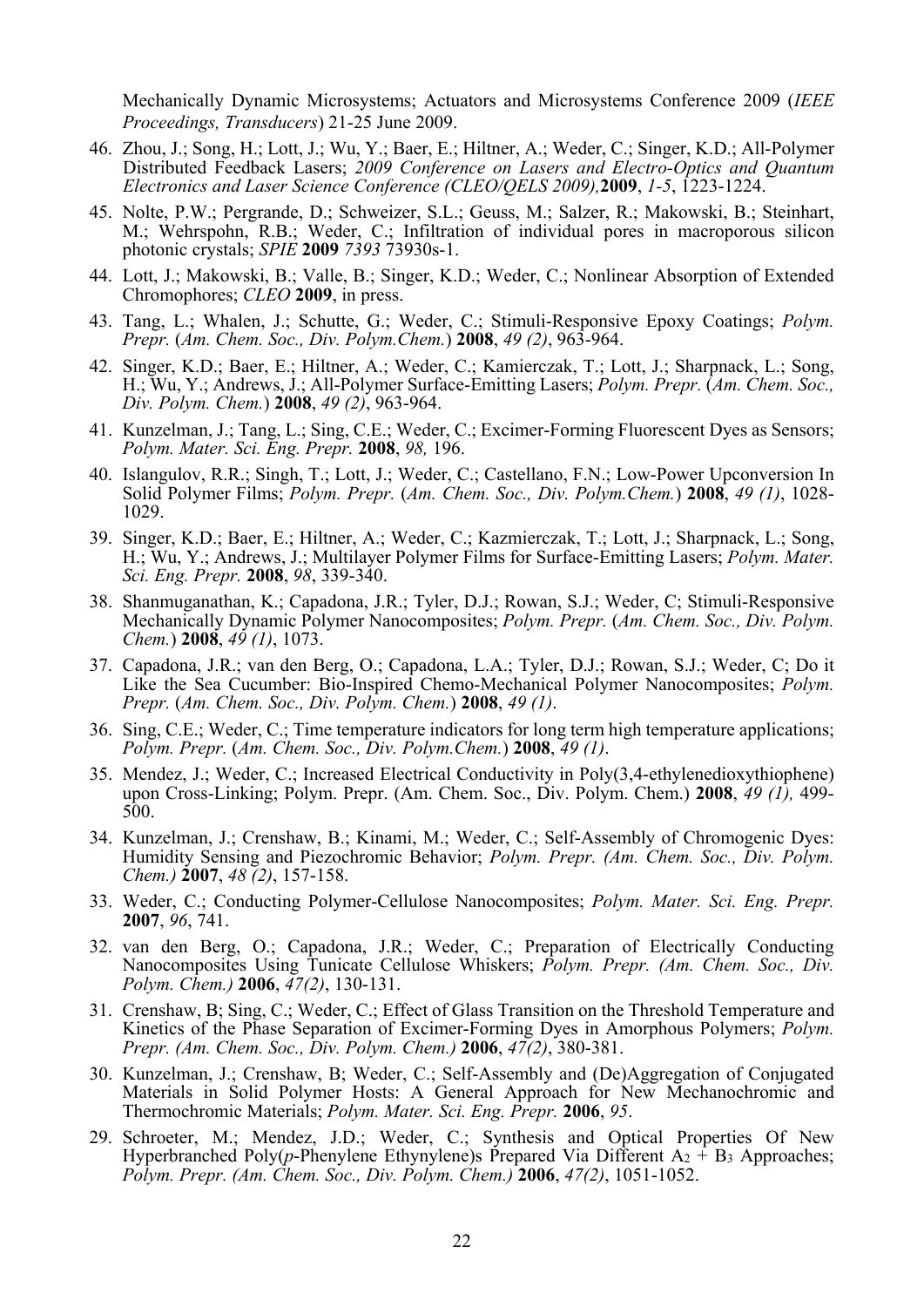Mechanically Dynamic Microsystems; Actuators and Microsystems Conference 2009 (*IEEE Proceedings, Transducers*) 21-25 June 2009.

46. Zhou, J.; Song, H.; Lott, J.; Wu, Y.; Baer, E.; Hiltner, A.; Weder, C.; Singer, K.D.; All-Polymer Distributed Feedback Lasers; *2009 Conference on Lasers and Electro-Optics and Quantum Electronics and Laser Science Conference (CLEO/QELS 2009),***2009**, *1-5*, 1223-1224.

45. Nolte, P.W.; Pergrande, D.; Schweizer, S.L.; Geuss, M.; Salzer, R.; Makowski, B.; Steinhart, M.; Wehrspohn, R.B.; Weder, C.; Infiltration of individual pores in macroporous silicon photonic crystals; *SPIE* **2009** *7393* 73930s-1.

44. Lott, J.; Makowski, B.; Valle, B.; Singer, K.D.; Weder, C.; Nonlinear Absorption of Extended Chromophores; *CLEO* **2009**, in press.

43. Tang, L.; Whalen, J.; Schutte, G.; Weder, C.; Stimuli-Responsive Epoxy Coatings; *Polym. Prepr.* (*Am. Chem. Soc., Div. Polym.Chem.*) **2008**, *49 (2)*, 963-964.

42. Singer, K.D.; Baer, E.; Hiltner, A.; Weder, C.; Kamierczak, T.; Lott, J.; Sharpnack, L.; Song, H.; Wu, Y.; Andrews, J.; All-Polymer Surface-Emitting Lasers; *Polym. Prepr.* (*Am. Chem. Soc., Div. Polym. Chem.*) **2008**, *49 (2)*, 963-964.

41. Kunzelman, J.; Tang, L.; Sing, C.E.; Weder, C.; Excimer-Forming Fluorescent Dyes as Sensors; *Polym. Mater. Sci. Eng. Prepr.* **2008**, *98,* 196.

40. Islangulov, R.R.; Singh, T.; Lott, J.; Weder, C.; Castellano, F.N.; Low-Power Upconversion In Solid Polymer Films; *Polym. Prepr.* (*Am. Chem. Soc., Div. Polym.Chem.*) **2008**, *49 (1)*, 1028-1029.

39. Singer, K.D.; Baer, E.; Hiltner, A.; Weder, C.; Kazmierczak, T.; Lott, J.; Sharpnack, L.; Song, H.; Wu, Y.; Andrews, J.; Multilayer Polymer Films for Surface-Emitting Lasers; *Polym. Mater. Sci. Eng. Prepr.* **2008**, *98*, 339-340.

38. Shanmuganathan, K.; Capadona, J.R.; Tyler, D.J.; Rowan, S.J.; Weder, C; Stimuli-Responsive Mechanically Dynamic Polymer Nanocomposites; *Polym. Prepr.* (*Am. Chem. Soc., Div. Polym. Chem.*) **2008**, *49 (1)*, 1073.

37. Capadona, J.R.; van den Berg, O.; Capadona, L.A.; Tyler, D.J.; Rowan, S.J.; Weder, C; Do it Like the Sea Cucumber: Bio-Inspired Chemo-Mechanical Polymer Nanocomposites; *Polym. Prepr.* (*Am. Chem. Soc., Div. Polym. Chem.*) **2008**, *49 (1)*.

36. Sing, C.E.; Weder, C.; Time temperature indicators for long term high temperature applications; *Polym. Prepr.* (*Am. Chem. Soc., Div. Polym.Chem.*) **2008**, *49 (1)*.

35. Mendez, J.; Weder, C.; Increased Electrical Conductivity in Poly(3,4-ethylenedioxythiophene) upon Cross-Linking; Polym. Prepr. (Am. Chem. Soc., Div. Polym. Chem.) **2008**, *49 (1),* 499-500.

34. Kunzelman, J.; Crenshaw, B.; Kinami, M.; Weder, C.; Self-Assembly of Chromogenic Dyes: Humidity Sensing and Piezochromic Behavior; *Polym. Prepr. (Am. Chem. Soc., Div. Polym. Chem.)* **2007**, *48 (2)*, 157-158.

33. Weder, C.; Conducting Polymer-Cellulose Nanocomposites; *Polym. Mater. Sci. Eng. Prepr.* **2007**, *96*, 741.

32. van den Berg, O.; Capadona, J.R.; Weder, C.; Preparation of Electrically Conducting Nanocomposites Using Tunicate Cellulose Whiskers; *Polym. Prepr. (Am. Chem. Soc., Div. Polym. Chem.)* **2006**, *47(2)*, 130-131.

31. Crenshaw, B; Sing, C.; Weder, C.; Effect of Glass Transition on the Threshold Temperature and Kinetics of the Phase Separation of Excimer-Forming Dyes in Amorphous Polymers; *Polym. Prepr. (Am. Chem. Soc., Div. Polym. Chem.)* **2006**, *47(2)*, 380-381.

30. Kunzelman, J.; Crenshaw, B; Weder, C.; Self-Assembly and (De)Aggregation of Conjugated Materials in Solid Polymer Hosts: A General Approach for New Mechanochromic and Thermochromic Materials; *Polym. Mater. Sci. Eng. Prepr.* **2006**, *95*.

29. Schroeter, M.; Mendez, J.D.; Weder, C.; Synthesis and Optical Properties Of New Hyperbranched Poly(*p*-Phenylene Ethynylene)s Prepared Via Different $A_2 + B_3$ Approaches; *Polym. Prepr. (Am. Chem. Soc., Div. Polym. Chem.)* **2006**, *47(2)*, 1051-1052.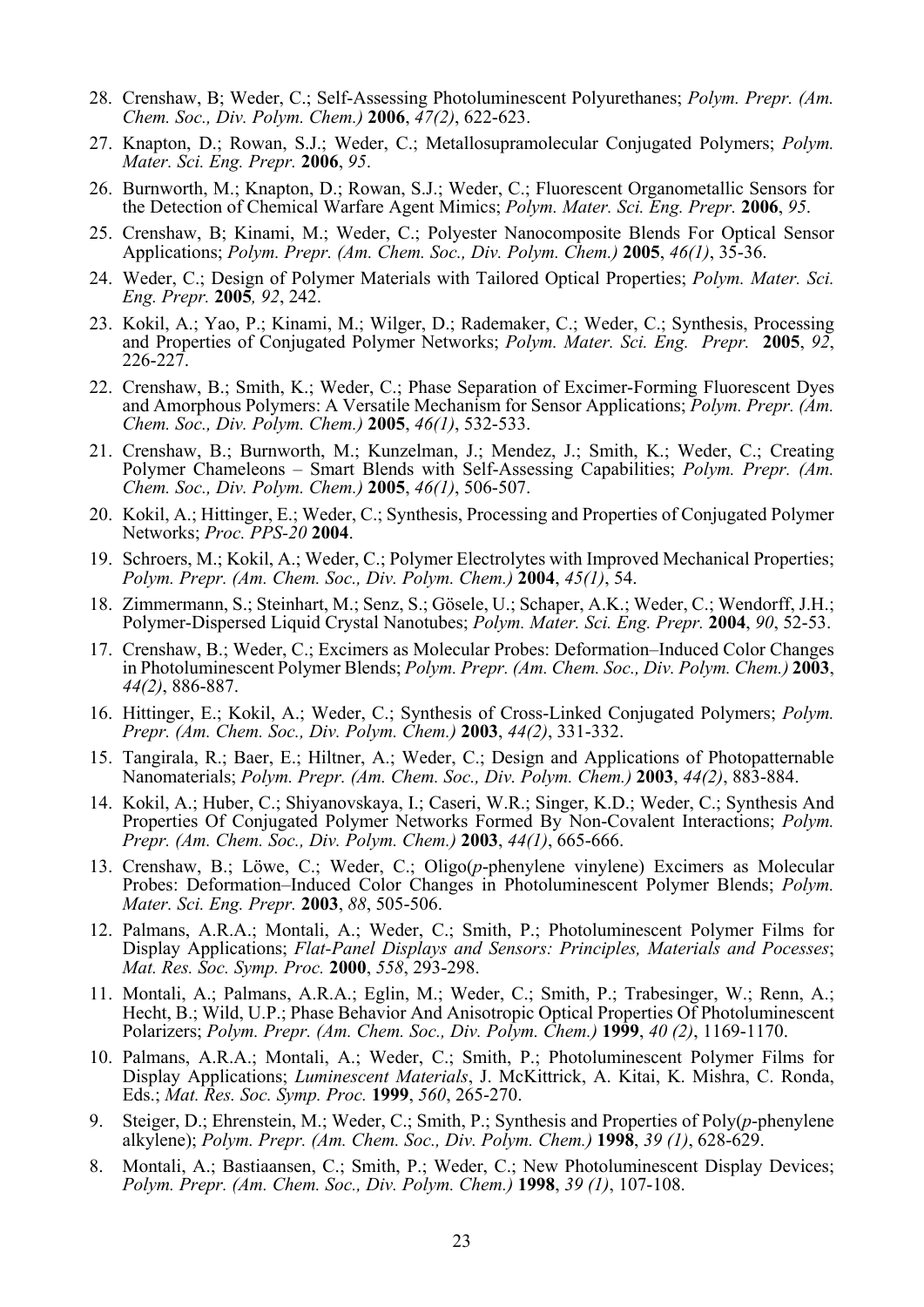28. Crenshaw, B; Weder, C.; Self-Assessing Photoluminescent Polyurethanes; *Polym. Prepr. (Am. Chem. Soc., Div. Polym. Chem.)* **2006**, *47(2)*, 622-623.

27. Knapton, D.; Rowan, S.J.; Weder, C.; Metallosupramolecular Conjugated Polymers; *Polym. Mater. Sci. Eng. Prepr.* **2006**, *95*.

26. Burnworth, M.; Knapton, D.; Rowan, S.J.; Weder, C.; Fluorescent Organometallic Sensors for the Detection of Chemical Warfare Agent Mimics; *Polym. Mater. Sci. Eng. Prepr.* **2006**, *95*.

25. Crenshaw, B; Kinami, M.; Weder, C.; Polyester Nanocomposite Blends For Optical Sensor Applications; *Polym. Prepr. (Am. Chem. Soc., Div. Polym. Chem.)* **2005**, *46(1)*, 35-36.

24. Weder, C.; Design of Polymer Materials with Tailored Optical Properties; *Polym. Mater. Sci. Eng. Prepr.* **2005**, *92*, 242.

23. Kokil, A.; Yao, P.; Kinami, M.; Wilger, D.; Rademaker, C.; Weder, C.; Synthesis, Processing and Properties of Conjugated Polymer Networks; *Polym. Mater. Sci. Eng. Prepr.* **2005**, *92*, 226-227.

22. Crenshaw, B.; Smith, K.; Weder, C.; Phase Separation of Excimer-Forming Fluorescent Dyes and Amorphous Polymers: A Versatile Mechanism for Sensor Applications; *Polym. Prepr. (Am. Chem. Soc., Div. Polym. Chem.)* **2005**, *46(1)*, 532-533.

21. Crenshaw, B.; Burnworth, M.; Kunzelman, J.; Mendez, J.; Smith, K.; Weder, C.; Creating Polymer Chameleons – Smart Blends with Self-Assessing Capabilities; *Polym. Prepr. (Am. Chem. Soc., Div. Polym. Chem.)* **2005**, *46(1)*, 506-507.

20. Kokil, A.; Hittinger, E.; Weder, C.; Synthesis, Processing and Properties of Conjugated Polymer Networks; *Proc. PPS-20* **2004**.

19. Schroers, M.; Kokil, A.; Weder, C.; Polymer Electrolytes with Improved Mechanical Properties; *Polym. Prepr. (Am. Chem. Soc., Div. Polym. Chem.)* **2004**, *45(1)*, 54.

18. Zimmermann, S.; Steinhart, M.; Senz, S.; Gösele, U.; Schaper, A.K.; Weder, C.; Wendorff, J.H.; Polymer-Dispersed Liquid Crystal Nanotubes; *Polym. Mater. Sci. Eng. Prepr.* **2004**, *90*, 52-53.

17. Crenshaw, B.; Weder, C.; Excimers as Molecular Probes: Deformation–Induced Color Changes in Photoluminescent Polymer Blends; *Polym. Prepr. (Am. Chem. Soc., Div. Polym. Chem.)* **2003**, *44(2)*, 886-887.

16. Hittinger, E.; Kokil, A.; Weder, C.; Synthesis of Cross-Linked Conjugated Polymers; *Polym. Prepr. (Am. Chem. Soc., Div. Polym. Chem.)* **2003**, *44(2)*, 331-332.

15. Tangirala, R.; Baer, E.; Hiltner, A.; Weder, C.; Design and Applications of Photopatternable Nanomaterials; *Polym. Prepr. (Am. Chem. Soc., Div. Polym. Chem.)* **2003**, *44(2)*, 883-884.

14. Kokil, A.; Huber, C.; Shiyanovskaya, I.; Caseri, W.R.; Singer, K.D.; Weder, C.; Synthesis And Properties Of Conjugated Polymer Networks Formed By Non-Covalent Interactions; *Polym. Prepr. (Am. Chem. Soc., Div. Polym. Chem.)* **2003**, *44(1)*, 665-666.

13. Crenshaw, B.; Löwe, C.; Weder, C.; Oligo(*p*-phenylene vinylene) Excimers as Molecular Probes: Deformation–Induced Color Changes in Photoluminescent Polymer Blends; *Polym. Mater. Sci. Eng. Prepr.* **2003**, *88*, 505-506.

12. Palmans, A.R.A.; Montali, A.; Weder, C.; Smith, P.; Photoluminescent Polymer Films for Display Applications; *Flat-Panel Displays and Sensors: Principles, Materials and Pocesses*; *Mat. Res. Soc. Symp. Proc.* **2000**, *558*, 293-298.

11. Montali, A.; Palmans, A.R.A.; Eglin, M.; Weder, C.; Smith, P.; Trabesinger, W.; Renn, A.; Hecht, B.; Wild, U.P.; Phase Behavior And Anisotropic Optical Properties Of Photoluminescent Polarizers; *Polym. Prepr. (Am. Chem. Soc., Div. Polym. Chem.)* **1999**, *40 (2)*, 1169-1170.

10. Palmans, A.R.A.; Montali, A.; Weder, C.; Smith, P.; Photoluminescent Polymer Films for Display Applications; *Luminescent Materials*, J. McKittrick, A. Kitai, K. Mishra, C. Ronda, Eds.; *Mat. Res. Soc. Symp. Proc.* **1999**, *560*, 265-270.

9. Steiger, D.; Ehrenstein, M.; Weder, C.; Smith, P.; Synthesis and Properties of Poly(*p*-phenylene alkylene); *Polym. Prepr. (Am. Chem. Soc., Div. Polym. Chem.)* **1998**, *39 (1)*, 628-629.

8. Montali, A.; Bastiaansen, C.; Smith, P.; Weder, C.; New Photoluminescent Display Devices; *Polym. Prepr. (Am. Chem. Soc., Div. Polym. Chem.)* **1998**, *39 (1)*, 107-108.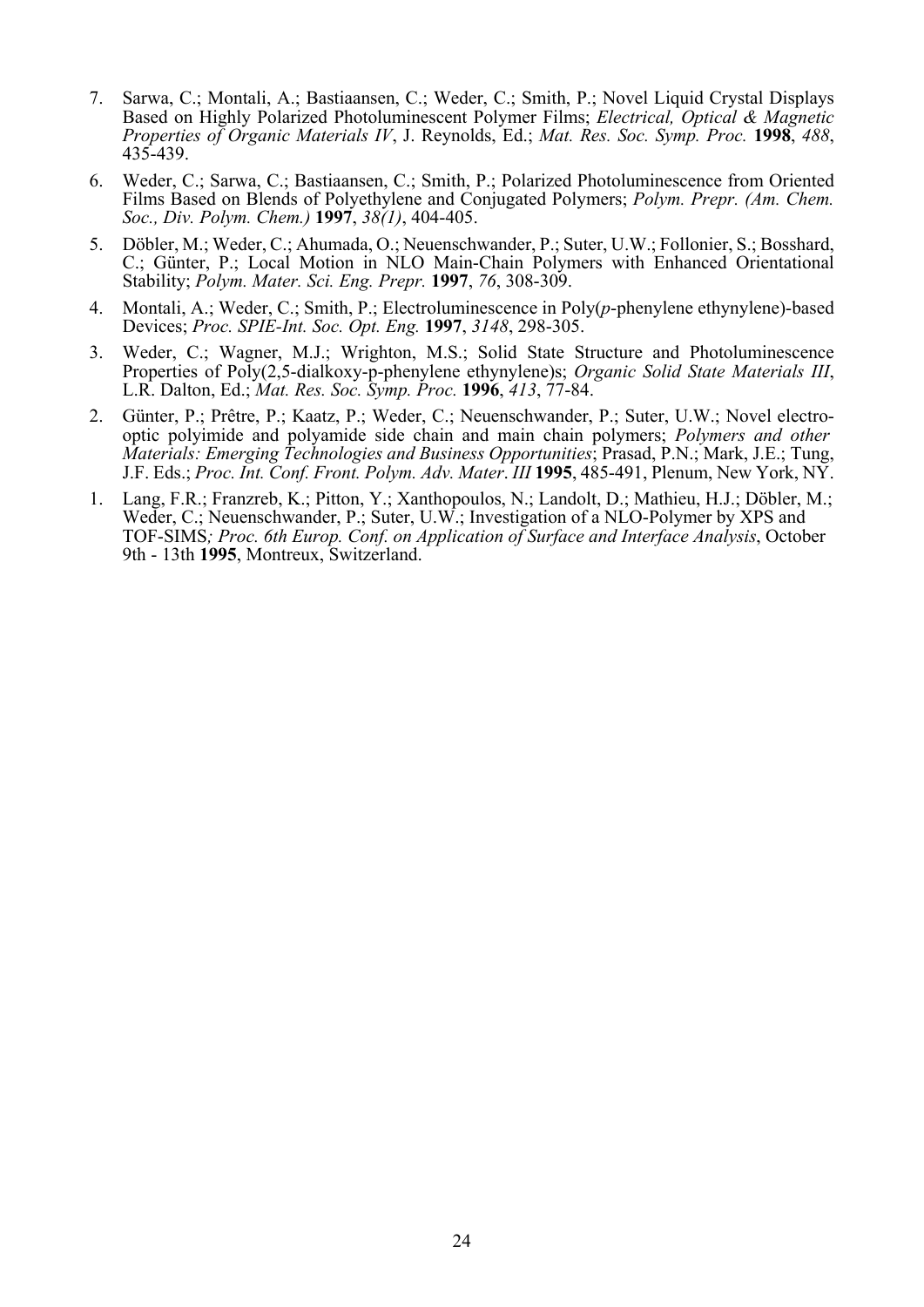7. Sarwa, C.; Montali, A.; Bastiaansen, C.; Weder, C.; Smith, P.; Novel Liquid Crystal Displays Based on Highly Polarized Photoluminescent Polymer Films; *Electrical, Optical & Magnetic Properties of Organic Materials IV*, J. Reynolds, Ed.; *Mat. Res. Soc. Symp. Proc.* **1998**, *488*, 435-439.

6. Weder, C.; Sarwa, C.; Bastiaansen, C.; Smith, P.; Polarized Photoluminescence from Oriented Films Based on Blends of Polyethylene and Conjugated Polymers; *Polym. Prepr. (Am. Chem. Soc., Div. Polym. Chem.)* **1997**, *38(1)*, 404-405.

5. Döbler, M.; Weder, C.; Ahumada, O.; Neuenschwander, P.; Suter, U.W.; Follonier, S.; Bosshard, C.; Günter, P.; Local Motion in NLO Main-Chain Polymers with Enhanced Orientational Stability; *Polym. Mater. Sci. Eng. Prepr.* **1997**, *76*, 308-309.

4. Montali, A.; Weder, C.; Smith, P.; Electroluminescence in Poly(*p*-phenylene ethynylene)-based Devices; *Proc. SPIE-Int. Soc. Opt. Eng.* **1997**, *3148*, 298-305.

3. Weder, C.; Wagner, M.J.; Wrighton, M.S.; Solid State Structure and Photoluminescence Properties of Poly(2,5-dialkoxy-p-phenylene ethynylene)s; *Organic Solid State Materials III*, L.R. Dalton, Ed.; *Mat. Res. Soc. Symp. Proc.* **1996**, *413*, 77-84.

2. Günter, P.; Prêtre, P.; Kaatz, P.; Weder, C.; Neuenschwander, P.; Suter, U.W.; Novel electro-optic polyimide and polyamide side chain and main chain polymers; *Polymers and other Materials: Emerging Technologies and Business Opportunities*; Prasad, P.N.; Mark, J.E.; Tung, J.F. Eds.; *Proc. Int. Conf. Front. Polym. Adv. Mater. III* **1995**, 485-491, Plenum, New York, NY.

1. Lang, F.R.; Franzreb, K.; Pitton, Y.; Xanthopoulos, N.; Landolt, D.; Mathieu, H.J.; Döbler, M.; Weder, C.; Neuenschwander, P.; Suter, U.W.; Investigation of a NLO-Polymer by XPS and TOF-SIMS*; Proc. 6th Europ. Conf. on Application of Surface and Interface Analysis*, October 9th - 13th **1995**, Montreux, Switzerland.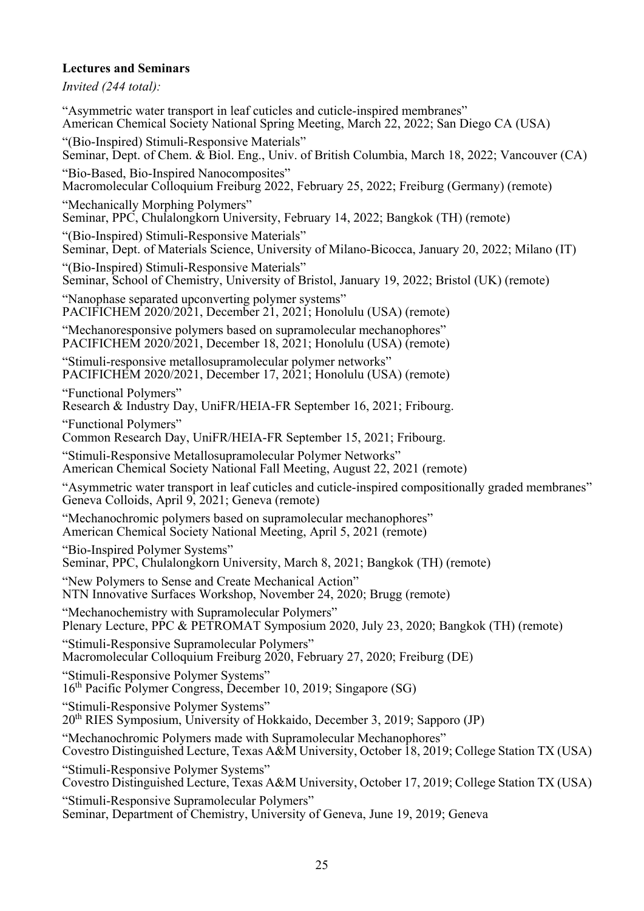**Lectures and Seminars**

*Invited (244 total):*

"Asymmetric water transport in leaf cuticles and cuticle-inspired membranes"
American Chemical Society National Spring Meeting, March 22, 2022; San Diego CA (USA)

"(Bio-Inspired) Stimuli-Responsive Materials"
Seminar, Dept. of Chem. & Biol. Eng., Univ. of British Columbia, March 18, 2022; Vancouver (CA)

"Bio-Based, Bio-Inspired Nanocomposites"
Macromolecular Colloquium Freiburg 2022, February 25, 2022; Freiburg (Germany) (remote)

"Mechanically Morphing Polymers"
Seminar, PPC, Chulalongkorn University, February 14, 2022; Bangkok (TH) (remote)

"(Bio-Inspired) Stimuli-Responsive Materials"
Seminar, Dept. of Materials Science, University of Milano-Bicocca, January 20, 2022; Milano (IT)

"(Bio-Inspired) Stimuli-Responsive Materials"
Seminar, School of Chemistry, University of Bristol, January 19, 2022; Bristol (UK) (remote)

"Nanophase separated upconverting polymer systems"
PACIFICHEM 2020/2021, December 21, 2021; Honolulu (USA) (remote)

"Mechanoresponsive polymers based on supramolecular mechanophores"
PACIFICHEM 2020/2021, December 18, 2021; Honolulu (USA) (remote)

"Stimuli-responsive metallosupramolecular polymer networks"
PACIFICHEM 2020/2021, December 17, 2021; Honolulu (USA) (remote)

"Functional Polymers"
Research & Industry Day, UniFR/HEIA-FR September 16, 2021; Fribourg.

"Functional Polymers"
Common Research Day, UniFR/HEIA-FR September 15, 2021; Fribourg.

"Stimuli-Responsive Metallosupramolecular Polymer Networks"
American Chemical Society National Fall Meeting, August 22, 2021 (remote)

"Asymmetric water transport in leaf cuticles and cuticle-inspired compositionally graded membranes"
Geneva Colloids, April 9, 2021; Geneva (remote)

"Mechanochromic polymers based on supramolecular mechanophores"
American Chemical Society National Meeting, April 5, 2021 (remote)

"Bio-Inspired Polymer Systems"
Seminar, PPC, Chulalongkorn University, March 8, 2021; Bangkok (TH) (remote)

"New Polymers to Sense and Create Mechanical Action"
NTN Innovative Surfaces Workshop, November 24, 2020; Brugg (remote)

"Mechanochemistry with Supramolecular Polymers"
Plenary Lecture, PPC & PETROMAT Symposium 2020, July 23, 2020; Bangkok (TH) (remote)

"Stimuli-Responsive Supramolecular Polymers"
Macromolecular Colloquium Freiburg 2020, February 27, 2020; Freiburg (DE)

"Stimuli-Responsive Polymer Systems"
16th Pacific Polymer Congress, December 10, 2019; Singapore (SG)

"Stimuli-Responsive Polymer Systems"
20th RIES Symposium, University of Hokkaido, December 3, 2019; Sapporo (JP)

"Mechanochromic Polymers made with Supramolecular Mechanophores"
Covestro Distinguished Lecture, Texas A&M University, October 18, 2019; College Station TX (USA)

"Stimuli-Responsive Polymer Systems"
Covestro Distinguished Lecture, Texas A&M University, October 17, 2019; College Station TX (USA)

"Stimuli-Responsive Supramolecular Polymers"
Seminar, Department of Chemistry, University of Geneva, June 19, 2019; Geneva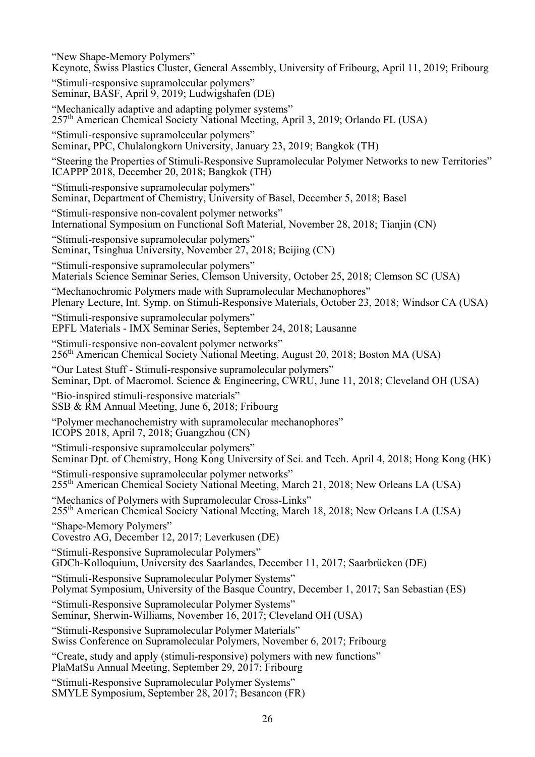"New Shape-Memory Polymers"
Keynote, Swiss Plastics Cluster, General Assembly, University of Fribourg, April 11, 2019; Fribourg

"Stimuli-responsive supramolecular polymers"
Seminar, BASF, April 9, 2019; Ludwigshafen (DE)

"Mechanically adaptive and adapting polymer systems"
257th American Chemical Society National Meeting, April 3, 2019; Orlando FL (USA)

"Stimuli-responsive supramolecular polymers"
Seminar, PPC, Chulalongkorn University, January 23, 2019; Bangkok (TH)

"Steering the Properties of Stimuli-Responsive Supramolecular Polymer Networks to new Territories"
ICAPPP 2018, December 20, 2018; Bangkok (TH)

"Stimuli-responsive supramolecular polymers"
Seminar, Department of Chemistry, University of Basel, December 5, 2018; Basel

"Stimuli-responsive non-covalent polymer networks"
International Symposium on Functional Soft Material, November 28, 2018; Tianjin (CN)

"Stimuli-responsive supramolecular polymers"
Seminar, Tsinghua University, November 27, 2018; Beijing (CN)

"Stimuli-responsive supramolecular polymers"
Materials Science Seminar Series, Clemson University, October 25, 2018; Clemson SC (USA)

"Mechanochromic Polymers made with Supramolecular Mechanophores"
Plenary Lecture, Int. Symp. on Stimuli-Responsive Materials, October 23, 2018; Windsor CA (USA)

"Stimuli-responsive supramolecular polymers"
EPFL Materials - IMX Seminar Series, September 24, 2018; Lausanne

"Stimuli-responsive non-covalent polymer networks"
256th American Chemical Society National Meeting, August 20, 2018; Boston MA (USA)

"Our Latest Stuff - Stimuli-responsive supramolecular polymers"
Seminar, Dpt. of Macromol. Science & Engineering, CWRU, June 11, 2018; Cleveland OH (USA)

"Bio-inspired stimuli-responsive materials"
SSB & RM Annual Meeting, June 6, 2018; Fribourg

"Polymer mechanochemistry with supramolecular mechanophores"
ICOPS 2018, April 7, 2018; Guangzhou (CN)

"Stimuli-responsive supramolecular polymers"
Seminar Dpt. of Chemistry, Hong Kong University of Sci. and Tech. April 4, 2018; Hong Kong (HK)

"Stimuli-responsive supramolecular polymer networks"
255th American Chemical Society National Meeting, March 21, 2018; New Orleans LA (USA)

"Mechanics of Polymers with Supramolecular Cross-Links"
255th American Chemical Society National Meeting, March 18, 2018; New Orleans LA (USA)

"Shape-Memory Polymers"
Covestro AG, December 12, 2017; Leverkusen (DE)

"Stimuli-Responsive Supramolecular Polymers"
GDCh-Kolloquium, University des Saarlandes, December 11, 2017; Saarbrücken (DE)

"Stimuli-Responsive Supramolecular Polymer Systems"
Polymat Symposium, University of the Basque Country, December 1, 2017; San Sebastian (ES)

"Stimuli-Responsive Supramolecular Polymer Systems"
Seminar, Sherwin-Williams, November 16, 2017; Cleveland OH (USA)

"Stimuli-Responsive Supramolecular Polymer Materials"
Swiss Conference on Supramolecular Polymers, November 6, 2017; Fribourg

"Create, study and apply (stimuli-responsive) polymers with new functions"
PlaMatSu Annual Meeting, September 29, 2017; Fribourg

"Stimuli-Responsive Supramolecular Polymer Systems"
SMYLE Symposium, September 28, 2017; Besancon (FR)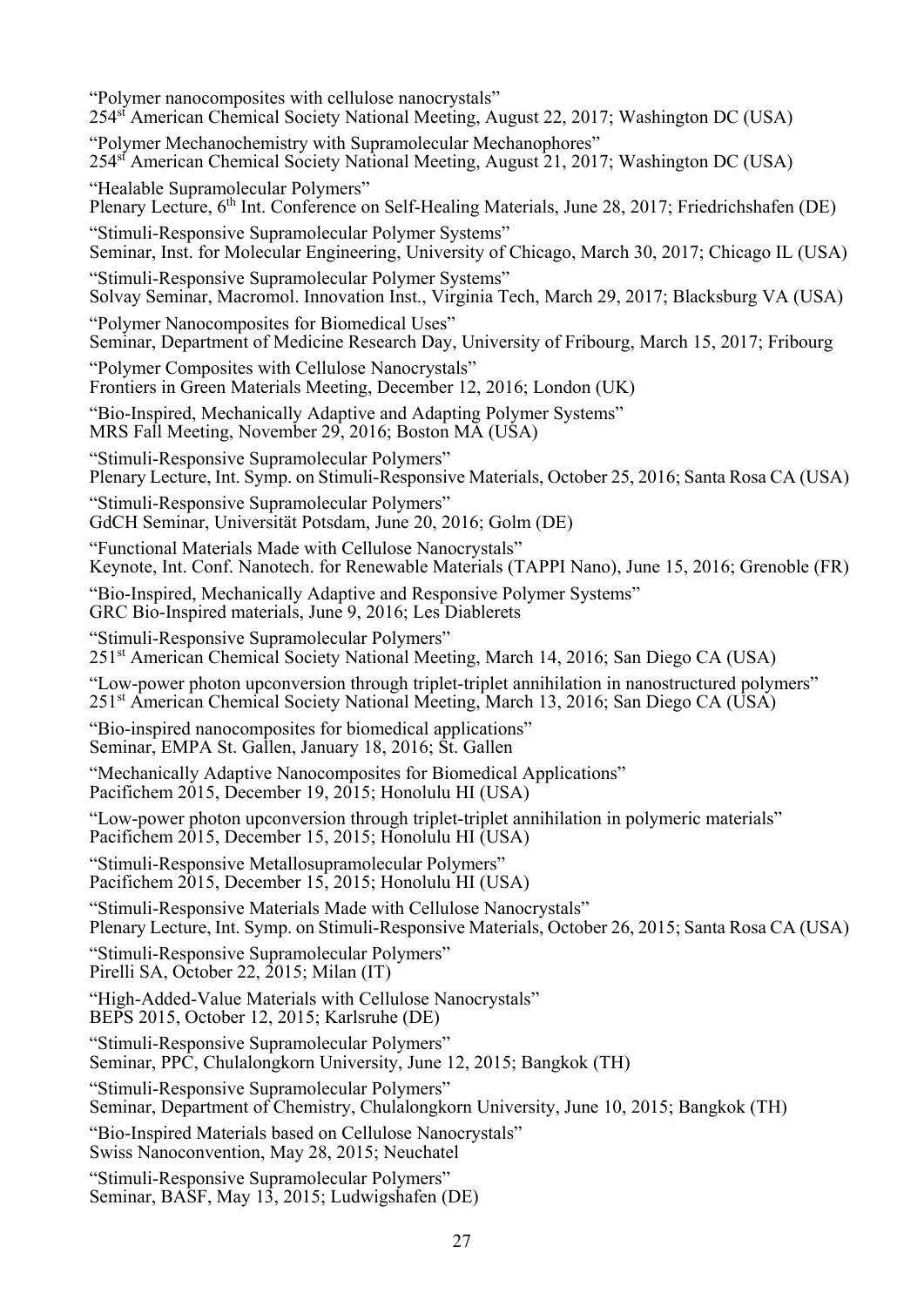"Polymer nanocomposites with cellulose nanocrystals"
254st American Chemical Society National Meeting, August 22, 2017; Washington DC (USA)

"Polymer Mechanochemistry with Supramolecular Mechanophores"
254st American Chemical Society National Meeting, August 21, 2017; Washington DC (USA)

"Healable Supramolecular Polymers"
Plenary Lecture, 6th Int. Conference on Self-Healing Materials, June 28, 2017; Friedrichshafen (DE)

"Stimuli-Responsive Supramolecular Polymer Systems"
Seminar, Inst. for Molecular Engineering, University of Chicago, March 30, 2017; Chicago IL (USA)

"Stimuli-Responsive Supramolecular Polymer Systems"
Solvay Seminar, Macromol. Innovation Inst., Virginia Tech, March 29, 2017; Blacksburg VA (USA)

"Polymer Nanocomposites for Biomedical Uses"
Seminar, Department of Medicine Research Day, University of Fribourg, March 15, 2017; Fribourg

"Polymer Composites with Cellulose Nanocrystals"
Frontiers in Green Materials Meeting, December 12, 2016; London (UK)

"Bio-Inspired, Mechanically Adaptive and Adapting Polymer Systems"
MRS Fall Meeting, November 29, 2016; Boston MA (USA)

"Stimuli-Responsive Supramolecular Polymers"
Plenary Lecture, Int. Symp. on Stimuli-Responsive Materials, October 25, 2016; Santa Rosa CA (USA)

"Stimuli-Responsive Supramolecular Polymers"
GdCH Seminar, Universität Potsdam, June 20, 2016; Golm (DE)

"Functional Materials Made with Cellulose Nanocrystals"
Keynote, Int. Conf. Nanotech. for Renewable Materials (TAPPI Nano), June 15, 2016; Grenoble (FR)

"Bio-Inspired, Mechanically Adaptive and Responsive Polymer Systems"
GRC Bio-Inspired materials, June 9, 2016; Les Diablerets

"Stimuli-Responsive Supramolecular Polymers"
251st American Chemical Society National Meeting, March 14, 2016; San Diego CA (USA)

"Low-power photon upconversion through triplet-triplet annihilation in nanostructured polymers"
251st American Chemical Society National Meeting, March 13, 2016; San Diego CA (USA)

"Bio-inspired nanocomposites for biomedical applications"
Seminar, EMPA St. Gallen, January 18, 2016; St. Gallen

"Mechanically Adaptive Nanocomposites for Biomedical Applications"
Pacifichem 2015, December 19, 2015; Honolulu HI (USA)

"Low-power photon upconversion through triplet-triplet annihilation in polymeric materials"
Pacifichem 2015, December 15, 2015; Honolulu HI (USA)

"Stimuli-Responsive Metallosupramolecular Polymers"
Pacifichem 2015, December 15, 2015; Honolulu HI (USA)

"Stimuli-Responsive Materials Made with Cellulose Nanocrystals"
Plenary Lecture, Int. Symp. on Stimuli-Responsive Materials, October 26, 2015; Santa Rosa CA (USA)

"Stimuli-Responsive Supramolecular Polymers"
Pirelli SA, October 22, 2015; Milan (IT)

"High-Added-Value Materials with Cellulose Nanocrystals"
BEPS 2015, October 12, 2015; Karlsruhe (DE)

"Stimuli-Responsive Supramolecular Polymers"
Seminar, PPC, Chulalongkorn University, June 12, 2015; Bangkok (TH)

"Stimuli-Responsive Supramolecular Polymers"
Seminar, Department of Chemistry, Chulalongkorn University, June 10, 2015; Bangkok (TH)

"Bio-Inspired Materials based on Cellulose Nanocrystals"
Swiss Nanoconvention, May 28, 2015; Neuchatel

"Stimuli-Responsive Supramolecular Polymers"
Seminar, BASF, May 13, 2015; Ludwigshafen (DE)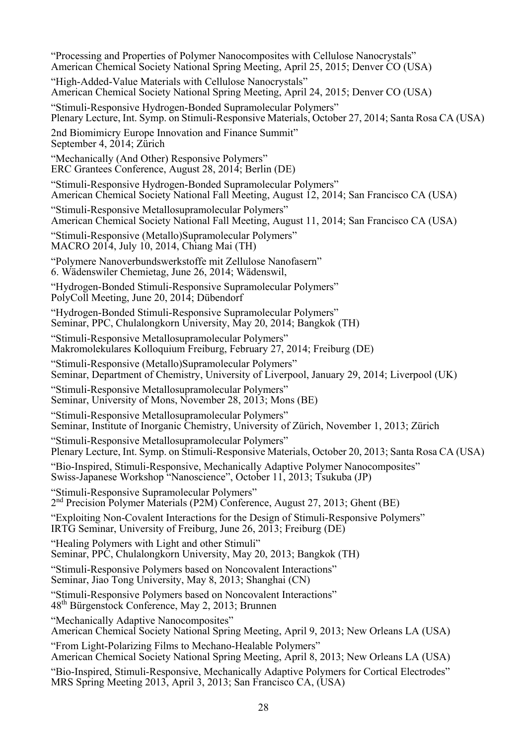"Processing and Properties of Polymer Nanocomposites with Cellulose Nanocrystals"
American Chemical Society National Spring Meeting, April 25, 2015; Denver CO (USA)

"High-Added-Value Materials with Cellulose Nanocrystals"
American Chemical Society National Spring Meeting, April 24, 2015; Denver CO (USA)

"Stimuli-Responsive Hydrogen-Bonded Supramolecular Polymers"
Plenary Lecture, Int. Symp. on Stimuli-Responsive Materials, October 27, 2014; Santa Rosa CA (USA)

2nd Biomimicry Europe Innovation and Finance Summit"
September 4, 2014; Zürich

"Mechanically (And Other) Responsive Polymers"
ERC Grantees Conference, August 28, 2014; Berlin (DE)

"Stimuli-Responsive Hydrogen-Bonded Supramolecular Polymers"
American Chemical Society National Fall Meeting, August 12, 2014; San Francisco CA (USA)

"Stimuli-Responsive Metallosupramolecular Polymers"
American Chemical Society National Fall Meeting, August 11, 2014; San Francisco CA (USA)

"Stimuli-Responsive (Metallo)Supramolecular Polymers"
MACRO 2014, July 10, 2014, Chiang Mai (TH)

"Polymere Nanoverbundswerkstoffe mit Zellulose Nanofasern"
6. Wädenswiler Chemietag, June 26, 2014; Wädenswil,

"Hydrogen-Bonded Stimuli-Responsive Supramolecular Polymers"
PolyColl Meeting, June 20, 2014; Dübendorf

"Hydrogen-Bonded Stimuli-Responsive Supramolecular Polymers"
Seminar, PPC, Chulalongkorn University, May 20, 2014; Bangkok (TH)

"Stimuli-Responsive Metallosupramolecular Polymers"
Makromolekulares Kolloquium Freiburg, February 27, 2014; Freiburg (DE)

"Stimuli-Responsive (Metallo)Supramolecular Polymers"
Seminar, Department of Chemistry, University of Liverpool, January 29, 2014; Liverpool (UK)

"Stimuli-Responsive Metallosupramolecular Polymers"
Seminar, University of Mons, November 28, 2013; Mons (BE)

"Stimuli-Responsive Metallosupramolecular Polymers"
Seminar, Institute of Inorganic Chemistry, University of Zürich, November 1, 2013; Zürich

"Stimuli-Responsive Metallosupramolecular Polymers"
Plenary Lecture, Int. Symp. on Stimuli-Responsive Materials, October 20, 2013; Santa Rosa CA (USA)

"Bio-Inspired, Stimuli-Responsive, Mechanically Adaptive Polymer Nanocomposites"
Swiss-Japanese Workshop "Nanoscience", October 11, 2013; Tsukuba (JP)

"Stimuli-Responsive Supramolecular Polymers"
2nd Precision Polymer Materials (P2M) Conference, August 27, 2013; Ghent (BE)

"Exploiting Non-Covalent Interactions for the Design of Stimuli-Responsive Polymers"
IRTG Seminar, University of Freiburg, June 26, 2013; Freiburg (DE)

"Healing Polymers with Light and other Stimuli"
Seminar, PPC, Chulalongkorn University, May 20, 2013; Bangkok (TH)

"Stimuli-Responsive Polymers based on Noncovalent Interactions"
Seminar, Jiao Tong University, May 8, 2013; Shanghai (CN)

"Stimuli-Responsive Polymers based on Noncovalent Interactions"
48th Bürgenstock Conference, May 2, 2013; Brunnen

"Mechanically Adaptive Nanocomposites"
American Chemical Society National Spring Meeting, April 9, 2013; New Orleans LA (USA)

"From Light-Polarizing Films to Mechano-Healable Polymers"
American Chemical Society National Spring Meeting, April 8, 2013; New Orleans LA (USA)

"Bio-Inspired, Stimuli-Responsive, Mechanically Adaptive Polymers for Cortical Electrodes"
MRS Spring Meeting 2013, April 3, 2013; San Francisco CA, (USA)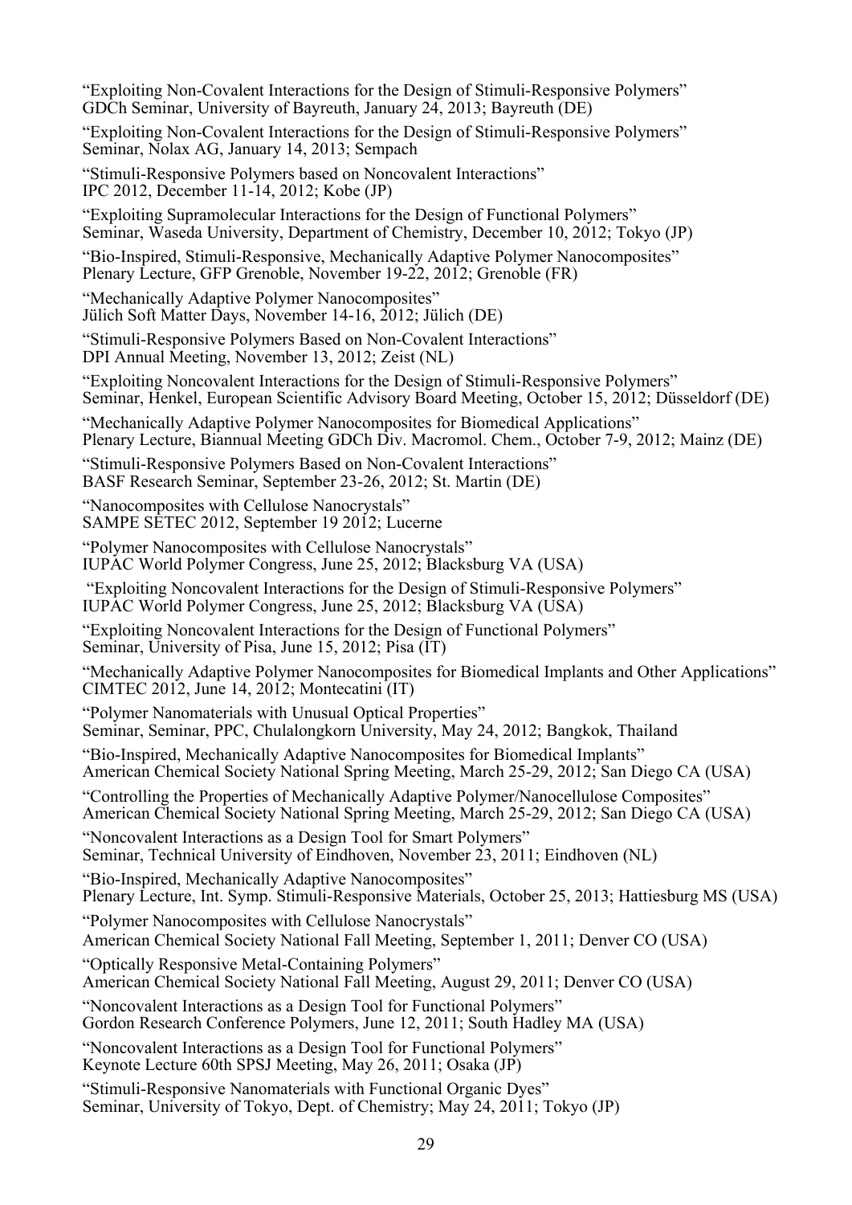"Exploiting Non-Covalent Interactions for the Design of Stimuli-Responsive Polymers"
GDCh Seminar, University of Bayreuth, January 24, 2013; Bayreuth (DE)

"Exploiting Non-Covalent Interactions for the Design of Stimuli-Responsive Polymers"
Seminar, Nolax AG, January 14, 2013; Sempach

"Stimuli-Responsive Polymers based on Noncovalent Interactions"
IPC 2012, December 11-14, 2012; Kobe (JP)

"Exploiting Supramolecular Interactions for the Design of Functional Polymers"
Seminar, Waseda University, Department of Chemistry, December 10, 2012; Tokyo (JP)

"Bio-Inspired, Stimuli-Responsive, Mechanically Adaptive Polymer Nanocomposites"
Plenary Lecture, GFP Grenoble, November 19-22, 2012; Grenoble (FR)

"Mechanically Adaptive Polymer Nanocomposites"
Jülich Soft Matter Days, November 14-16, 2012; Jülich (DE)

"Stimuli-Responsive Polymers Based on Non-Covalent Interactions"
DPI Annual Meeting, November 13, 2012; Zeist (NL)

"Exploiting Noncovalent Interactions for the Design of Stimuli-Responsive Polymers"
Seminar, Henkel, European Scientific Advisory Board Meeting, October 15, 2012; Düsseldorf (DE)

"Mechanically Adaptive Polymer Nanocomposites for Biomedical Applications"
Plenary Lecture, Biannual Meeting GDCh Div. Macromol. Chem., October 7-9, 2012; Mainz (DE)

"Stimuli-Responsive Polymers Based on Non-Covalent Interactions"
BASF Research Seminar, September 23-26, 2012; St. Martin (DE)

"Nanocomposites with Cellulose Nanocrystals"
SAMPE SETEC 2012, September 19 2012; Lucerne

"Polymer Nanocomposites with Cellulose Nanocrystals"
IUPAC World Polymer Congress, June 25, 2012; Blacksburg VA (USA)

"Exploiting Noncovalent Interactions for the Design of Stimuli-Responsive Polymers"
IUPAC World Polymer Congress, June 25, 2012; Blacksburg VA (USA)

"Exploiting Noncovalent Interactions for the Design of Functional Polymers"
Seminar, University of Pisa, June 15, 2012; Pisa (IT)

"Mechanically Adaptive Polymer Nanocomposites for Biomedical Implants and Other Applications"
CIMTEC 2012, June 14, 2012; Montecatini (IT)

"Polymer Nanomaterials with Unusual Optical Properties"
Seminar, Seminar, PPC, Chulalongkorn University, May 24, 2012; Bangkok, Thailand

"Bio-Inspired, Mechanically Adaptive Nanocomposites for Biomedical Implants"
American Chemical Society National Spring Meeting, March 25-29, 2012; San Diego CA (USA)

"Controlling the Properties of Mechanically Adaptive Polymer/Nanocellulose Composites"
American Chemical Society National Spring Meeting, March 25-29, 2012; San Diego CA (USA)

"Noncovalent Interactions as a Design Tool for Smart Polymers"
Seminar, Technical University of Eindhoven, November 23, 2011; Eindhoven (NL)

"Bio-Inspired, Mechanically Adaptive Nanocomposites"
Plenary Lecture, Int. Symp. Stimuli-Responsive Materials, October 25, 2013; Hattiesburg MS (USA)

"Polymer Nanocomposites with Cellulose Nanocrystals"
American Chemical Society National Fall Meeting, September 1, 2011; Denver CO (USA)

"Optically Responsive Metal-Containing Polymers"
American Chemical Society National Fall Meeting, August 29, 2011; Denver CO (USA)

"Noncovalent Interactions as a Design Tool for Functional Polymers"
Gordon Research Conference Polymers, June 12, 2011; South Hadley MA (USA)

"Noncovalent Interactions as a Design Tool for Functional Polymers"
Keynote Lecture 60th SPSJ Meeting, May 26, 2011; Osaka (JP)

"Stimuli-Responsive Nanomaterials with Functional Organic Dyes"
Seminar, University of Tokyo, Dept. of Chemistry; May 24, 2011; Tokyo (JP)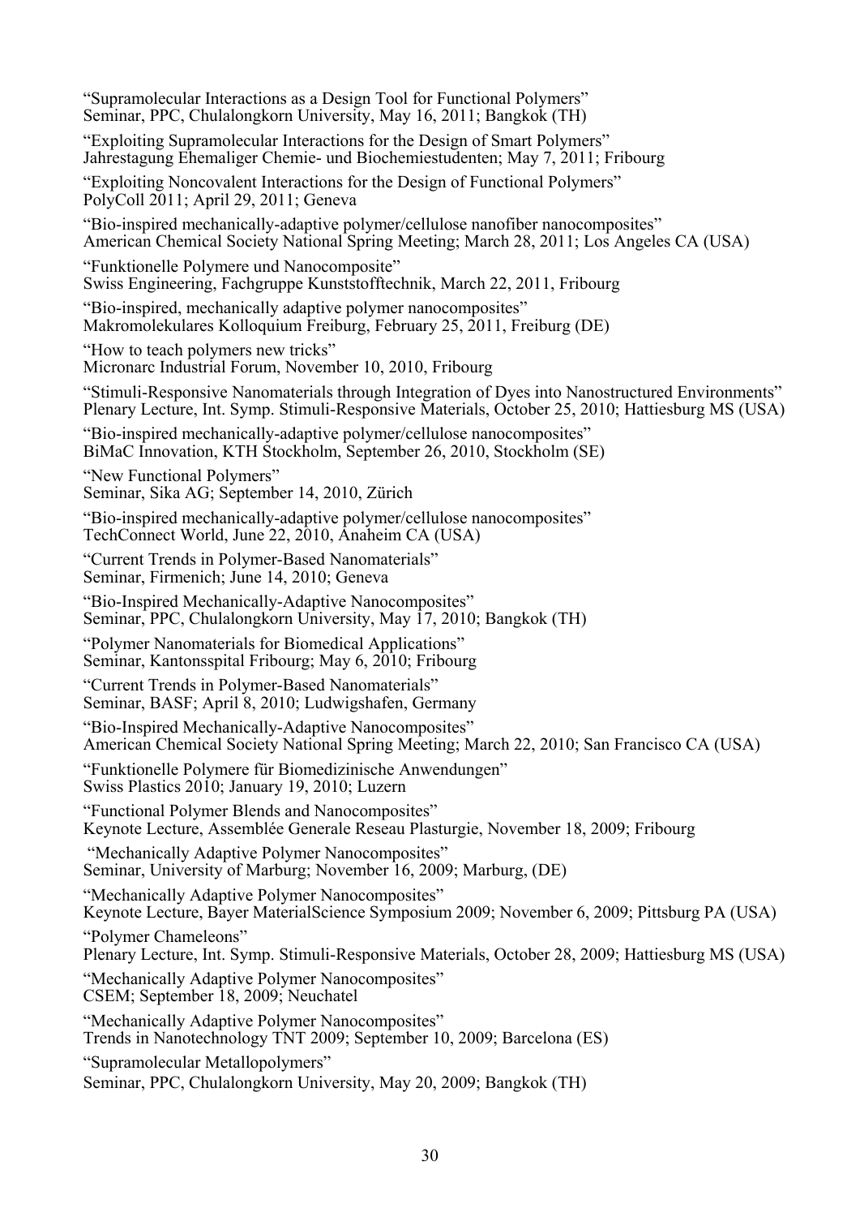"Supramolecular Interactions as a Design Tool for Functional Polymers"
Seminar, PPC, Chulalongkorn University, May 16, 2011; Bangkok (TH)

"Exploiting Supramolecular Interactions for the Design of Smart Polymers"
Jahrestagung Ehemaliger Chemie- und Biochemiestudenten; May 7, 2011; Fribourg

"Exploiting Noncovalent Interactions for the Design of Functional Polymers"
PolyColl 2011; April 29, 2011; Geneva

"Bio-inspired mechanically-adaptive polymer/cellulose nanofiber nanocomposites"
American Chemical Society National Spring Meeting; March 28, 2011; Los Angeles CA (USA)

"Funktionelle Polymere und Nanocomposite"
Swiss Engineering, Fachgruppe Kunststofftechnik, March 22, 2011, Fribourg

"Bio-inspired, mechanically adaptive polymer nanocomposites"
Makromolekulares Kolloquium Freiburg, February 25, 2011, Freiburg (DE)

"How to teach polymers new tricks"
Micronarc Industrial Forum, November 10, 2010, Fribourg

"Stimuli-Responsive Nanomaterials through Integration of Dyes into Nanostructured Environments"
Plenary Lecture, Int. Symp. Stimuli-Responsive Materials, October 25, 2010; Hattiesburg MS (USA)

"Bio-inspired mechanically-adaptive polymer/cellulose nanocomposites"
BiMaC Innovation, KTH Stockholm, September 26, 2010, Stockholm (SE)

"New Functional Polymers"
Seminar, Sika AG; September 14, 2010, Zürich

"Bio-inspired mechanically-adaptive polymer/cellulose nanocomposites"
TechConnect World, June 22, 2010, Anaheim CA (USA)

"Current Trends in Polymer-Based Nanomaterials"
Seminar, Firmenich; June 14, 2010; Geneva

"Bio-Inspired Mechanically-Adaptive Nanocomposites"
Seminar, PPC, Chulalongkorn University, May 17, 2010; Bangkok (TH)

"Polymer Nanomaterials for Biomedical Applications"
Seminar, Kantonsspital Fribourg; May 6, 2010; Fribourg

"Current Trends in Polymer-Based Nanomaterials"
Seminar, BASF; April 8, 2010; Ludwigshafen, Germany

"Bio-Inspired Mechanically-Adaptive Nanocomposites"
American Chemical Society National Spring Meeting; March 22, 2010; San Francisco CA (USA)

"Funktionelle Polymere für Biomedizinische Anwendungen"
Swiss Plastics 2010; January 19, 2010; Luzern

"Functional Polymer Blends and Nanocomposites"
Keynote Lecture, Assemblée Generale Reseau Plasturgie, November 18, 2009; Fribourg

"Mechanically Adaptive Polymer Nanocomposites"
Seminar, University of Marburg; November 16, 2009; Marburg, (DE)

"Mechanically Adaptive Polymer Nanocomposites"
Keynote Lecture, Bayer MaterialScience Symposium 2009; November 6, 2009; Pittsburg PA (USA)

"Polymer Chameleons"
Plenary Lecture, Int. Symp. Stimuli-Responsive Materials, October 28, 2009; Hattiesburg MS (USA)

"Mechanically Adaptive Polymer Nanocomposites"
CSEM; September 18, 2009; Neuchatel

"Mechanically Adaptive Polymer Nanocomposites"
Trends in Nanotechnology TNT 2009; September 10, 2009; Barcelona (ES)

"Supramolecular Metallopolymers"
Seminar, PPC, Chulalongkorn University, May 20, 2009; Bangkok (TH)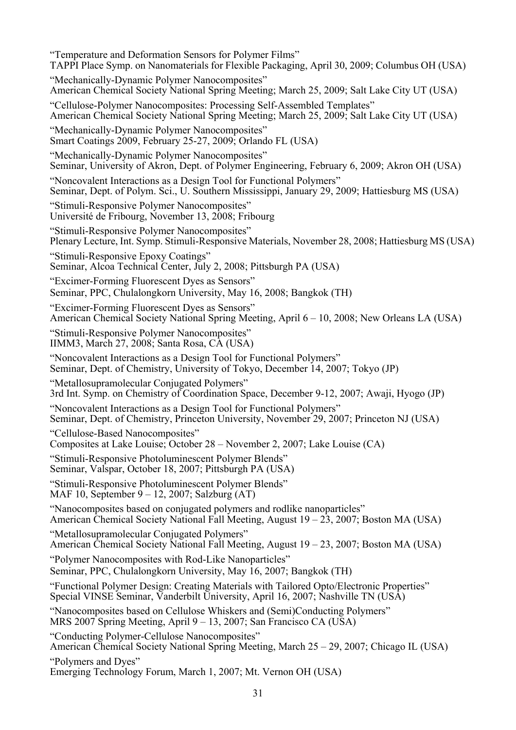"Temperature and Deformation Sensors for Polymer Films"
TAPPI Place Symp. on Nanomaterials for Flexible Packaging, April 30, 2009; Columbus OH (USA)

"Mechanically-Dynamic Polymer Nanocomposites"
American Chemical Society National Spring Meeting; March 25, 2009; Salt Lake City UT (USA)

"Cellulose-Polymer Nanocomposites: Processing Self-Assembled Templates"
American Chemical Society National Spring Meeting; March 25, 2009; Salt Lake City UT (USA)

"Mechanically-Dynamic Polymer Nanocomposites"
Smart Coatings 2009, February 25-27, 2009; Orlando FL (USA)

"Mechanically-Dynamic Polymer Nanocomposites"
Seminar, University of Akron, Dept. of Polymer Engineering, February 6, 2009; Akron OH (USA)

"Noncovalent Interactions as a Design Tool for Functional Polymers"
Seminar, Dept. of Polym. Sci., U. Southern Mississippi, January 29, 2009; Hattiesburg MS (USA)

"Stimuli-Responsive Polymer Nanocomposites"
Université de Fribourg, November 13, 2008; Fribourg

"Stimuli-Responsive Polymer Nanocomposites"
Plenary Lecture, Int. Symp. Stimuli-Responsive Materials, November 28, 2008; Hattiesburg MS (USA)

"Stimuli-Responsive Epoxy Coatings"
Seminar, Alcoa Technical Center, July 2, 2008; Pittsburgh PA (USA)

"Excimer-Forming Fluorescent Dyes as Sensors"
Seminar, PPC, Chulalongkorn University, May 16, 2008; Bangkok (TH)

"Excimer-Forming Fluorescent Dyes as Sensors"
American Chemical Society National Spring Meeting, April 6 – 10, 2008; New Orleans LA (USA)

"Stimuli-Responsive Polymer Nanocomposites"
IIMM3, March 27, 2008; Santa Rosa, CA (USA)

"Noncovalent Interactions as a Design Tool for Functional Polymers"
Seminar, Dept. of Chemistry, University of Tokyo, December 14, 2007; Tokyo (JP)

"Metallosupramolecular Conjugated Polymers"
3rd Int. Symp. on Chemistry of Coordination Space, December 9-12, 2007; Awaji, Hyogo (JP)

"Noncovalent Interactions as a Design Tool for Functional Polymers"
Seminar, Dept. of Chemistry, Princeton University, November 29, 2007; Princeton NJ (USA)

"Cellulose-Based Nanocomposites"
Composites at Lake Louise; October 28 – November 2, 2007; Lake Louise (CA)

"Stimuli-Responsive Photoluminescent Polymer Blends"
Seminar, Valspar, October 18, 2007; Pittsburgh PA (USA)

"Stimuli-Responsive Photoluminescent Polymer Blends"
MAF 10, September 9 – 12, 2007; Salzburg (AT)

"Nanocomposites based on conjugated polymers and rodlike nanoparticles"
American Chemical Society National Fall Meeting, August 19 – 23, 2007; Boston MA (USA)

"Metallosupramolecular Conjugated Polymers"
American Chemical Society National Fall Meeting, August 19 – 23, 2007; Boston MA (USA)

"Polymer Nanocomposites with Rod-Like Nanoparticles"
Seminar, PPC, Chulalongkorn University, May 16, 2007; Bangkok (TH)

"Functional Polymer Design: Creating Materials with Tailored Opto/Electronic Properties"
Special VINSE Seminar, Vanderbilt University, April 16, 2007; Nashville TN (USA)

"Nanocomposites based on Cellulose Whiskers and (Semi)Conducting Polymers"
MRS 2007 Spring Meeting, April 9 – 13, 2007; San Francisco CA (USA)

"Conducting Polymer-Cellulose Nanocomposites"
American Chemical Society National Spring Meeting, March 25 – 29, 2007; Chicago IL (USA)

"Polymers and Dyes"
Emerging Technology Forum, March 1, 2007; Mt. Vernon OH (USA)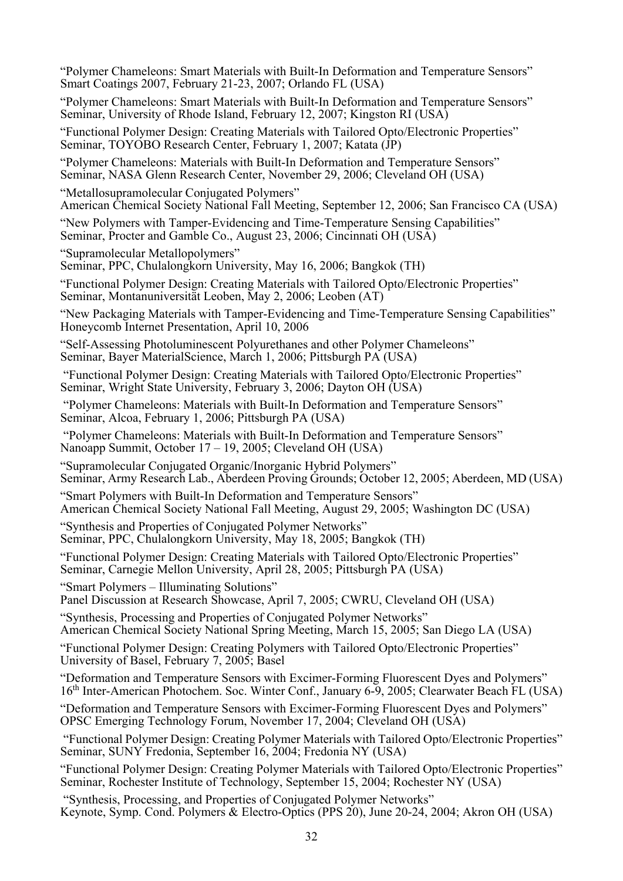"Polymer Chameleons: Smart Materials with Built-In Deformation and Temperature Sensors"
Smart Coatings 2007, February 21-23, 2007; Orlando FL (USA)

"Polymer Chameleons: Smart Materials with Built-In Deformation and Temperature Sensors"
Seminar, University of Rhode Island, February 12, 2007; Kingston RI (USA)

"Functional Polymer Design: Creating Materials with Tailored Opto/Electronic Properties"
Seminar, TOYOBO Research Center, February 1, 2007; Katata (JP)

"Polymer Chameleons: Materials with Built-In Deformation and Temperature Sensors"
Seminar, NASA Glenn Research Center, November 29, 2006; Cleveland OH (USA)

"Metallosupramolecular Conjugated Polymers"
American Chemical Society National Fall Meeting, September 12, 2006; San Francisco CA (USA)

"New Polymers with Tamper-Evidencing and Time-Temperature Sensing Capabilities"
Seminar, Procter and Gamble Co., August 23, 2006; Cincinnati OH (USA)

"Supramolecular Metallopolymers"
Seminar, PPC, Chulalongkorn University, May 16, 2006; Bangkok (TH)

"Functional Polymer Design: Creating Materials with Tailored Opto/Electronic Properties"
Seminar, Montanuniversität Leoben, May 2, 2006; Leoben (AT)

"New Packaging Materials with Tamper-Evidencing and Time-Temperature Sensing Capabilities"
Honeycomb Internet Presentation, April 10, 2006

"Self-Assessing Photoluminescent Polyurethanes and other Polymer Chameleons"
Seminar, Bayer MaterialScience, March 1, 2006; Pittsburgh PA (USA)

"Functional Polymer Design: Creating Materials with Tailored Opto/Electronic Properties"
Seminar, Wright State University, February 3, 2006; Dayton OH (USA)

"Polymer Chameleons: Materials with Built-In Deformation and Temperature Sensors"
Seminar, Alcoa, February 1, 2006; Pittsburgh PA (USA)

"Polymer Chameleons: Materials with Built-In Deformation and Temperature Sensors"
Nanoapp Summit, October 17 – 19, 2005; Cleveland OH (USA)

"Supramolecular Conjugated Organic/Inorganic Hybrid Polymers"
Seminar, Army Research Lab., Aberdeen Proving Grounds; October 12, 2005; Aberdeen, MD (USA)

"Smart Polymers with Built-In Deformation and Temperature Sensors"
American Chemical Society National Fall Meeting, August 29, 2005; Washington DC (USA)

"Synthesis and Properties of Conjugated Polymer Networks"
Seminar, PPC, Chulalongkorn University, May 18, 2005; Bangkok (TH)

"Functional Polymer Design: Creating Materials with Tailored Opto/Electronic Properties"
Seminar, Carnegie Mellon University, April 28, 2005; Pittsburgh PA (USA)

"Smart Polymers – Illuminating Solutions"
Panel Discussion at Research Showcase, April 7, 2005; CWRU, Cleveland OH (USA)

"Synthesis, Processing and Properties of Conjugated Polymer Networks"
American Chemical Society National Spring Meeting, March 15, 2005; San Diego LA (USA)

"Functional Polymer Design: Creating Polymers with Tailored Opto/Electronic Properties"
University of Basel, February 7, 2005; Basel

"Deformation and Temperature Sensors with Excimer-Forming Fluorescent Dyes and Polymers"
16th Inter-American Photochem. Soc. Winter Conf., January 6-9, 2005; Clearwater Beach FL (USA)

"Deformation and Temperature Sensors with Excimer-Forming Fluorescent Dyes and Polymers"
OPSC Emerging Technology Forum, November 17, 2004; Cleveland OH (USA)

"Functional Polymer Design: Creating Polymer Materials with Tailored Opto/Electronic Properties"
Seminar, SUNY Fredonia, September 16, 2004; Fredonia NY (USA)

"Functional Polymer Design: Creating Polymer Materials with Tailored Opto/Electronic Properties"
Seminar, Rochester Institute of Technology, September 15, 2004; Rochester NY (USA)

"Synthesis, Processing, and Properties of Conjugated Polymer Networks"
Keynote, Symp. Cond. Polymers & Electro-Optics (PPS 20), June 20-24, 2004; Akron OH (USA)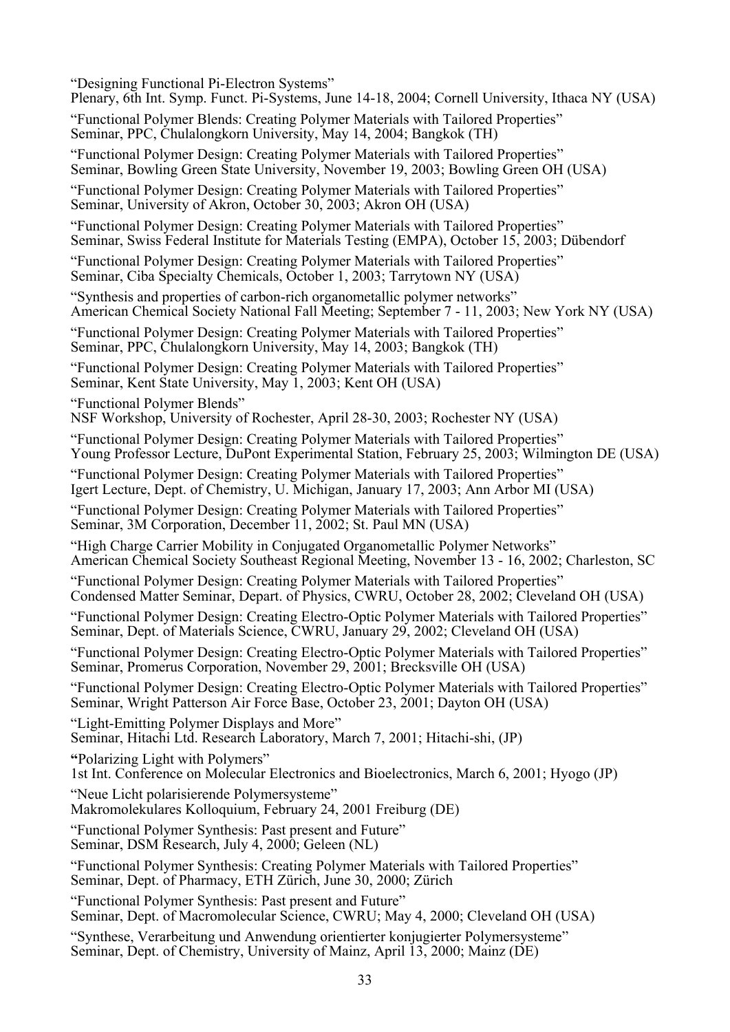"Designing Functional Pi-Electron Systems"
Plenary, 6th Int. Symp. Funct. Pi-Systems, June 14-18, 2004; Cornell University, Ithaca NY (USA)

"Functional Polymer Blends: Creating Polymer Materials with Tailored Properties"
Seminar, PPC, Chulalongkorn University, May 14, 2004; Bangkok (TH)

"Functional Polymer Design: Creating Polymer Materials with Tailored Properties"
Seminar, Bowling Green State University, November 19, 2003; Bowling Green OH (USA)

"Functional Polymer Design: Creating Polymer Materials with Tailored Properties"
Seminar, University of Akron, October 30, 2003; Akron OH (USA)

"Functional Polymer Design: Creating Polymer Materials with Tailored Properties"
Seminar, Swiss Federal Institute for Materials Testing (EMPA), October 15, 2003; Dübendorf

"Functional Polymer Design: Creating Polymer Materials with Tailored Properties"
Seminar, Ciba Specialty Chemicals, October 1, 2003; Tarrytown NY (USA)

"Synthesis and properties of carbon-rich organometallic polymer networks"
American Chemical Society National Fall Meeting; September 7 - 11, 2003; New York NY (USA)

"Functional Polymer Design: Creating Polymer Materials with Tailored Properties"
Seminar, PPC, Chulalongkorn University, May 14, 2003; Bangkok (TH)

"Functional Polymer Design: Creating Polymer Materials with Tailored Properties"
Seminar, Kent State University, May 1, 2003; Kent OH (USA)

"Functional Polymer Blends"
NSF Workshop, University of Rochester, April 28-30, 2003; Rochester NY (USA)

"Functional Polymer Design: Creating Polymer Materials with Tailored Properties"
Young Professor Lecture, DuPont Experimental Station, February 25, 2003; Wilmington DE (USA)

"Functional Polymer Design: Creating Polymer Materials with Tailored Properties"
Igert Lecture, Dept. of Chemistry, U. Michigan, January 17, 2003; Ann Arbor MI (USA)

"Functional Polymer Design: Creating Polymer Materials with Tailored Properties"
Seminar, 3M Corporation, December 11, 2002; St. Paul MN (USA)

"High Charge Carrier Mobility in Conjugated Organometallic Polymer Networks"
American Chemical Society Southeast Regional Meeting, November 13 - 16, 2002; Charleston, SC

"Functional Polymer Design: Creating Polymer Materials with Tailored Properties"
Condensed Matter Seminar, Depart. of Physics, CWRU, October 28, 2002; Cleveland OH (USA)

"Functional Polymer Design: Creating Electro-Optic Polymer Materials with Tailored Properties"
Seminar, Dept. of Materials Science, CWRU, January 29, 2002; Cleveland OH (USA)

"Functional Polymer Design: Creating Electro-Optic Polymer Materials with Tailored Properties"
Seminar, Promerus Corporation, November 29, 2001; Brecksville OH (USA)

"Functional Polymer Design: Creating Electro-Optic Polymer Materials with Tailored Properties"
Seminar, Wright Patterson Air Force Base, October 23, 2001; Dayton OH (USA)

"Light-Emitting Polymer Displays and More"
Seminar, Hitachi Ltd. Research Laboratory, March 7, 2001; Hitachi-shi, (JP)

"Polarizing Light with Polymers"
1st Int. Conference on Molecular Electronics and Bioelectronics, March 6, 2001; Hyogo (JP)

"Neue Licht polarisierende Polymersysteme"
Makromolekulares Kolloquium, February 24, 2001 Freiburg (DE)

"Functional Polymer Synthesis: Past present and Future"
Seminar, DSM Research, July 4, 2000; Geleen (NL)

"Functional Polymer Synthesis: Creating Polymer Materials with Tailored Properties"
Seminar, Dept. of Pharmacy, ETH Zürich, June 30, 2000; Zürich

"Functional Polymer Synthesis: Past present and Future"
Seminar, Dept. of Macromolecular Science, CWRU; May 4, 2000; Cleveland OH (USA)

"Synthese, Verarbeitung und Anwendung orientierter konjugierter Polymersysteme"
Seminar, Dept. of Chemistry, University of Mainz, April 13, 2000; Mainz (DE)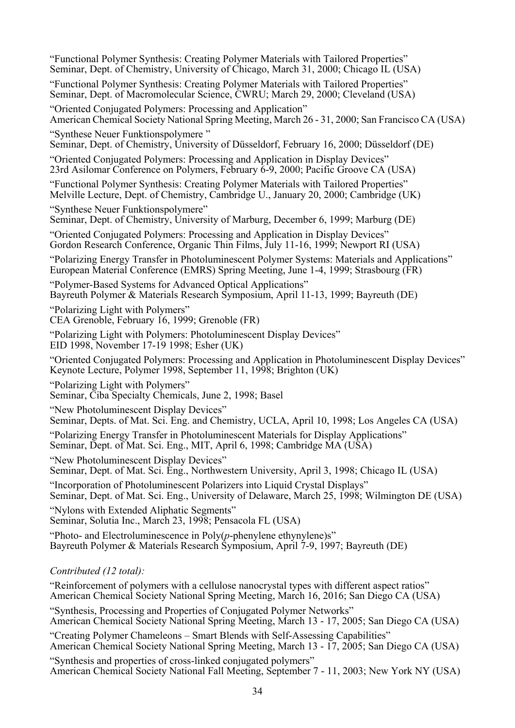"Functional Polymer Synthesis: Creating Polymer Materials with Tailored Properties"
Seminar, Dept. of Chemistry, University of Chicago, March 31, 2000; Chicago IL (USA)

"Functional Polymer Synthesis: Creating Polymer Materials with Tailored Properties"
Seminar, Dept. of Macromolecular Science, CWRU; March 29, 2000; Cleveland (USA)

"Oriented Conjugated Polymers: Processing and Application"
American Chemical Society National Spring Meeting, March 26 - 31, 2000; San Francisco CA (USA)

"Synthese Neuer Funktionspolymere "
Seminar, Dept. of Chemistry, University of Düsseldorf, February 16, 2000; Düsseldorf (DE)

"Oriented Conjugated Polymers: Processing and Application in Display Devices"
23rd Asilomar Conference on Polymers, February 6-9, 2000; Pacific Groove CA (USA)

"Functional Polymer Synthesis: Creating Polymer Materials with Tailored Properties"
Melville Lecture, Dept. of Chemistry, Cambridge U., January 20, 2000; Cambridge (UK)

"Synthese Neuer Funktionspolymere"
Seminar, Dept. of Chemistry, University of Marburg, December 6, 1999; Marburg (DE)

"Oriented Conjugated Polymers: Processing and Application in Display Devices"
Gordon Research Conference, Organic Thin Films, July 11-16, 1999; Newport RI (USA)

"Polarizing Energy Transfer in Photoluminescent Polymer Systems: Materials and Applications"
European Material Conference (EMRS) Spring Meeting, June 1-4, 1999; Strasbourg (FR)

"Polymer-Based Systems for Advanced Optical Applications"
Bayreuth Polymer & Materials Research Symposium, April 11-13, 1999; Bayreuth (DE)

"Polarizing Light with Polymers"
CEA Grenoble, February 16, 1999; Grenoble (FR)

"Polarizing Light with Polymers: Photoluminescent Display Devices"
EID 1998, November 17-19 1998; Esher (UK)

"Oriented Conjugated Polymers: Processing and Application in Photoluminescent Display Devices"
Keynote Lecture, Polymer 1998, September 11, 1998; Brighton (UK)

"Polarizing Light with Polymers"
Seminar, Ciba Specialty Chemicals, June 2, 1998; Basel

"New Photoluminescent Display Devices"
Seminar, Depts. of Mat. Sci. Eng. and Chemistry, UCLA, April 10, 1998; Los Angeles CA (USA)

"Polarizing Energy Transfer in Photoluminescent Materials for Display Applications"
Seminar, Dept. of Mat. Sci. Eng., MIT, April 6, 1998; Cambridge MA (USA)

"New Photoluminescent Display Devices"
Seminar, Dept. of Mat. Sci. Eng., Northwestern University, April 3, 1998; Chicago IL (USA)

"Incorporation of Photoluminescent Polarizers into Liquid Crystal Displays"
Seminar, Dept. of Mat. Sci. Eng., University of Delaware, March 25, 1998; Wilmington DE (USA)

"Nylons with Extended Aliphatic Segments"
Seminar, Solutia Inc., March 23, 1998; Pensacola FL (USA)

"Photo- and Electroluminescence in Poly(*p*-phenylene ethynylene)s"
Bayreuth Polymer & Materials Research Symposium, April 7-9, 1997; Bayreuth (DE)

*Contributed (12 total):*

"Reinforcement of polymers with a cellulose nanocrystal types with different aspect ratios"
American Chemical Society National Spring Meeting, March 16, 2016; San Diego CA (USA)

"Synthesis, Processing and Properties of Conjugated Polymer Networks"
American Chemical Society National Spring Meeting, March 13 - 17, 2005; San Diego CA (USA)

"Creating Polymer Chameleons – Smart Blends with Self-Assessing Capabilities"
American Chemical Society National Spring Meeting, March 13 - 17, 2005; San Diego CA (USA)

"Synthesis and properties of cross-linked conjugated polymers"
American Chemical Society National Fall Meeting, September 7 - 11, 2003; New York NY (USA)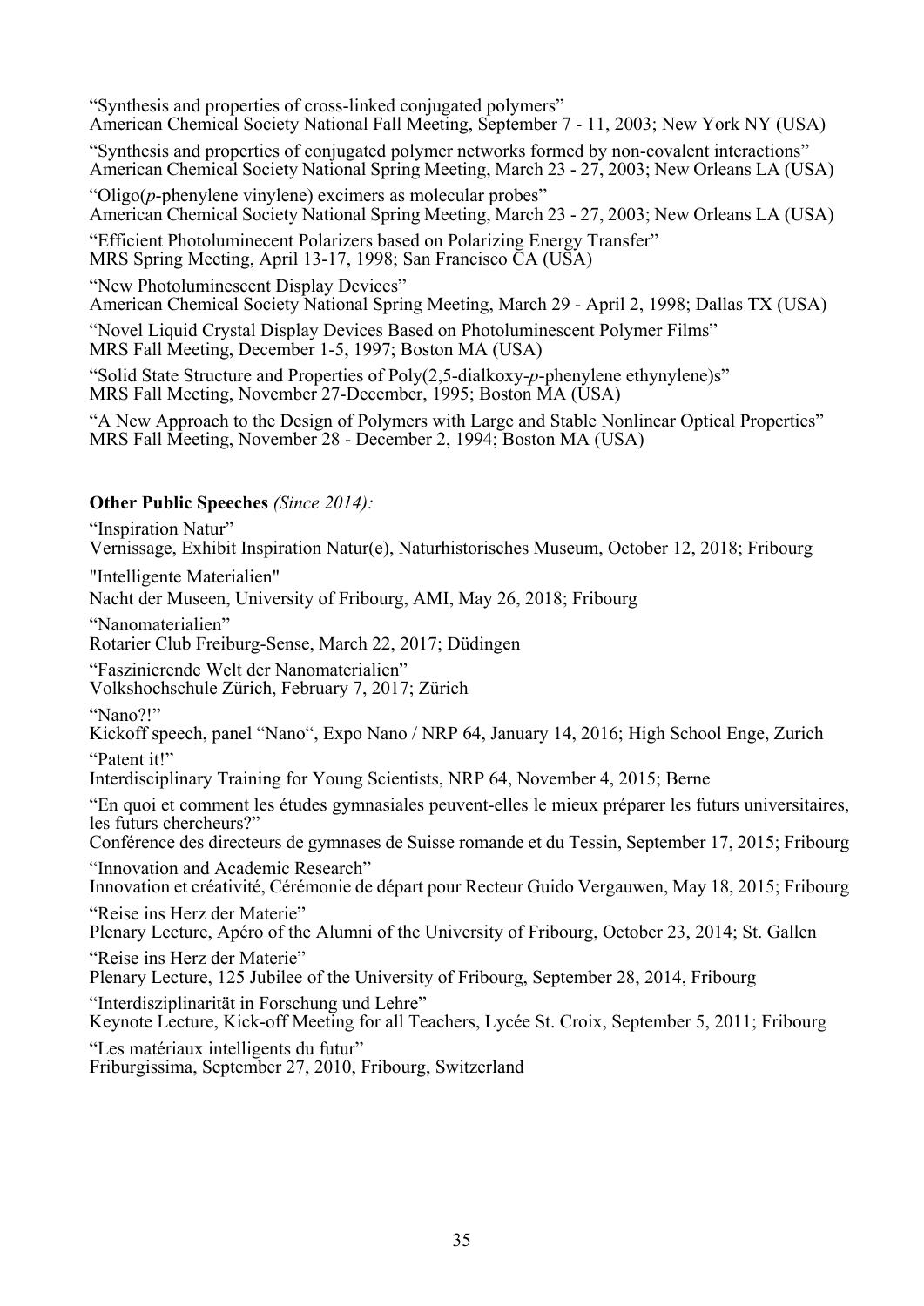"Synthesis and properties of cross-linked conjugated polymers"
American Chemical Society National Fall Meeting, September 7 - 11, 2003; New York NY (USA)

"Synthesis and properties of conjugated polymer networks formed by non-covalent interactions"
American Chemical Society National Spring Meeting, March 23 - 27, 2003; New Orleans LA (USA)

"Oligo(*p*-phenylene vinylene) excimers as molecular probes"
American Chemical Society National Spring Meeting, March 23 - 27, 2003; New Orleans LA (USA)

"Efficient Photoluminecent Polarizers based on Polarizing Energy Transfer"
MRS Spring Meeting, April 13-17, 1998; San Francisco CA (USA)

"New Photoluminescent Display Devices"
American Chemical Society National Spring Meeting, March 29 - April 2, 1998; Dallas TX (USA)

"Novel Liquid Crystal Display Devices Based on Photoluminescent Polymer Films"
MRS Fall Meeting, December 1-5, 1997; Boston MA (USA)

"Solid State Structure and Properties of Poly(2,5-dialkoxy-*p*-phenylene ethynylene)s"
MRS Fall Meeting, November 27-December, 1995; Boston MA (USA)

"A New Approach to the Design of Polymers with Large and Stable Nonlinear Optical Properties"
MRS Fall Meeting, November 28 - December 2, 1994; Boston MA (USA)

**Other Public Speeches** *(Since 2014):*

"Inspiration Natur"
Vernissage, Exhibit Inspiration Natur(e), Naturhistorisches Museum, October 12, 2018; Fribourg

"Intelligente Materialien"
Nacht der Museen, University of Fribourg, AMI, May 26, 2018; Fribourg

"Nanomaterialien"
Rotarier Club Freiburg-Sense, March 22, 2017; Düdingen

"Faszinierende Welt der Nanomaterialien"
Volkshochschule Zürich, February 7, 2017; Zürich

"Nano?!"
Kickoff speech, panel "Nano", Expo Nano / NRP 64, January 14, 2016; High School Enge, Zurich

"Patent it!"
Interdisciplinary Training for Young Scientists, NRP 64, November 4, 2015; Berne

"En quoi et comment les études gymnasiales peuvent-elles le mieux préparer les futurs universitaires, les futurs chercheurs?"
Conférence des directeurs de gymnases de Suisse romande et du Tessin, September 17, 2015; Fribourg

"Innovation and Academic Research"
Innovation et créativité, Cérémonie de départ pour Recteur Guido Vergauwen, May 18, 2015; Fribourg

"Reise ins Herz der Materie"
Plenary Lecture, Apéro of the Alumni of the University of Fribourg, October 23, 2014; St. Gallen

"Reise ins Herz der Materie"
Plenary Lecture, 125 Jubilee of the University of Fribourg, September 28, 2014, Fribourg

"Interdisziplinarität in Forschung und Lehre"
Keynote Lecture, Kick-off Meeting for all Teachers, Lycée St. Croix, September 5, 2011; Fribourg

"Les matériaux intelligents du futur"
Friburgissima, September 27, 2010, Fribourg, Switzerland